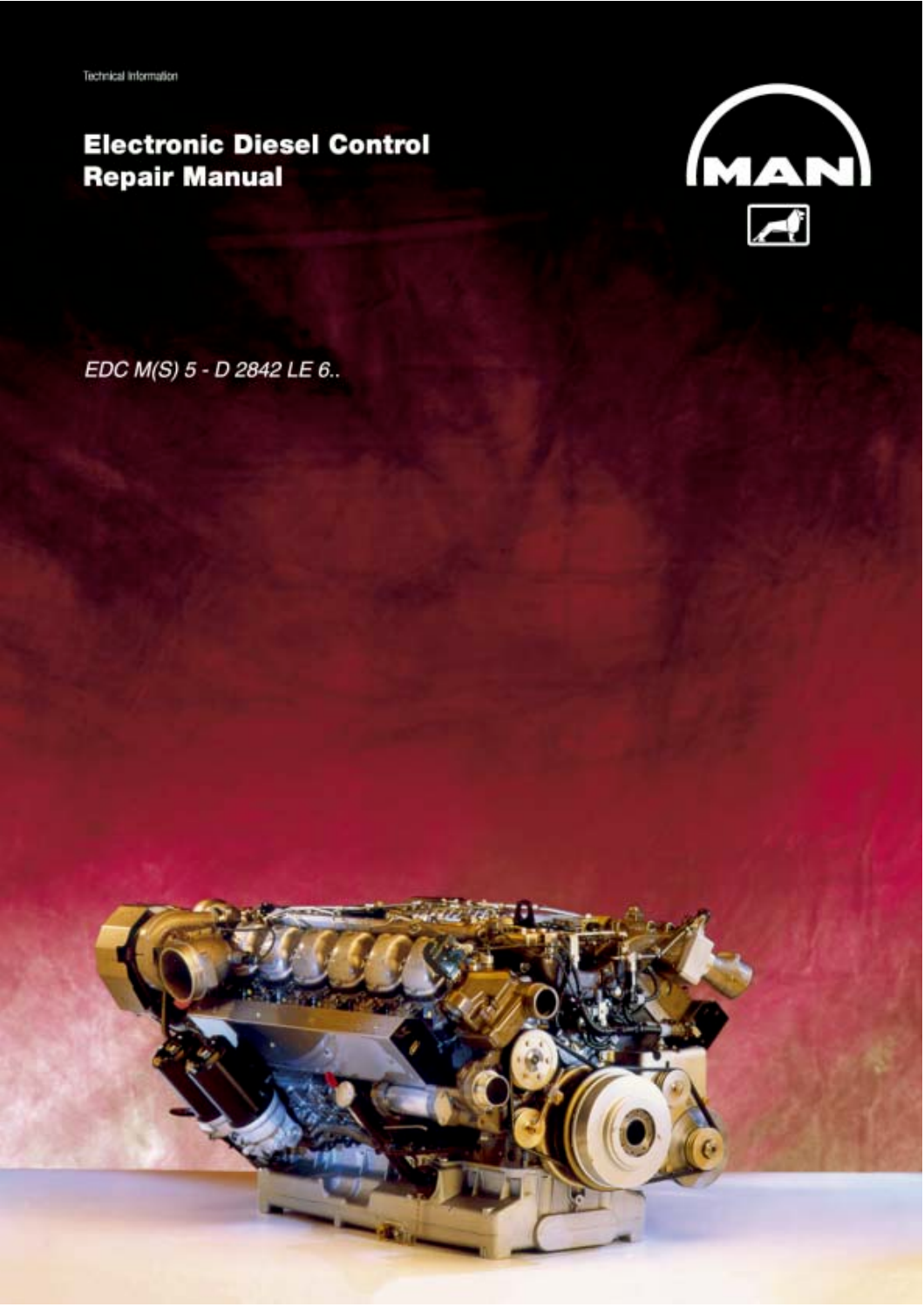Technical Information

# Electronic Diesel Control Repair Manual

MAN

*EDC M(S) 5 - D 2842 LE 6..*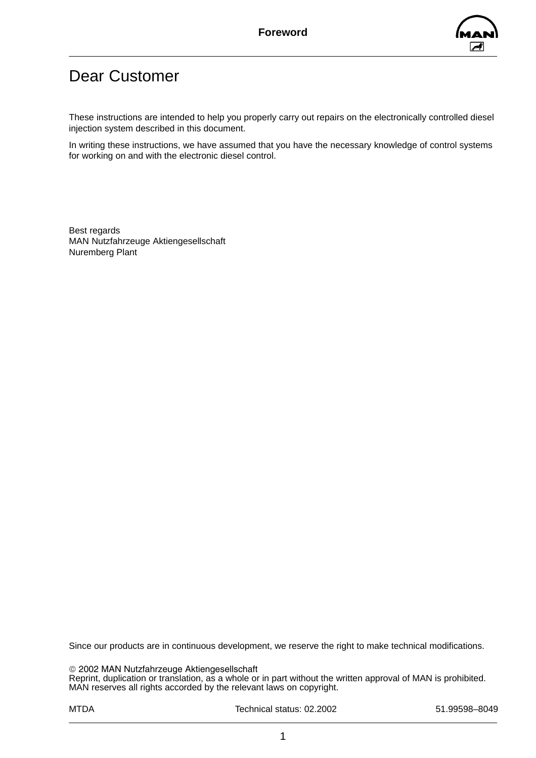# Foreword

## Dear Customer

These instructions are intended to help you properly carry out repairs on the electronically controlled diesel injection system described in this document.

In writing these instructions, we have assumed that you have the necessary knowledge of control systems for working on and with the electronic diesel control.

Best regards
MAN Nutzfahrzeuge Aktiengesellschaft
Nuremberg Plant

Since our products are in continuous development, we reserve the right to make technical modifications.

© 2002 MAN Nutzfahrzeuge Aktiengesellschaft
Reprint, duplication or translation, as a whole or in part without the written approval of MAN is prohibited. MAN reserves all rights accorded by the relevant laws on copyright.

MTDA Technical status: 02.2002 51.99598–8049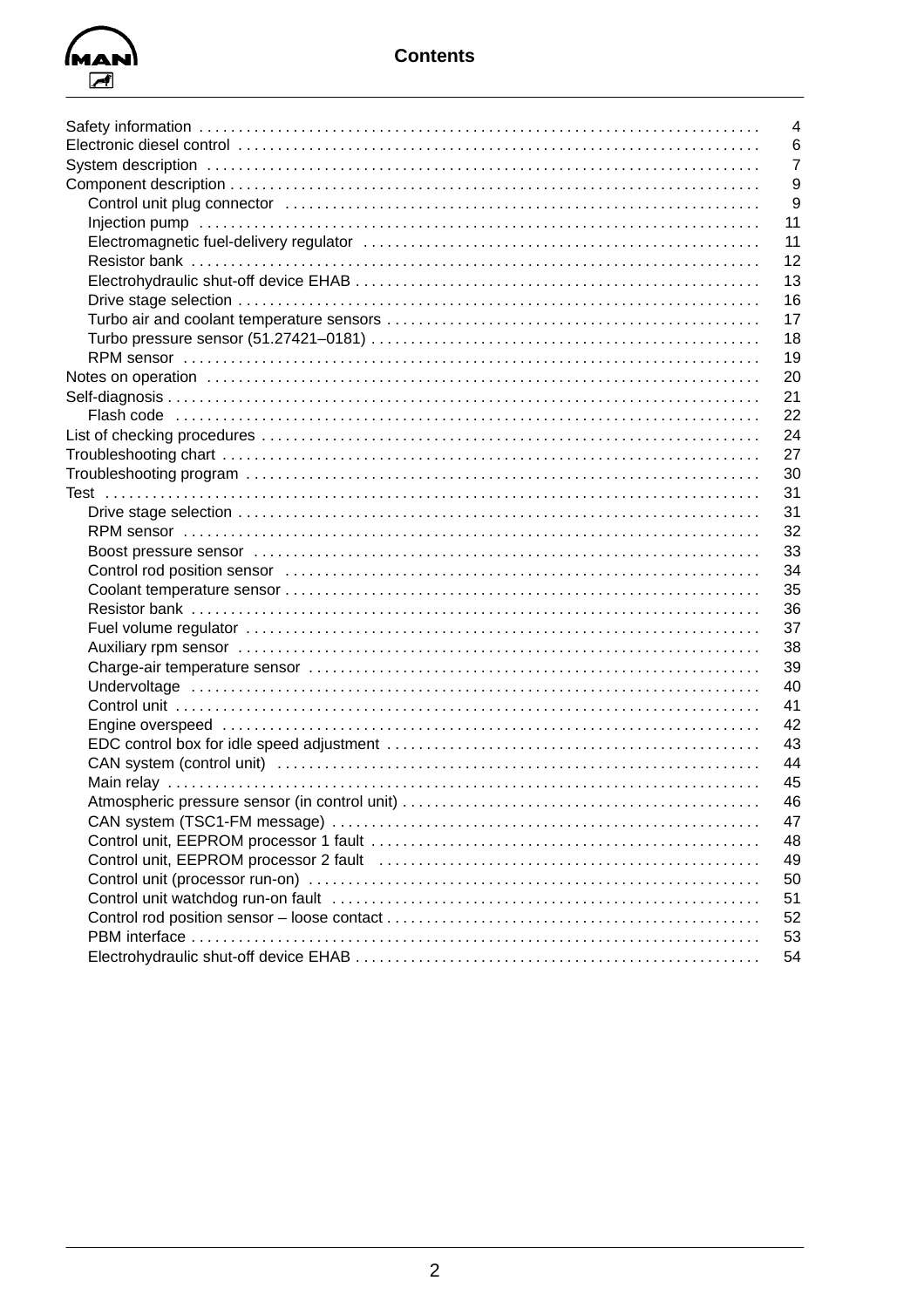# Contents

| | |
|---|---|
| Safety information | 4 |
| Electronic diesel control | 6 |
| System description | 7 |
| Component description | 9 |
| Control unit plug connector | 9 |
| Injection pump | 11 |
| Electromagnetic fuel-delivery regulator | 11 |
| Resistor bank | 12 |
| Electrohydraulic shut-off device EHAB | 13 |
| Drive stage selection | 16 |
| Turbo air and coolant temperature sensors | 17 |
| Turbo pressure sensor (51.27421–0181) | 18 |
| RPM sensor | 19 |
| Notes on operation | 20 |
| Self-diagnosis | 21 |
| Flash code | 22 |
| List of checking procedures | 24 |
| Troubleshooting chart | 27 |
| Troubleshooting program | 30 |
| Test | 31 |
| Drive stage selection | 31 |
| RPM sensor | 32 |
| Boost pressure sensor | 33 |
| Control rod position sensor | 34 |
| Coolant temperature sensor | 35 |
| Resistor bank | 36 |
| Fuel volume regulator | 37 |
| Auxiliary rpm sensor | 38 |
| Charge-air temperature sensor | 39 |
| Undervoltage | 40 |
| Control unit | 41 |
| Engine overspeed | 42 |
| EDC control box for idle speed adjustment | 43 |
| CAN system (control unit) | 44 |
| Main relay | 45 |
| Atmospheric pressure sensor (in control unit) | 46 |
| CAN system (TSC1-FM message) | 47 |
| Control unit, EEPROM processor 1 fault | 48 |
| Control unit, EEPROM processor 2 fault | 49 |
| Control unit (processor run-on) | 50 |
| Control unit watchdog run-on fault | 51 |
| Control rod position sensor – loose contact | 52 |
| PBM interface | 53 |
| Electrohydraulic shut-off device EHAB | 54 |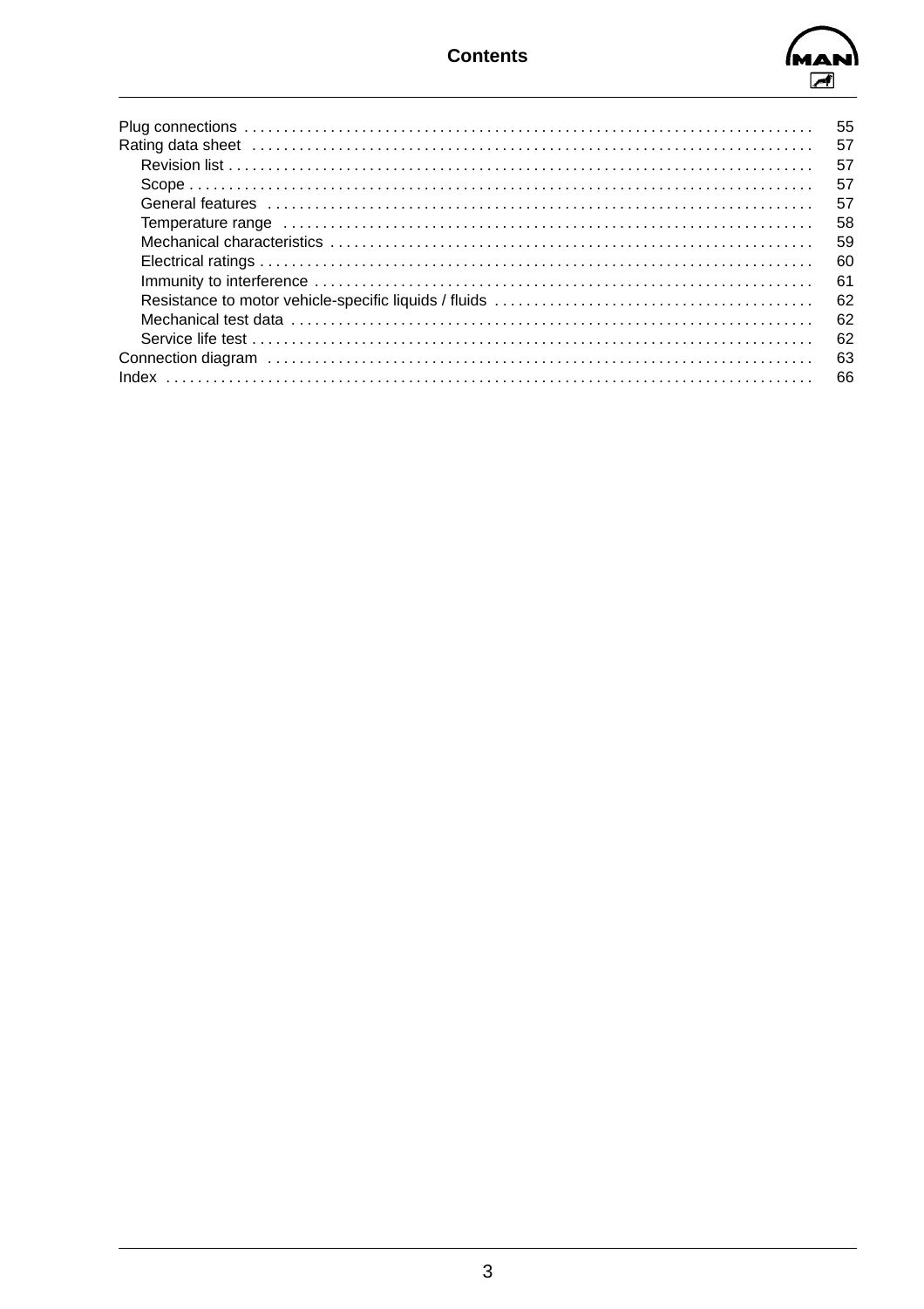# Contents

Plug connections . . . . . . . . . . . . . . . . . . . . . . . . . . . . . . . . . . . . . . . . . . . . . . . . . . . . . . . . . . . . . . . . . . . . . . . . 55
Rating data sheet . . . . . . . . . . . . . . . . . . . . . . . . . . . . . . . . . . . . . . . . . . . . . . . . . . . . . . . . . . . . . . . . . . . . . . . 57
- Revision list . . . . . . . . . . . . . . . . . . . . . . . . . . . . . . . . . . . . . . . . . . . . . . . . . . . . . . . . . . . . . . . . . . . . . . . . . . 57
- Scope . . . . . . . . . . . . . . . . . . . . . . . . . . . . . . . . . . . . . . . . . . . . . . . . . . . . . . . . . . . . . . . . . . . . . . . . . . . . . . . 57
- General features . . . . . . . . . . . . . . . . . . . . . . . . . . . . . . . . . . . . . . . . . . . . . . . . . . . . . . . . . . . . . . . . . . . . . 57
- Temperature range . . . . . . . . . . . . . . . . . . . . . . . . . . . . . . . . . . . . . . . . . . . . . . . . . . . . . . . . . . . . . . . . . . . 58
- Mechanical characteristics . . . . . . . . . . . . . . . . . . . . . . . . . . . . . . . . . . . . . . . . . . . . . . . . . . . . . . . . . . . . . 59
- Electrical ratings . . . . . . . . . . . . . . . . . . . . . . . . . . . . . . . . . . . . . . . . . . . . . . . . . . . . . . . . . . . . . . . . . . . . . . 60
- Immunity to interference . . . . . . . . . . . . . . . . . . . . . . . . . . . . . . . . . . . . . . . . . . . . . . . . . . . . . . . . . . . . . . 61
- Resistance to motor vehicle-specific liquids / fluids . . . . . . . . . . . . . . . . . . . . . . . . . . . . . . . . . . . . . . . 62
- Mechanical test data . . . . . . . . . . . . . . . . . . . . . . . . . . . . . . . . . . . . . . . . . . . . . . . . . . . . . . . . . . . . . . . . . . 62
- Service life test . . . . . . . . . . . . . . . . . . . . . . . . . . . . . . . . . . . . . . . . . . . . . . . . . . . . . . . . . . . . . . . . . . . . . . . 62

Connection diagram . . . . . . . . . . . . . . . . . . . . . . . . . . . . . . . . . . . . . . . . . . . . . . . . . . . . . . . . . . . . . . . . . . . . . 63
Index . . . . . . . . . . . . . . . . . . . . . . . . . . . . . . . . . . . . . . . . . . . . . . . . . . . . . . . . . . . . . . . . . . . . . . . . . . . . . . . . . . 66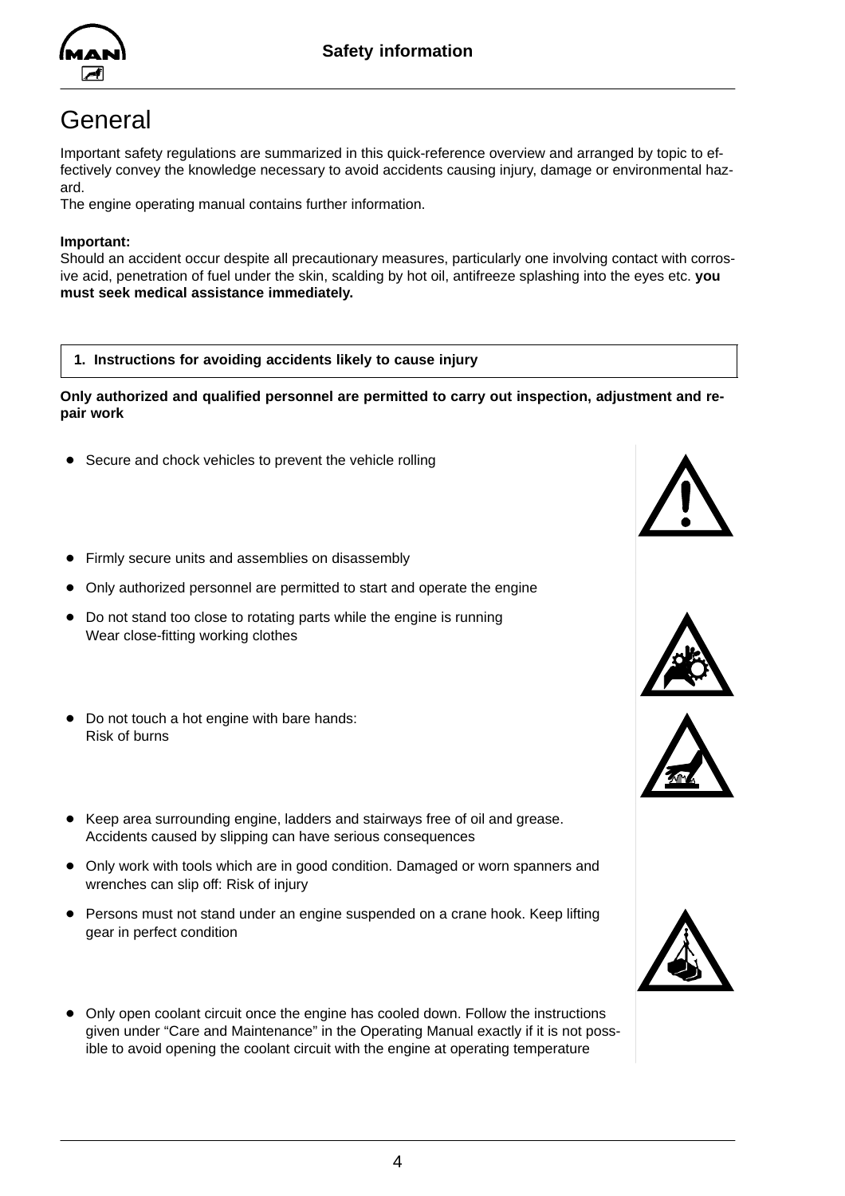# General

Important safety regulations are summarized in this quick-reference overview and arranged by topic to effectively convey the knowledge necessary to avoid accidents causing injury, damage or environmental hazard.
The engine operating manual contains further information.

**Important:**
Should an accident occur despite all precautionary measures, particularly one involving contact with corrosive acid, penetration of fuel under the skin, scalding by hot oil, antifreeze splashing into the eyes etc. **you must seek medical assistance immediately.**

## 1. Instructions for avoiding accidents likely to cause injury

**Only authorized and qualified personnel are permitted to carry out inspection, adjustment and repair work**

- Secure and chock vehicles to prevent the vehicle rolling
- Firmly secure units and assemblies on disassembly
- Only authorized personnel are permitted to start and operate the engine
- Do not stand too close to rotating parts while the engine is running
  Wear close-fitting working clothes
- Do not touch a hot engine with bare hands:
  Risk of burns
- Keep area surrounding engine, ladders and stairways free of oil and grease.
  Accidents caused by slipping can have serious consequences
- Only work with tools which are in good condition. Damaged or worn spanners and wrenches can slip off: Risk of injury
- Persons must not stand under an engine suspended on a crane hook. Keep lifting gear in perfect condition
- Only open coolant circuit once the engine has cooled down. Follow the instructions given under "Care and Maintenance" in the Operating Manual exactly if it is not possible to avoid opening the coolant circuit with the engine at operating temperature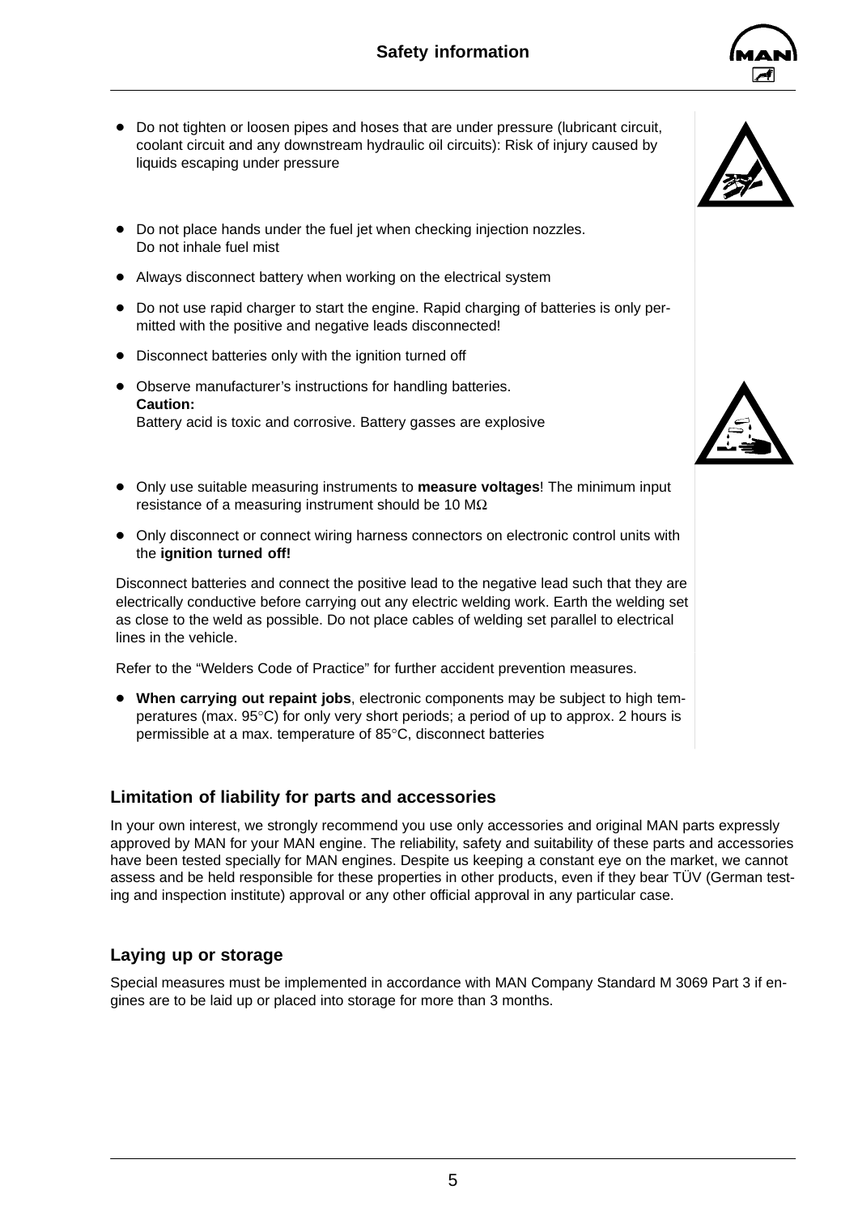- Do not tighten or loosen pipes and hoses that are under pressure (lubricant circuit, coolant circuit and any downstream hydraulic oil circuits): Risk of injury caused by liquids escaping under pressure

- Do not place hands under the fuel jet when checking injection nozzles.
  Do not inhale fuel mist

- Always disconnect battery when working on the electrical system

- Do not use rapid charger to start the engine. Rapid charging of batteries is only permitted with the positive and negative leads disconnected!

- Disconnect batteries only with the ignition turned off

- Observe manufacturer’s instructions for handling batteries.
  **Caution:**
  Battery acid is toxic and corrosive. Battery gasses are explosive

- Only use suitable measuring instruments to **measure voltages**! The minimum input resistance of a measuring instrument should be 10 MΩ

- Only disconnect or connect wiring harness connectors on electronic control units with the **ignition turned off!**

Disconnect batteries and connect the positive lead to the negative lead such that they are electrically conductive before carrying out any electric welding work. Earth the welding set as close to the weld as possible. Do not place cables of welding set parallel to electrical lines in the vehicle.

Refer to the “Welders Code of Practice” for further accident prevention measures.

- **When carrying out repaint jobs**, electronic components may be subject to high temperatures (max. 95°C) for only very short periods; a period of up to approx. 2 hours is permissible at a max. temperature of 85°C, disconnect batteries

## Limitation of liability for parts and accessories

In your own interest, we strongly recommend you use only accessories and original MAN parts expressly approved by MAN for your MAN engine. The reliability, safety and suitability of these parts and accessories have been tested specially for MAN engines. Despite us keeping a constant eye on the market, we cannot assess and be held responsible for these properties in other products, even if they bear TÜV (German testing and inspection institute) approval or any other official approval in any particular case.

## Laying up or storage

Special measures must be implemented in accordance with MAN Company Standard M 3069 Part 3 if engines are to be laid up or placed into storage for more than 3 months.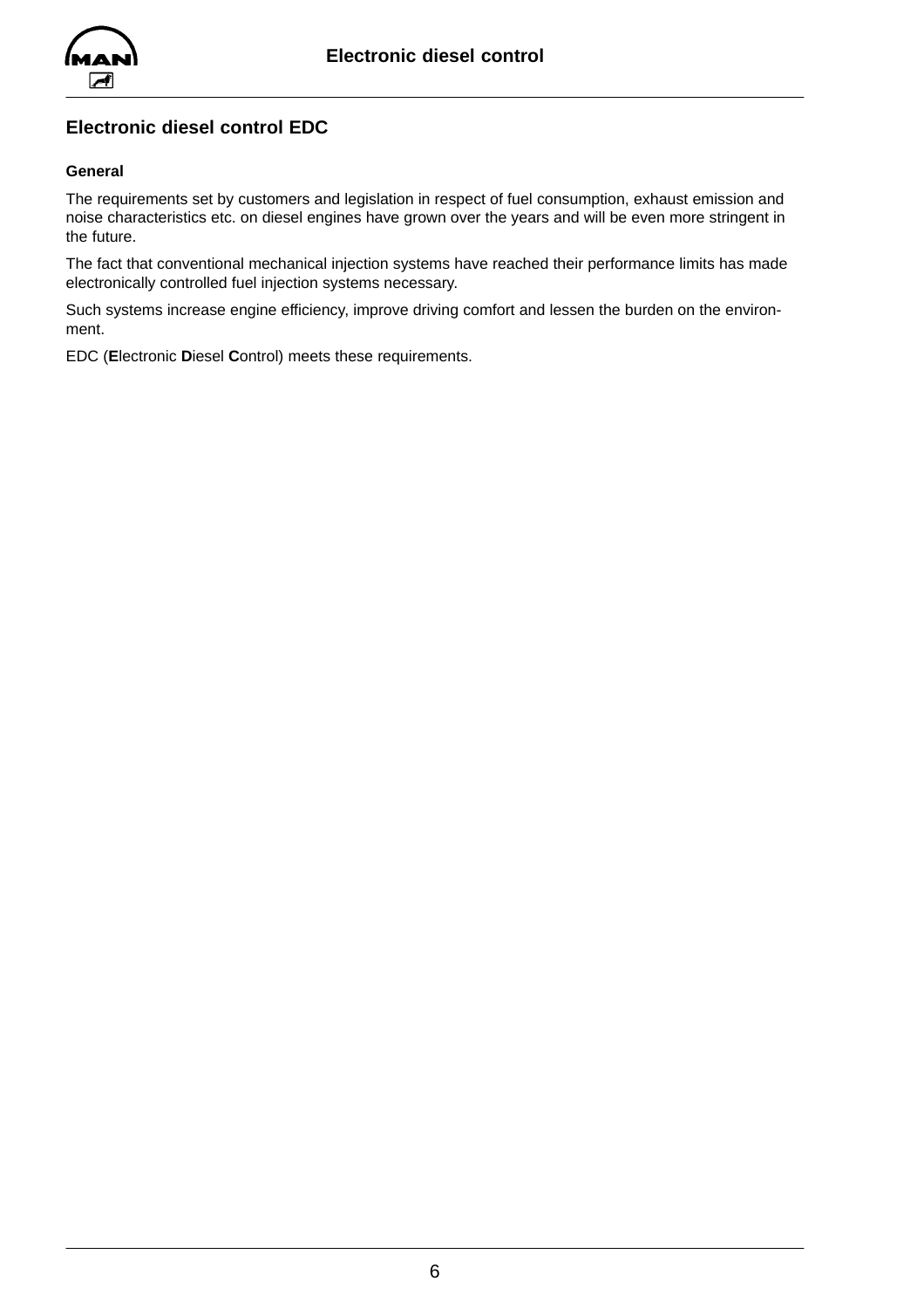# Electronic diesel control EDC

### General

The requirements set by customers and legislation in respect of fuel consumption, exhaust emission and noise characteristics etc. on diesel engines have grown over the years and will be even more stringent in the future.

The fact that conventional mechanical injection systems have reached their performance limits has made electronically controlled fuel injection systems necessary.

Such systems increase engine efficiency, improve driving comfort and lessen the burden on the environment.

EDC (**E**lectronic **D**iesel **C**ontrol) meets these requirements.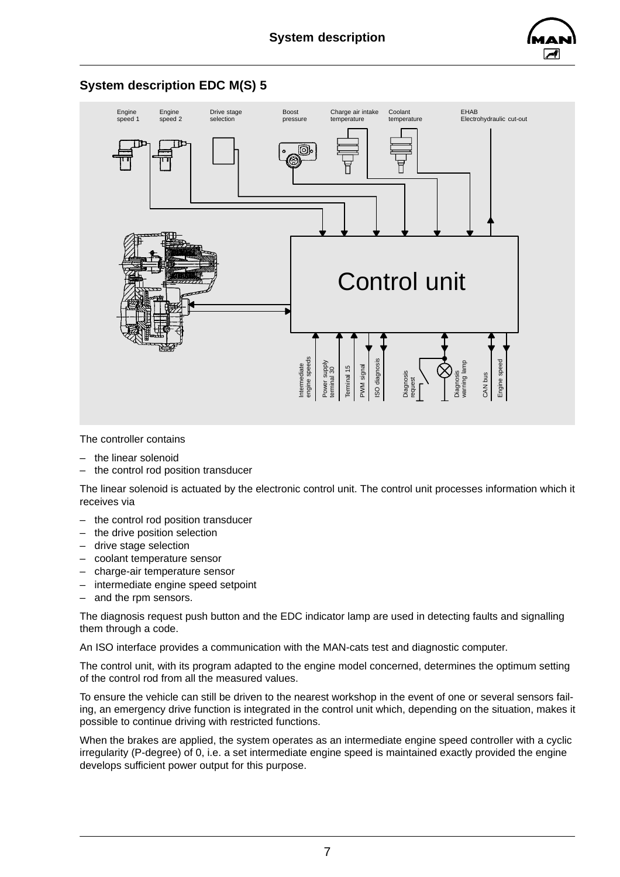## System description EDC M(S) 5

Engine speed 1
Engine speed 2
Drive stage selection
Boost pressure
Charge air intake temperature
Coolant temperature
EHAB Electrohydraulic cut-out

Control unit

Intermediate engine speeds
Power supply terminal 30
Terminal 15
PWM signal
ISO diagnosis
Diagnosis request
Diagnosis warning lamp
CAN bus
Engine speed

The controller contains

- the linear solenoid
- the control rod position transducer

The linear solenoid is actuated by the electronic control unit. The control unit processes information which it receives via

- the control rod position transducer
- the drive position selection
- drive stage selection
- coolant temperature sensor
- charge-air temperature sensor
- intermediate engine speed setpoint
- and the rpm sensors.

The diagnosis request push button and the EDC indicator lamp are used in detecting faults and signalling them through a code.

An ISO interface provides a communication with the MAN-cats test and diagnostic computer.

The control unit, with its program adapted to the engine model concerned, determines the optimum setting of the control rod from all the measured values.

To ensure the vehicle can still be driven to the nearest workshop in the event of one or several sensors failing, an emergency drive function is integrated in the control unit which, depending on the situation, makes it possible to continue driving with restricted functions.

When the brakes are applied, the system operates as an intermediate engine speed controller with a cyclic irregularity (P-degree) of 0, i.e. a set intermediate engine speed is maintained exactly provided the engine develops sufficient power output for this purpose.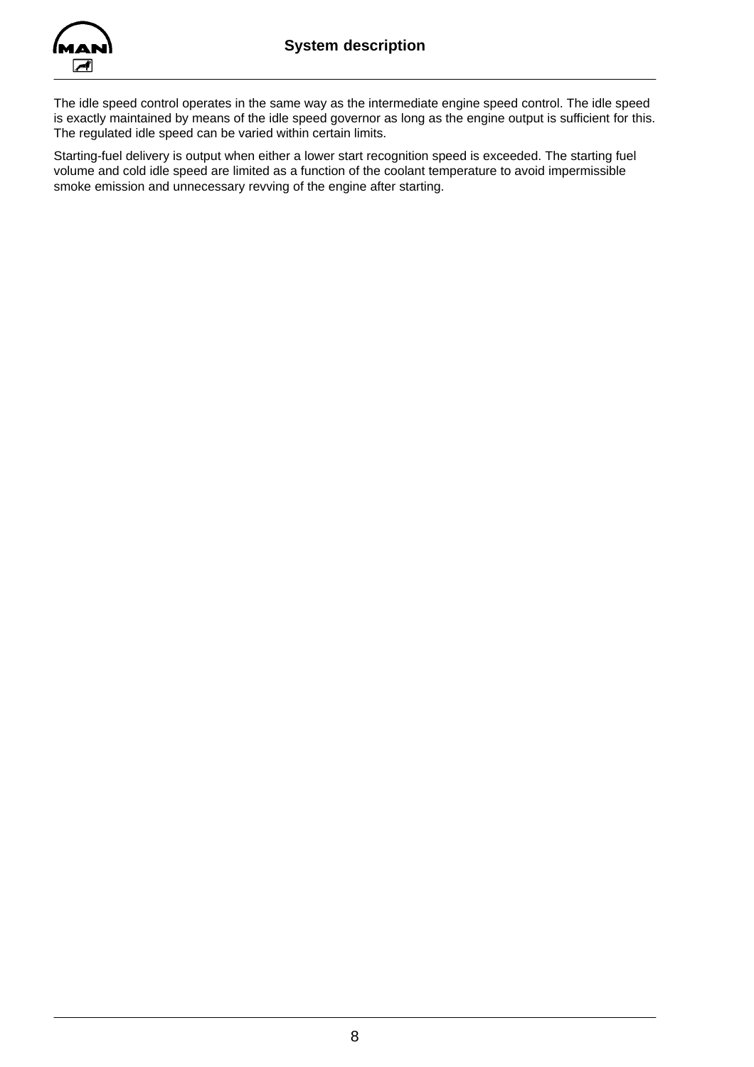The idle speed control operates in the same way as the intermediate engine speed control. The idle speed is exactly maintained by means of the idle speed governor as long as the engine output is sufficient for this. The regulated idle speed can be varied within certain limits.

Starting-fuel delivery is output when either a lower start recognition speed is exceeded. The starting fuel volume and cold idle speed are limited as a function of the coolant temperature to avoid impermissible smoke emission and unnecessary revving of the engine after starting.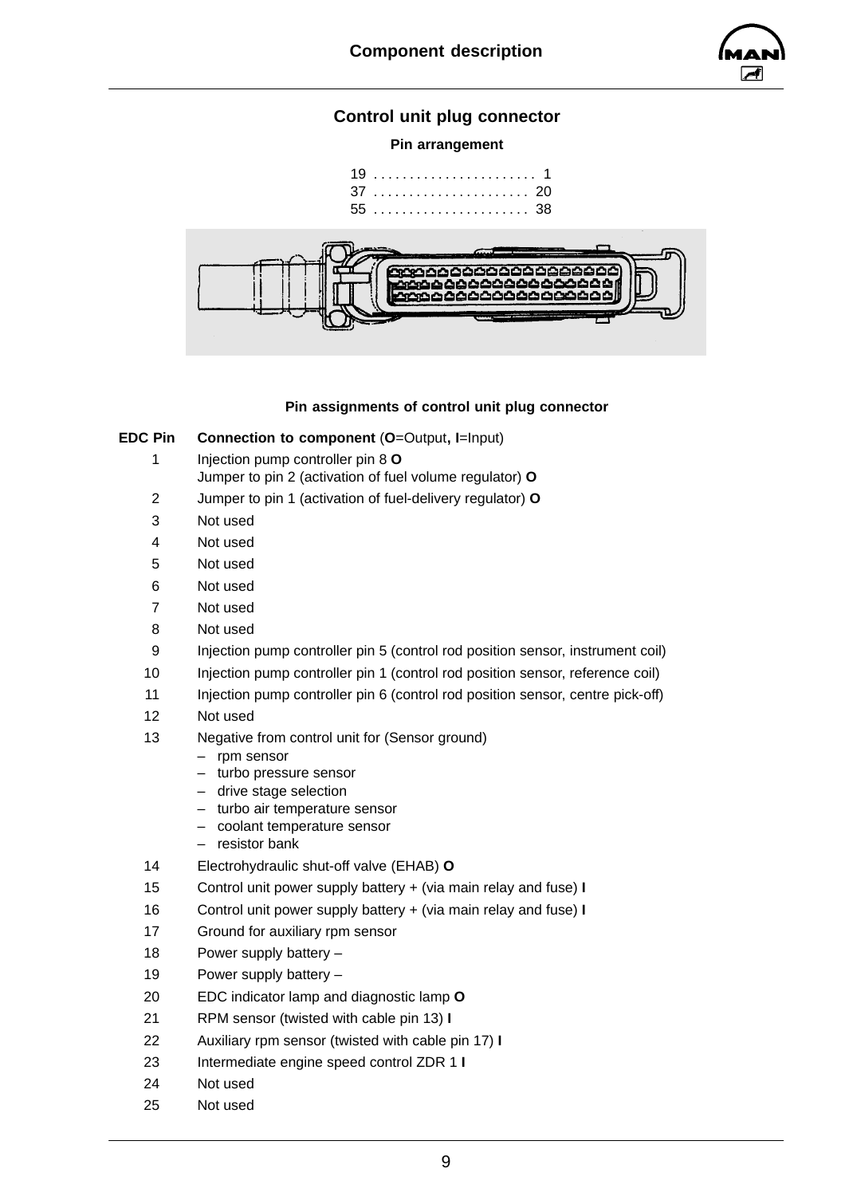## Control unit plug connector

**Pin arrangement**

19 . . . . . . . . . . . . . . . . . . . . . . 1
37 . . . . . . . . . . . . . . . . . . . . . 20
55 . . . . . . . . . . . . . . . . . . . . . 38

**Pin assignments of control unit plug connector**

| EDC Pin | Connection to component (**O**=Output**, I**=Input) |
|---|---|
| 1 | Injection pump controller pin 8 **O**<br>Jumper to pin 2 (activation of fuel volume regulator) **O** |
| 2 | Jumper to pin 1 (activation of fuel-delivery regulator) **O** |
| 3 | Not used |
| 4 | Not used |
| 5 | Not used |
| 6 | Not used |
| 7 | Not used |
| 8 | Not used |
| 9 | Injection pump controller pin 5 (control rod position sensor, instrument coil) |
| 10 | Injection pump controller pin 1 (control rod position sensor, reference coil) |
| 11 | Injection pump controller pin 6 (control rod position sensor, centre pick-off) |
| 12 | Not used |
| 13 | Negative from control unit for (Sensor ground)<br>– rpm sensor<br>– turbo pressure sensor<br>– drive stage selection<br>– turbo air temperature sensor<br>– coolant temperature sensor<br>– resistor bank |
| 14 | Electrohydraulic shut-off valve (EHAB) **O** |
| 15 | Control unit power supply battery + (via main relay and fuse) **I** |
| 16 | Control unit power supply battery + (via main relay and fuse) **I** |
| 17 | Ground for auxiliary rpm sensor |
| 18 | Power supply battery – |
| 19 | Power supply battery – |
| 20 | EDC indicator lamp and diagnostic lamp **O** |
| 21 | RPM sensor (twisted with cable pin 13) **I** |
| 22 | Auxiliary rpm sensor (twisted with cable pin 17) **I** |
| 23 | Intermediate engine speed control ZDR 1 **I** |
| 24 | Not used |
| 25 | Not used |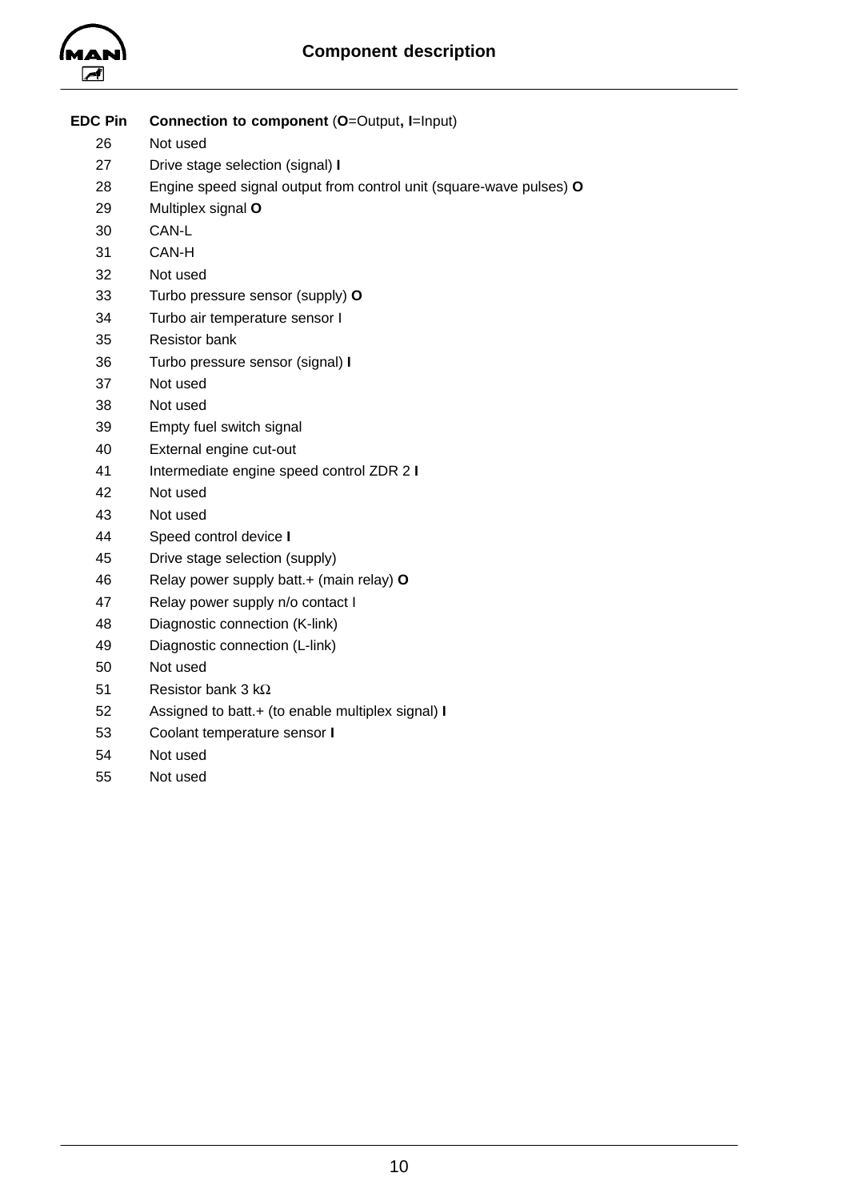| EDC Pin | **Connection to component** (**O**=Output**, I**=Input) |
|---|---|
| 26 | Not used |
| 27 | Drive stage selection (signal) **I** |
| 28 | Engine speed signal output from control unit (square-wave pulses) **O** |
| 29 | Multiplex signal **O** |
| 30 | CAN-L |
| 31 | CAN-H |
| 32 | Not used |
| 33 | Turbo pressure sensor (supply) **O** |
| 34 | Turbo air temperature sensor I |
| 35 | Resistor bank |
| 36 | Turbo pressure sensor (signal) **I** |
| 37 | Not used |
| 38 | Not used |
| 39 | Empty fuel switch signal |
| 40 | External engine cut-out |
| 41 | Intermediate engine speed control ZDR 2 **I** |
| 42 | Not used |
| 43 | Not used |
| 44 | Speed control device **I** |
| 45 | Drive stage selection (supply) |
| 46 | Relay power supply batt.+ (main relay) **O** |
| 47 | Relay power supply n/o contact I |
| 48 | Diagnostic connection (K-link) |
| 49 | Diagnostic connection (L-link) |
| 50 | Not used |
| 51 | Resistor bank 3 kΩ |
| 52 | Assigned to batt.+ (to enable multiplex signal) **I** |
| 53 | Coolant temperature sensor **I** |
| 54 | Not used |
| 55 | Not used |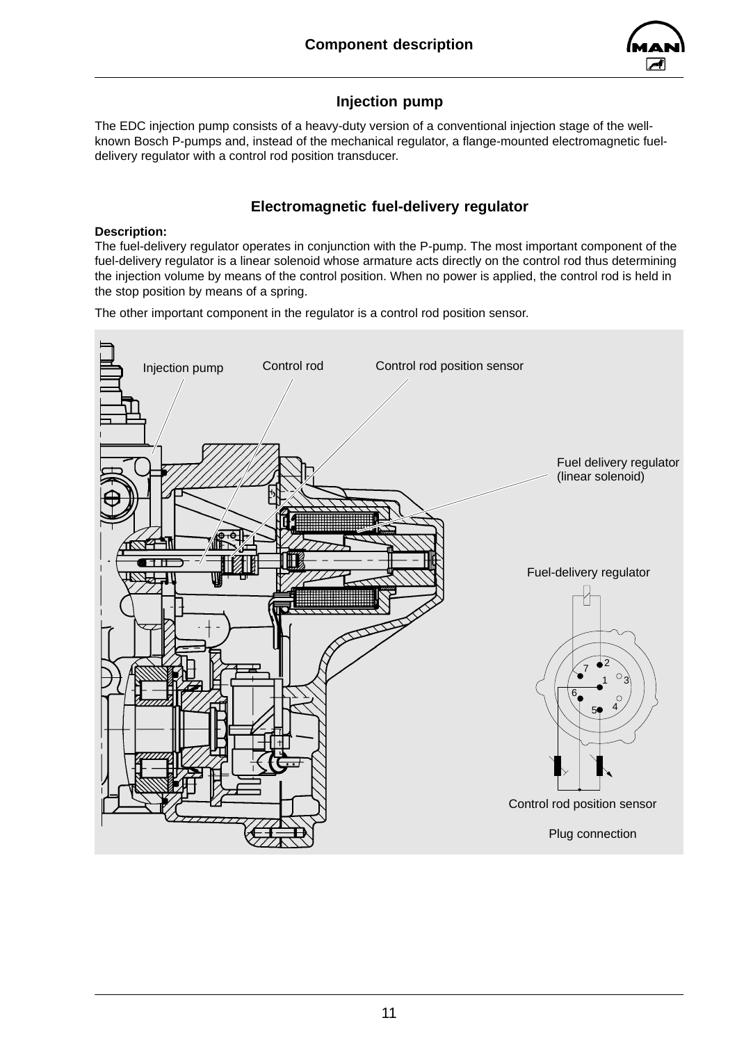## Injection pump

The EDC injection pump consists of a heavy-duty version of a conventional injection stage of the well-known Bosch P-pumps and, instead of the mechanical regulator, a flange-mounted electromagnetic fuel-delivery regulator with a control rod position transducer.

## Electromagnetic fuel-delivery regulator

**Description:**
The fuel-delivery regulator operates in conjunction with the P-pump. The most important component of the fuel-delivery regulator is a linear solenoid whose armature acts directly on the control rod thus determining the injection volume by means of the control position. When no power is applied, the control rod is held in the stop position by means of a spring.

The other important component in the regulator is a control rod position sensor.

Injection pump

Control rod

Control rod position sensor

Fuel delivery regulator (linear solenoid)

Fuel-delivery regulator

2

7

1

3

6

5

4

Control rod position sensor

Plug connection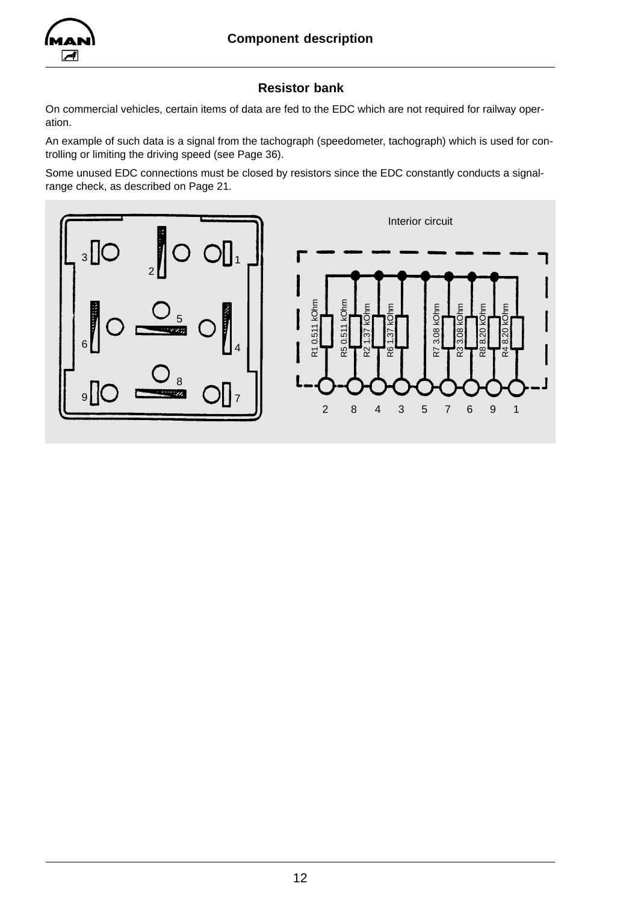## Resistor bank

On commercial vehicles, certain items of data are fed to the EDC which are not required for railway operation.

An example of such data is a signal from the tachograph (speedometer, tachograph) which is used for controlling or limiting the driving speed (see Page 36).

Some unused EDC connections must be closed by resistors since the EDC constantly conducts a signal-range check, as described on Page 21.

3
2
1
5
6
4
8
9
7

Interior circuit

R1 0.511 kOhm
R5 0.511 kOhm
R2 1.37 kOhm
R6 1.37 kOhm
R7 3.08 kOhm
R3 3.08 kOhm
R8 8.20 kOhm
R4 8.20 kOhm

2 8 4 3 5 7 6 9 1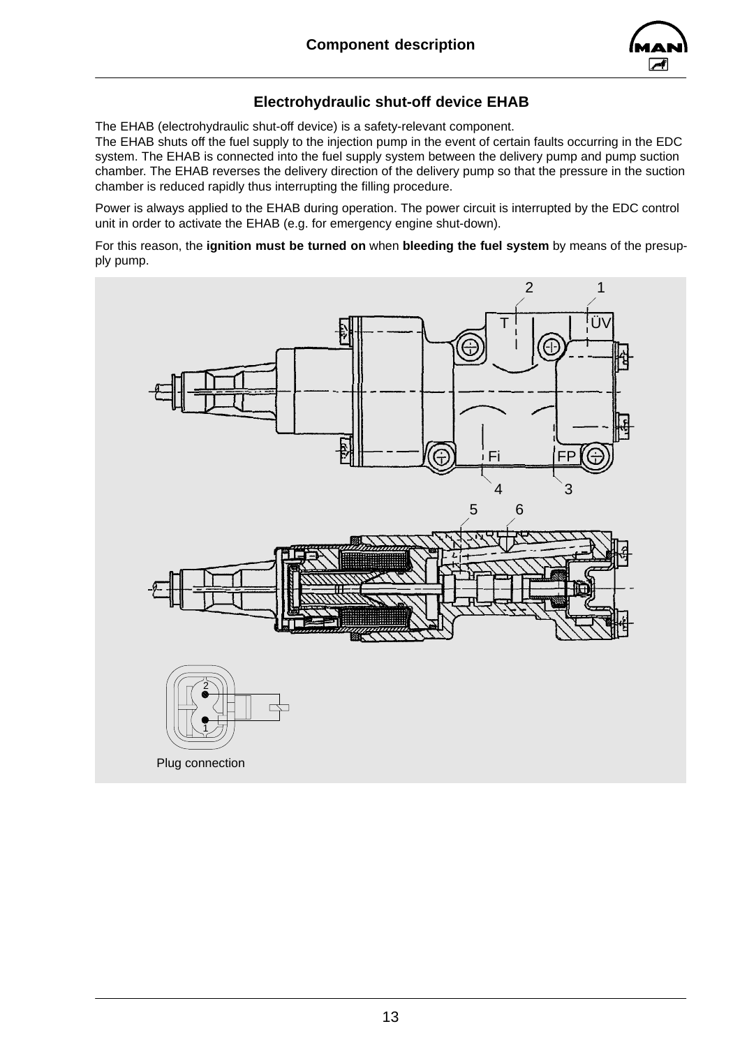## Electrohydraulic shut-off device EHAB

The EHAB (electrohydraulic shut-off device) is a safety-relevant component.
The EHAB shuts off the fuel supply to the injection pump in the event of certain faults occurring in the EDC system. The EHAB is connected into the fuel supply system between the delivery pump and pump suction chamber. The EHAB reverses the delivery direction of the delivery pump so that the pressure in the suction chamber is reduced rapidly thus interrupting the filling procedure.

Power is always applied to the EHAB during operation. The power circuit is interrupted by the EDC control unit in order to activate the EHAB (e.g. for emergency engine shut-down).

For this reason, the **ignition must be turned on** when **bleeding the fuel system** by means of the presupply pump.

2
1
T
ÜV
Fi
FP
4
3
5
6

2
1
Plug connection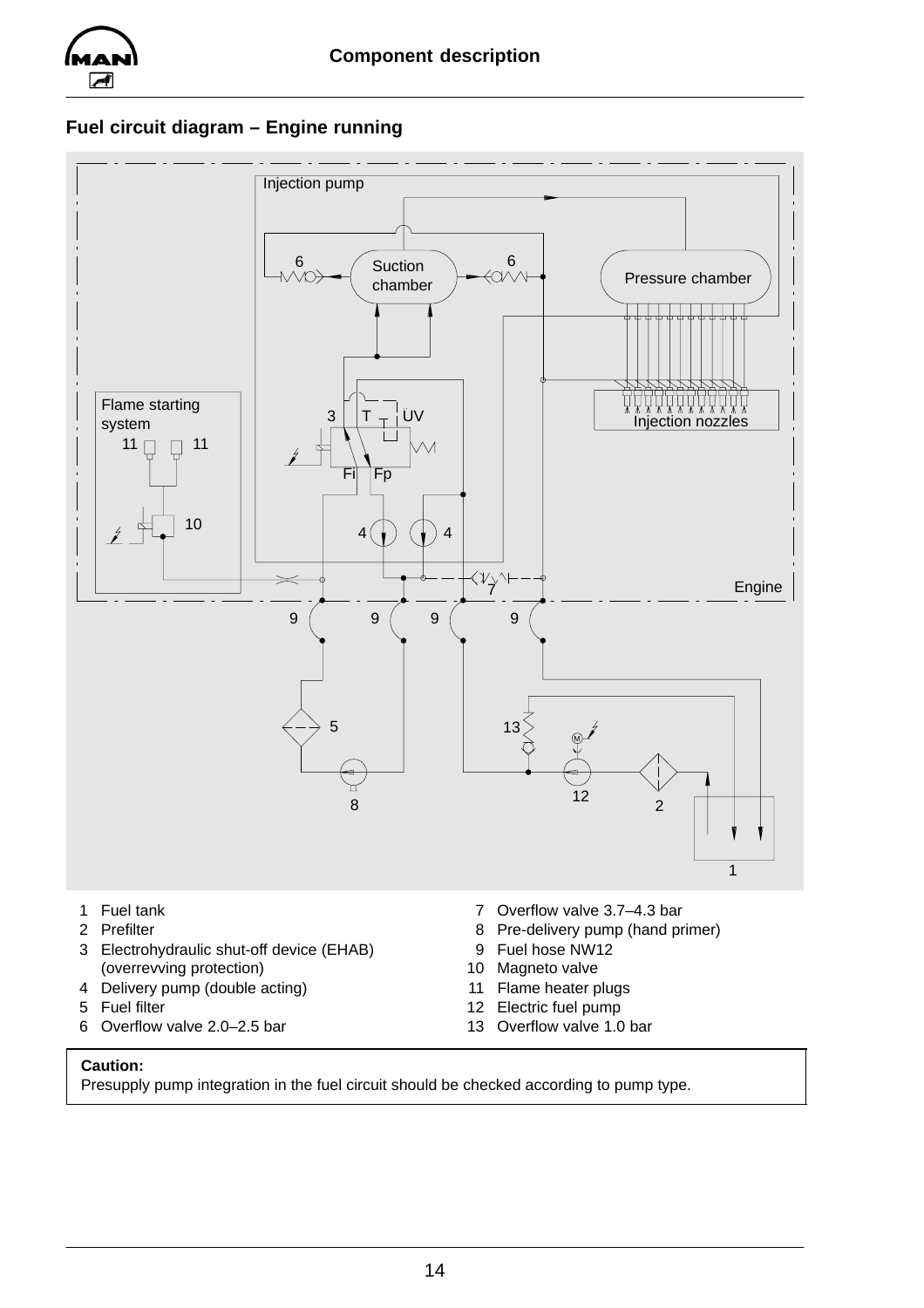## Fuel circuit diagram – Engine running

Injection pump

Suction chamber

Pressure chamber

Flame starting system

Injection nozzles

Engine

T UV

Fi Fp

6 6 3 11 11 10 4 4 7 9 9 9 9 5 13 12 8 2 1

1 Fuel tank
2 Prefilter
3 Electrohydraulic shut-off device (EHAB) (overrevving protection)
4 Delivery pump (double acting)
5 Fuel filter
6 Overflow valve 2.0–2.5 bar
7 Overflow valve 3.7–4.3 bar
8 Pre-delivery pump (hand primer)
9 Fuel hose NW12
10 Magneto valve
11 Flame heater plugs
12 Electric fuel pump
13 Overflow valve 1.0 bar

**Caution:**
Presupply pump integration in the fuel circuit should be checked according to pump type.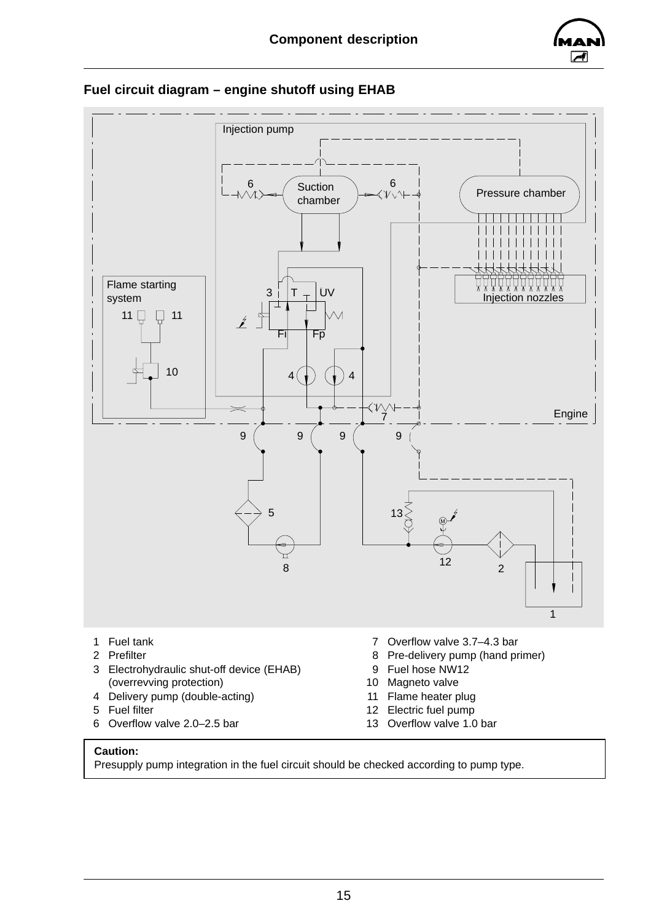## Fuel circuit diagram – engine shutoff using EHAB

Injection pump

Suction chamber

Pressure chamber

Injection nozzles

Flame starting system

Engine

6 6 3 T UV Fi Fp 4 4 7 9 9 9 9 10 11 11 5 8 13 12 2 1

1 Fuel tank
2 Prefilter
3 Electrohydraulic shut-off device (EHAB) (overrevving protection)
4 Delivery pump (double-acting)
5 Fuel filter
6 Overflow valve 2.0–2.5 bar
7 Overflow valve 3.7–4.3 bar
8 Pre-delivery pump (hand primer)
9 Fuel hose NW12
10 Magneto valve
11 Flame heater plug
12 Electric fuel pump
13 Overflow valve 1.0 bar

**Caution:**
Presupply pump integration in the fuel circuit should be checked according to pump type.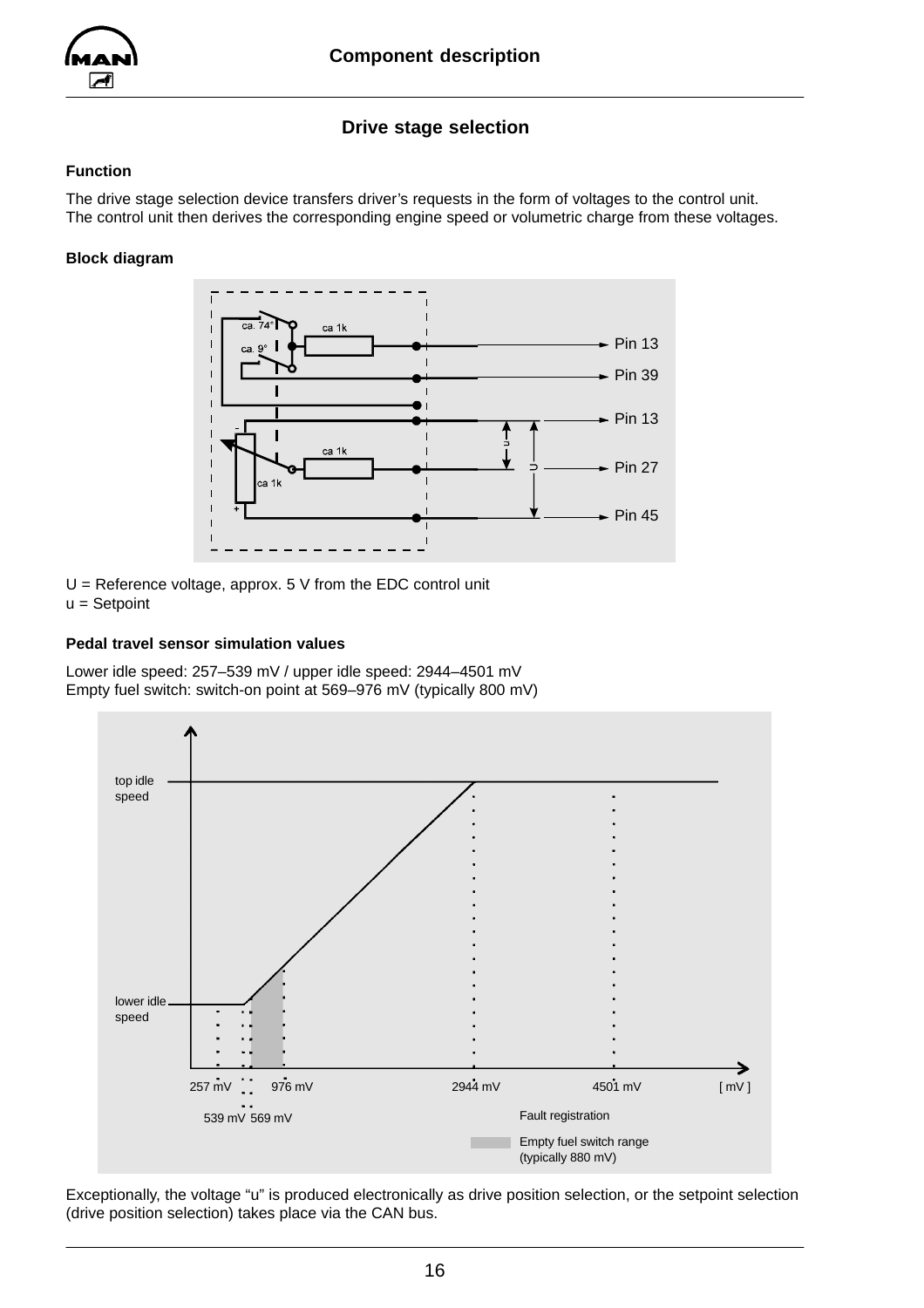## Component description

### Drive stage selection

#### Function

The drive stage selection device transfers driver's requests in the form of voltages to the control unit.
The control unit then derives the corresponding engine speed or volumetric charge from these voltages.

#### Block diagram

ca. 74°
ca 1k
ca. 9°
Pin 13
Pin 39
Pin 13
ca 1k
u
U
Pin 27
ca 1k
Pin 45

U = Reference voltage, approx. 5 V from the EDC control unit
u = Setpoint

#### Pedal travel sensor simulation values

Lower idle speed: 257–539 mV / upper idle speed: 2944–4501 mV
Empty fuel switch: switch-on point at 569–976 mV (typically 800 mV)

top idle speed
lower idle speed
257 mV
976 mV
2944 mV
4501 mV
[ mV ]
539 mV
569 mV
Fault registration
Empty fuel switch range (typically 880 mV)

Exceptionally, the voltage "u" is produced electronically as drive position selection, or the setpoint selection (drive position selection) takes place via the CAN bus.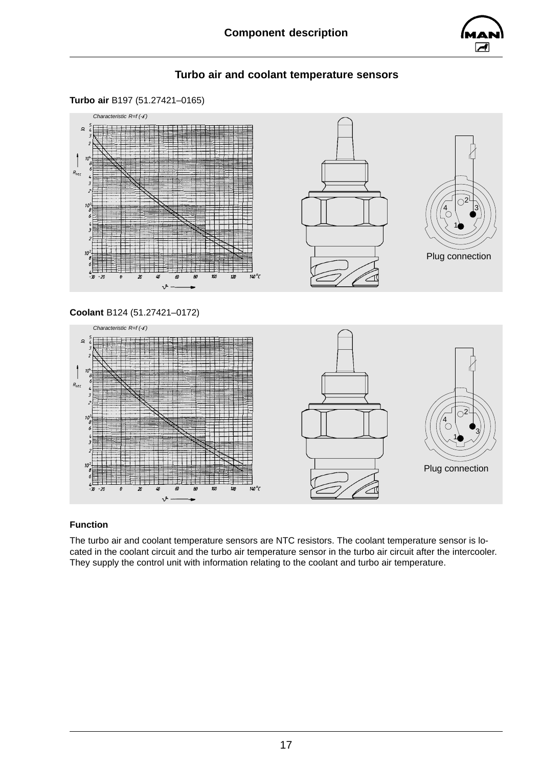## Turbo air and coolant temperature sensors

**Turbo air** B197 (51.27421–0165)

Characteristic $R=f(\vartheta)$

Plug connection

**Coolant** B124 (51.27421–0172)

Characteristic $R=f(\vartheta)$

Plug connection

### Function

The turbo air and coolant temperature sensors are NTC resistors. The coolant temperature sensor is located in the coolant circuit and the turbo air temperature sensor in the turbo air circuit after the intercooler. They supply the control unit with information relating to the coolant and turbo air temperature.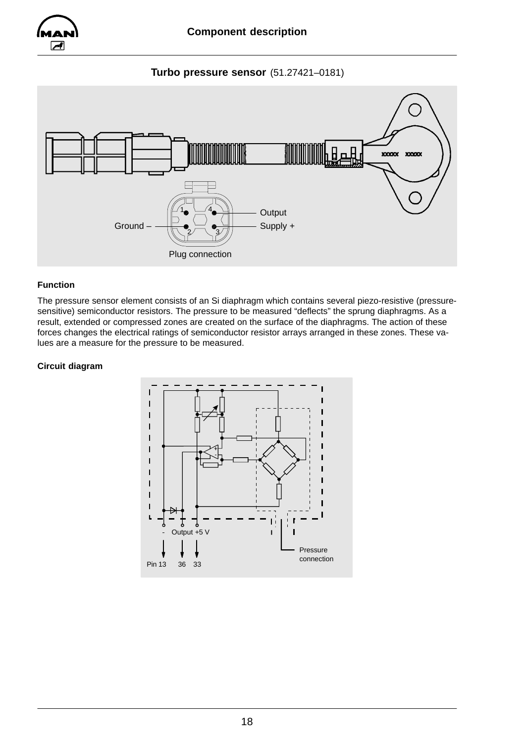## Turbo pressure sensor (51.27421–0181)

Ground –

Output

Supply +

Plug connection

### Function

The pressure sensor element consists of an Si diaphragm which contains several piezo-resistive (pressure-sensitive) semiconductor resistors. The pressure to be measured "deflects" the sprung diaphragms. As a result, extended or compressed zones are created on the surface of the diaphragms. The action of these forces changes the electrical ratings of semiconductor resistor arrays arranged in these zones. These values are a measure for the pressure to be measured.

### Circuit diagram

- Output +5 V

Pin 13 36 33

Pressure connection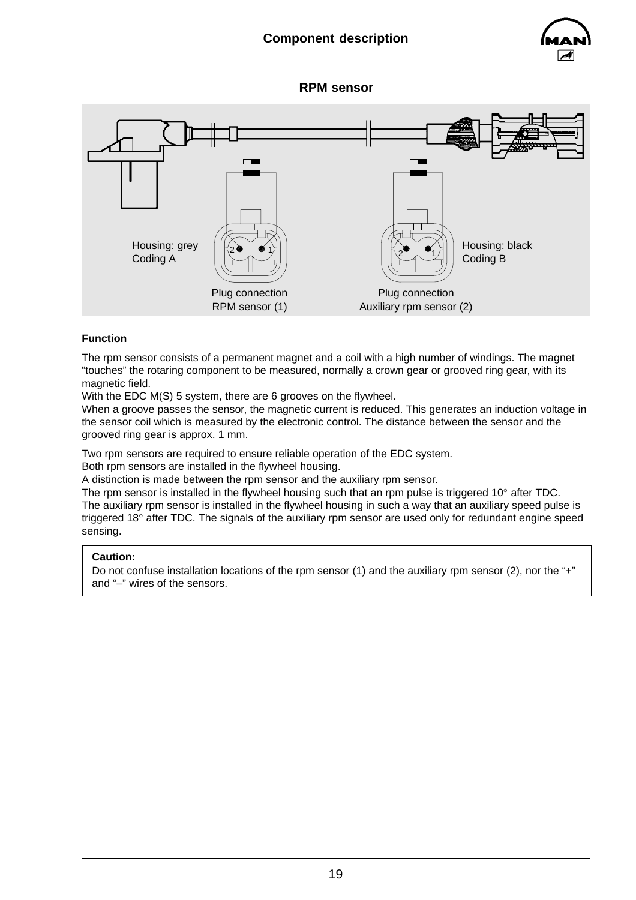## RPM sensor

Housing: grey
Coding A

Housing: black
Coding B

Plug connection
RPM sensor (1)

Plug connection
Auxiliary rpm sensor (2)

### Function

The rpm sensor consists of a permanent magnet and a coil with a high number of windings. The magnet “touches” the rotaring component to be measured, normally a crown gear or grooved ring gear, with its magnetic field.
With the EDC M(S) 5 system, there are 6 grooves on the flywheel.
When a groove passes the sensor, the magnetic current is reduced. This generates an induction voltage in the sensor coil which is measured by the electronic control. The distance between the sensor and the grooved ring gear is approx. 1 mm.

Two rpm sensors are required to ensure reliable operation of the EDC system.
Both rpm sensors are installed in the flywheel housing.
A distinction is made between the rpm sensor and the auxiliary rpm sensor.
The rpm sensor is installed in the flywheel housing such that an rpm pulse is triggered 10° after TDC.
The auxiliary rpm sensor is installed in the flywheel housing in such a way that an auxiliary speed pulse is triggered 18° after TDC. The signals of the auxiliary rpm sensor are used only for redundant engine speed sensing.

**Caution:**
Do not confuse installation locations of the rpm sensor (1) and the auxiliary rpm sensor (2), nor the “+” and “–” wires of the sensors.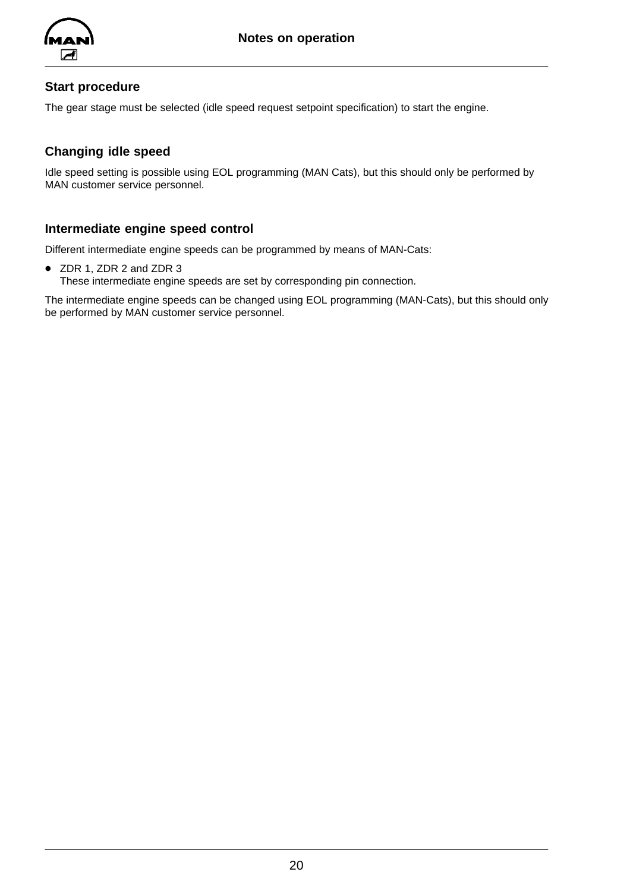## Start procedure

The gear stage must be selected (idle speed request setpoint specification) to start the engine.

## Changing idle speed

Idle speed setting is possible using EOL programming (MAN Cats), but this should only be performed by MAN customer service personnel.

## Intermediate engine speed control

Different intermediate engine speeds can be programmed by means of MAN-Cats:

- ZDR 1, ZDR 2 and ZDR 3
  These intermediate engine speeds are set by corresponding pin connection.

The intermediate engine speeds can be changed using EOL programming (MAN-Cats), but this should only be performed by MAN customer service personnel.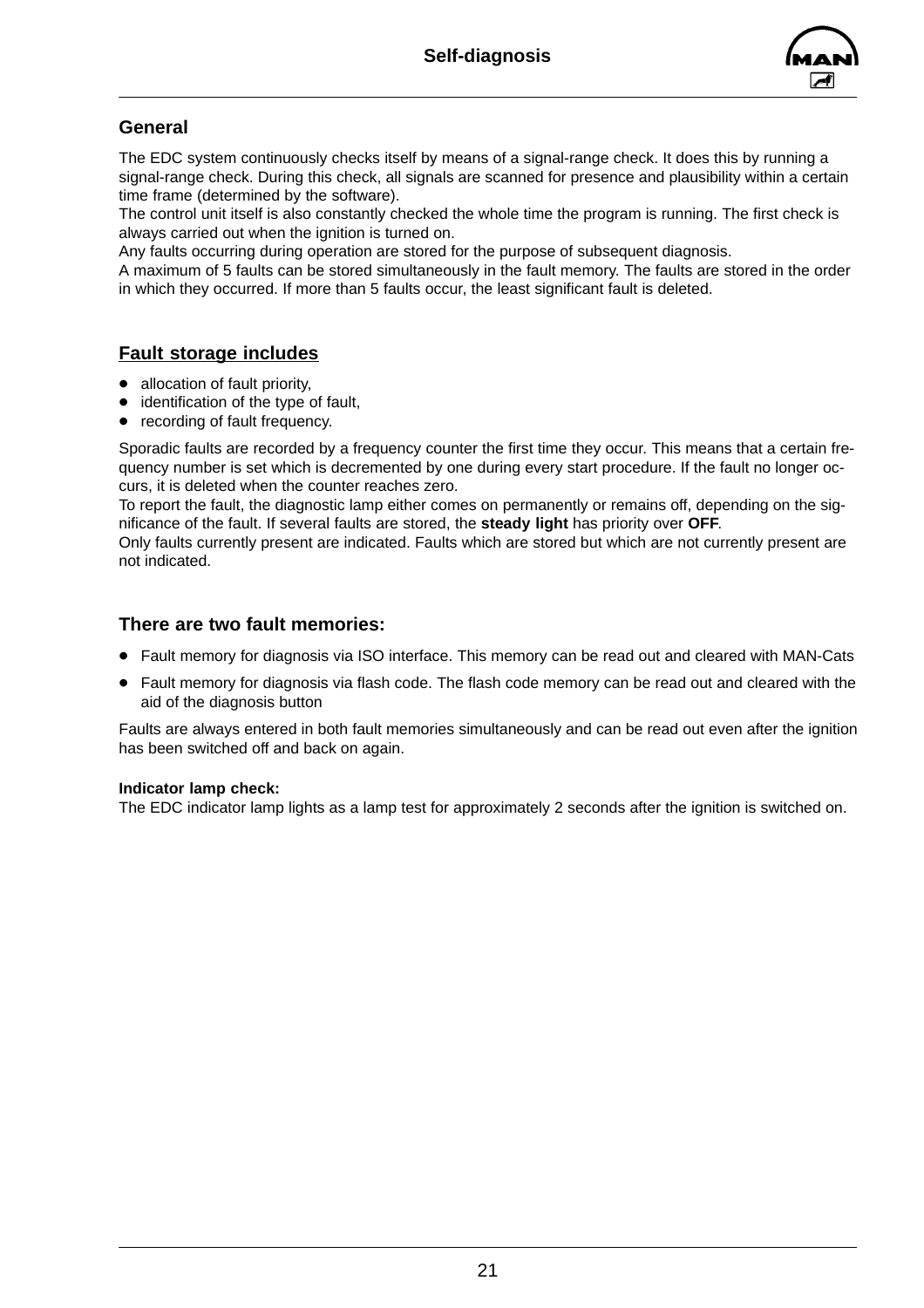## General

The EDC system continuously checks itself by means of a signal-range check. It does this by running a signal-range check. During this check, all signals are scanned for presence and plausibility within a certain time frame (determined by the software).
The control unit itself is also constantly checked the whole time the program is running. The first check is always carried out when the ignition is turned on.
Any faults occurring during operation are stored for the purpose of subsequent diagnosis.
A maximum of 5 faults can be stored simultaneously in the fault memory. The faults are stored in the order in which they occurred. If more than 5 faults occur, the least significant fault is deleted.

## Fault storage includes

- allocation of fault priority,
- identification of the type of fault,
- recording of fault frequency.

Sporadic faults are recorded by a frequency counter the first time they occur. This means that a certain frequency number is set which is decremented by one during every start procedure. If the fault no longer occurs, it is deleted when the counter reaches zero.
To report the fault, the diagnostic lamp either comes on permanently or remains off, depending on the significance of the fault. If several faults are stored, the **steady light** has priority over **OFF**.
Only faults currently present are indicated. Faults which are stored but which are not currently present are not indicated.

## There are two fault memories:

- Fault memory for diagnosis via ISO interface. This memory can be read out and cleared with MAN-Cats
- Fault memory for diagnosis via flash code. The flash code memory can be read out and cleared with the aid of the diagnosis button

Faults are always entered in both fault memories simultaneously and can be read out even after the ignition has been switched off and back on again.

**Indicator lamp check:**
The EDC indicator lamp lights as a lamp test for approximately 2 seconds after the ignition is switched on.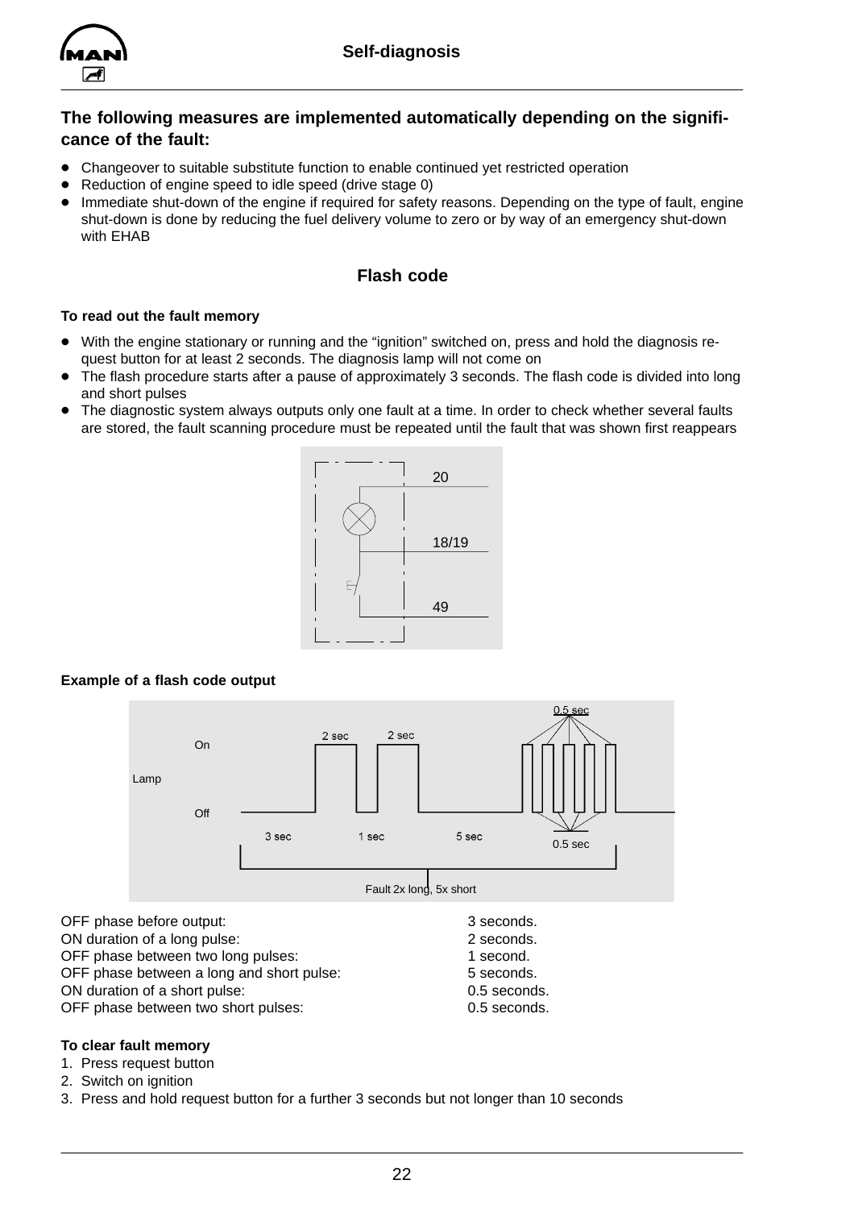## The following measures are implemented automatically depending on the significance of the fault:

- Changeover to suitable substitute function to enable continued yet restricted operation
- Reduction of engine speed to idle speed (drive stage 0)
- Immediate shut-down of the engine if required for safety reasons. Depending on the type of fault, engine shut-down is done by reducing the fuel delivery volume to zero or by way of an emergency shut-down with EHAB

## Flash code

**To read out the fault memory**

- With the engine stationary or running and the "ignition" switched on, press and hold the diagnosis request button for at least 2 seconds. The diagnosis lamp will not come on
- The flash procedure starts after a pause of approximately 3 seconds. The flash code is divided into long and short pulses
- The diagnostic system always outputs only one fault at a time. In order to check whether several faults are stored, the fault scanning procedure must be repeated until the fault that was shown first reappears

20

18/19

49

**Example of a flash code output**

0.5 sec
2 sec
2 sec
On
Lamp
Off
3 sec
1 sec
5 sec
0.5 sec
Fault 2x long, 5x short

| | |
|---|---|
| OFF phase before output: | 3 seconds. |
| ON duration of a long pulse: | 2 seconds. |
| OFF phase between two long pulses: | 1 second. |
| OFF phase between a long and short pulse: | 5 seconds. |
| ON duration of a short pulse: | 0.5 seconds. |
| OFF phase between two short pulses: | 0.5 seconds. |

**To clear fault memory**

1. Press request button
2. Switch on ignition
3. Press and hold request button for a further 3 seconds but not longer than 10 seconds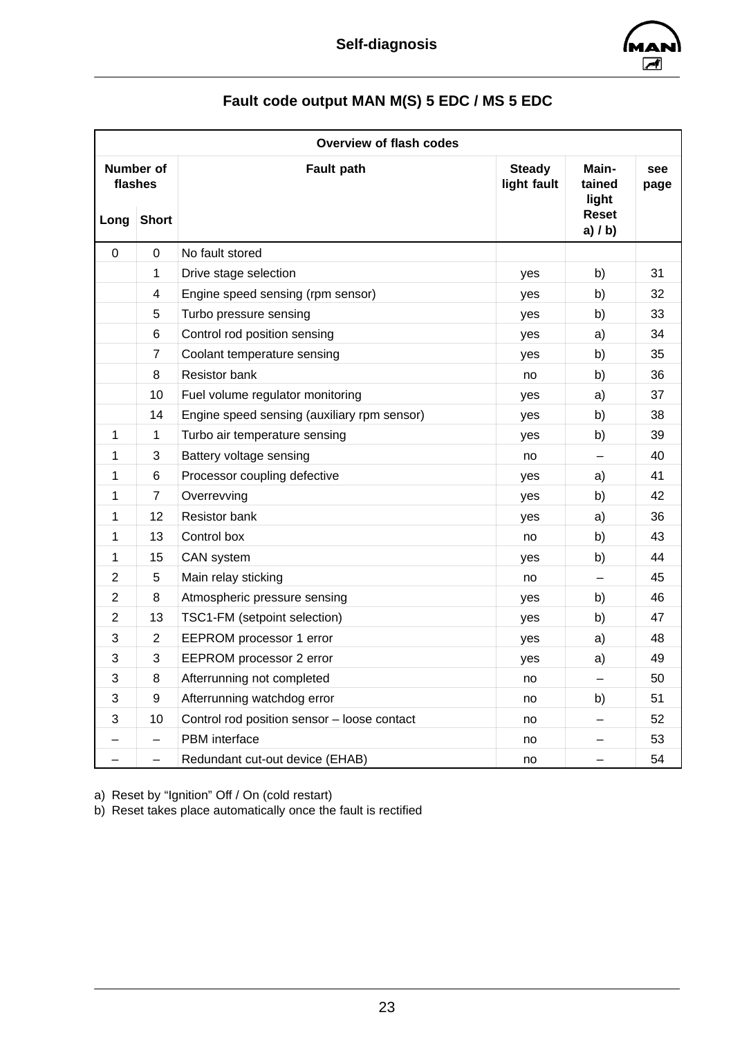## Fault code output MAN M(S) 5 EDC / MS 5 EDC

| Overview of flash codes | | | | | |
|---|---|---|---|---|---|
| Number of flashes | | Fault path | Steady light fault | Main-tained light Reset a) / b) | see page |
| Long | Short | | | | |
| 0 | 0 | No fault stored | | | |
| | 1 | Drive stage selection | yes | b) | 31 |
| | 4 | Engine speed sensing (rpm sensor) | yes | b) | 32 |
| | 5 | Turbo pressure sensing | yes | b) | 33 |
| | 6 | Control rod position sensing | yes | a) | 34 |
| | 7 | Coolant temperature sensing | yes | b) | 35 |
| | 8 | Resistor bank | no | b) | 36 |
| | 10 | Fuel volume regulator monitoring | yes | a) | 37 |
| | 14 | Engine speed sensing (auxiliary rpm sensor) | yes | b) | 38 |
| 1 | 1 | Turbo air temperature sensing | yes | b) | 39 |
| 1 | 3 | Battery voltage sensing | no | – | 40 |
| 1 | 6 | Processor coupling defective | yes | a) | 41 |
| 1 | 7 | Overrevving | yes | b) | 42 |
| 1 | 12 | Resistor bank | yes | a) | 36 |
| 1 | 13 | Control box | no | b) | 43 |
| 1 | 15 | CAN system | yes | b) | 44 |
| 2 | 5 | Main relay sticking | no | – | 45 |
| 2 | 8 | Atmospheric pressure sensing | yes | b) | 46 |
| 2 | 13 | TSC1-FM (setpoint selection) | yes | b) | 47 |
| 3 | 2 | EEPROM processor 1 error | yes | a) | 48 |
| 3 | 3 | EEPROM processor 2 error | yes | a) | 49 |
| 3 | 8 | Afterrunning not completed | no | – | 50 |
| 3 | 9 | Afterrunning watchdog error | no | b) | 51 |
| 3 | 10 | Control rod position sensor – loose contact | no | – | 52 |
| – | – | PBM interface | no | – | 53 |
| – | – | Redundant cut-out device (EHAB) | no | – | 54 |

a) Reset by "Ignition" Off / On (cold restart)
b) Reset takes place automatically once the fault is rectified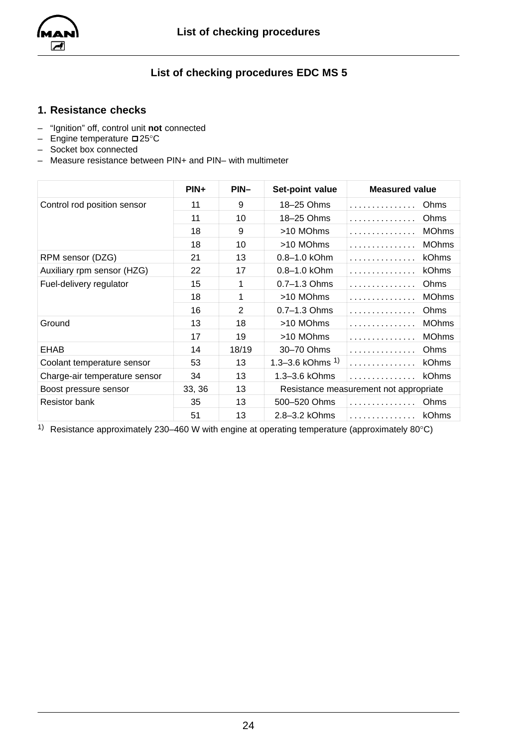## List of checking procedures EDC MS 5

### 1. Resistance checks

- "Ignition" off, control unit **not** connected
- Engine temperature □25°C
- Socket box connected
- Measure resistance between PIN+ and PIN– with multimeter

| | PIN+ | PIN– | Set-point value | Measured value |
|---|---|---|---|---|
| Control rod position sensor | 11 | 9 | 18–25 Ohms | .............. Ohms |
| | 11 | 10 | 18–25 Ohms | .............. Ohms |
| | 18 | 9 | >10 MOhms | .............. MOhms |
| | 18 | 10 | >10 MOhms | .............. MOhms |
| RPM sensor (DZG) | 21 | 13 | 0.8–1.0 kOhm | .............. kOhms |
| Auxiliary rpm sensor (HZG) | 22 | 17 | 0.8–1.0 kOhm | .............. kOhms |
| Fuel-delivery regulator | 15 | 1 | 0.7–1.3 Ohms | .............. Ohms |
| | 18 | 1 | >10 MOhms | .............. MOhms |
| | 16 | 2 | 0.7–1.3 Ohms | .............. Ohms |
| Ground | 13 | 18 | >10 MOhms | .............. MOhms |
| | 17 | 19 | >10 MOhms | .............. MOhms |
| EHAB | 14 | 18/19 | 30–70 Ohms | .............. Ohms |
| Coolant temperature sensor | 53 | 13 | 1.3–3.6 kOhms [1] | .............. kOhms |
| Charge-air temperature sensor | 34 | 13 | 1.3–3.6 kOhms | .............. kOhms |
| Boost pressure sensor | 33, 36 | 13 | Resistance measurement not appropriate | |
| Resistor bank | 35 | 13 | 500–520 Ohms | .............. Ohms |
| | 51 | 13 | 2.8–3.2 kOhms | .............. kOhms |

[1] Resistance approximately 230–460 W with engine at operating temperature (approximately 80°C)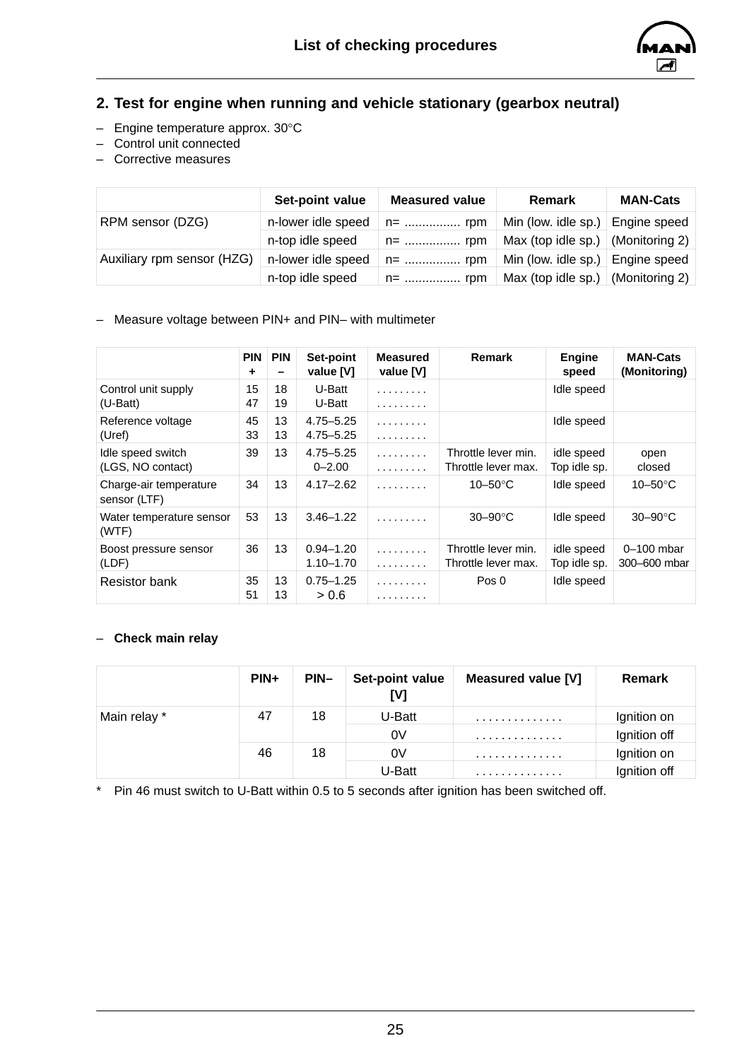## 2. Test for engine when running and vehicle stationary (gearbox neutral)

– Engine temperature approx. 30°C
– Control unit connected
– Corrective measures

| | Set-point value | Measured value | Remark | MAN-Cats |
|---|---|---|---|---|
| RPM sensor (DZG) | n-lower idle speed | n= ................ rpm | Min (low. idle sp.) | Engine speed |
| | n-top idle speed | n= ................ rpm | Max (top idle sp.) | (Monitoring 2) |
| Auxiliary rpm sensor (HZG) | n-lower idle speed | n= ................ rpm | Min (low. idle sp.) | Engine speed |
| | n-top idle speed | n= ................ rpm | Max (top idle sp.) | (Monitoring 2) |

– Measure voltage between PIN+ and PIN– with multimeter

| | PIN + | PIN – | Set-point value [V] | Measured value [V] | Remark | Engine speed | MAN-Cats (Monitoring) |
|---|---|---|---|---|---|---|---|
| Control unit supply (U-Batt) | 15<br>47 | 18<br>19 | U-Batt<br>U-Batt | . . . . . . . . .<br>. . . . . . . . . | | Idle speed | |
| Reference voltage (Uref) | 45<br>33 | 13<br>13 | 4.75–5.25<br>4.75–5.25 | . . . . . . . . .<br>. . . . . . . . . | | Idle speed | |
| Idle speed switch (LGS, NO contact) | 39 | 13 | 4.75–5.25<br>0–2.00 | . . . . . . . . .<br>. . . . . . . . . | Throttle lever min.<br>Throttle lever max. | idle speed<br>Top idle sp. | open<br>closed |
| Charge-air temperature sensor (LTF) | 34 | 13 | 4.17–2.62 | . . . . . . . . . | 10–50°C | Idle speed | 10–50°C |
| Water temperature sensor (WTF) | 53 | 13 | 3.46–1.22 | . . . . . . . . . | 30–90°C | Idle speed | 30–90°C |
| Boost pressure sensor (LDF) | 36 | 13 | 0.94–1.20<br>1.10–1.70 | . . . . . . . . .<br>. . . . . . . . . | Throttle lever min.<br>Throttle lever max. | idle speed<br>Top idle sp. | 0–100 mbar<br>300–600 mbar |
| Resistor bank | 35<br>51 | 13<br>13 | 0.75–1.25<br>> 0.6 | . . . . . . . . .<br>. . . . . . . . . | Pos 0 | Idle speed | |

– **Check main relay**

| | PIN+ | PIN– | Set-point value [V] | Measured value [V] | Remark |
|---|---|---|---|---|---|
| Main relay * | 47 | 18 | U-Batt | . . . . . . . . . . . . . . | Ignition on |
| | | | 0V | . . . . . . . . . . . . . . | Ignition off |
| | 46 | 18 | 0V | . . . . . . . . . . . . . . | Ignition on |
| | | | U-Batt | . . . . . . . . . . . . . . | Ignition off |

\* Pin 46 must switch to U-Batt within 0.5 to 5 seconds after ignition has been switched off.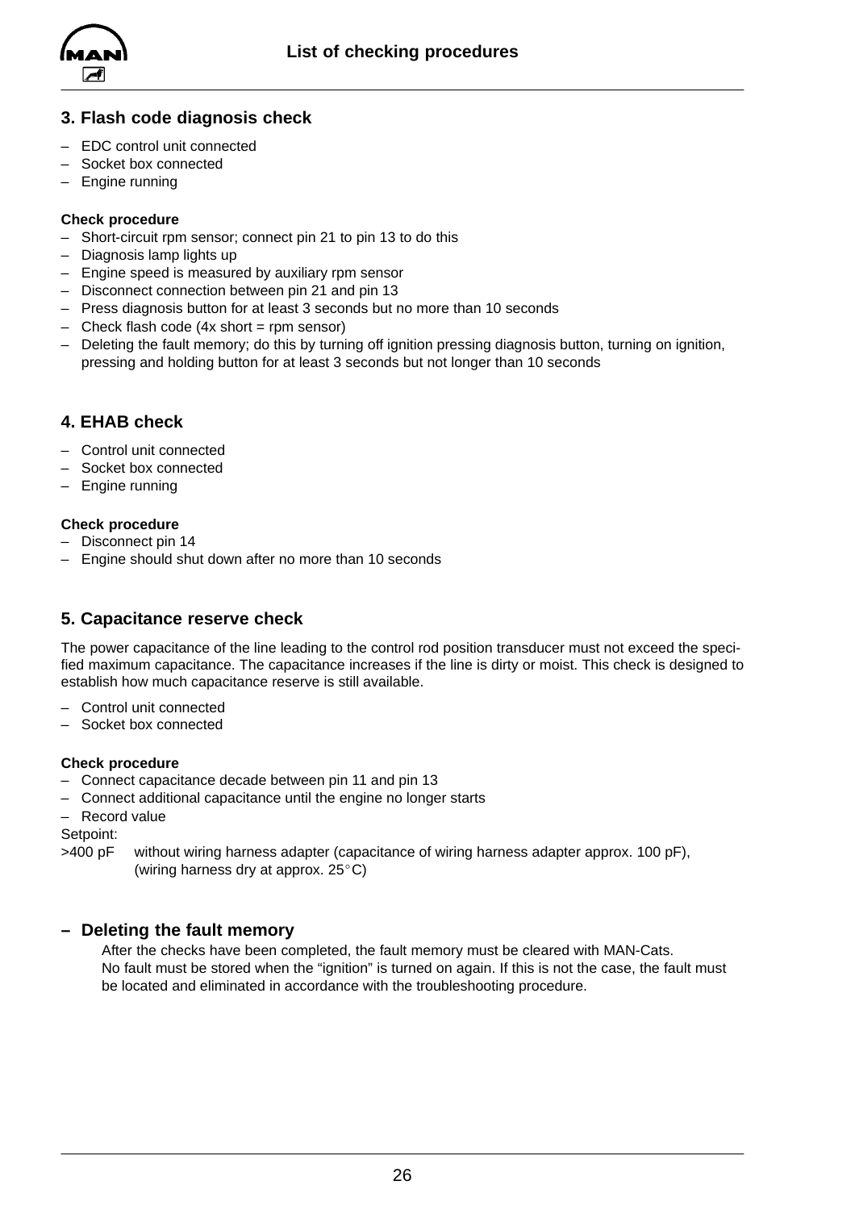## 3. Flash code diagnosis check

- EDC control unit connected
- Socket box connected
- Engine running

**Check procedure**

- Short-circuit rpm sensor; connect pin 21 to pin 13 to do this
- Diagnosis lamp lights up
- Engine speed is measured by auxiliary rpm sensor
- Disconnect connection between pin 21 and pin 13
- Press diagnosis button for at least 3 seconds but no more than 10 seconds
- Check flash code (4x short = rpm sensor)
- Deleting the fault memory; do this by turning off ignition pressing diagnosis button, turning on ignition, pressing and holding button for at least 3 seconds but not longer than 10 seconds

## 4. EHAB check

- Control unit connected
- Socket box connected
- Engine running

**Check procedure**

- Disconnect pin 14
- Engine should shut down after no more than 10 seconds

## 5. Capacitance reserve check

The power capacitance of the line leading to the control rod position transducer must not exceed the specified maximum capacitance. The capacitance increases if the line is dirty or moist. This check is designed to establish how much capacitance reserve is still available.

- Control unit connected
- Socket box connected

**Check procedure**

- Connect capacitance decade between pin 11 and pin 13
- Connect additional capacitance until the engine no longer starts
- Record value

Setpoint:

>400 pF without wiring harness adapter (capacitance of wiring harness adapter approx. 100 pF), (wiring harness dry at approx. 25°C)

## – Deleting the fault memory

After the checks have been completed, the fault memory must be cleared with MAN-Cats.
No fault must be stored when the “ignition” is turned on again. If this is not the case, the fault must be located and eliminated in accordance with the troubleshooting procedure.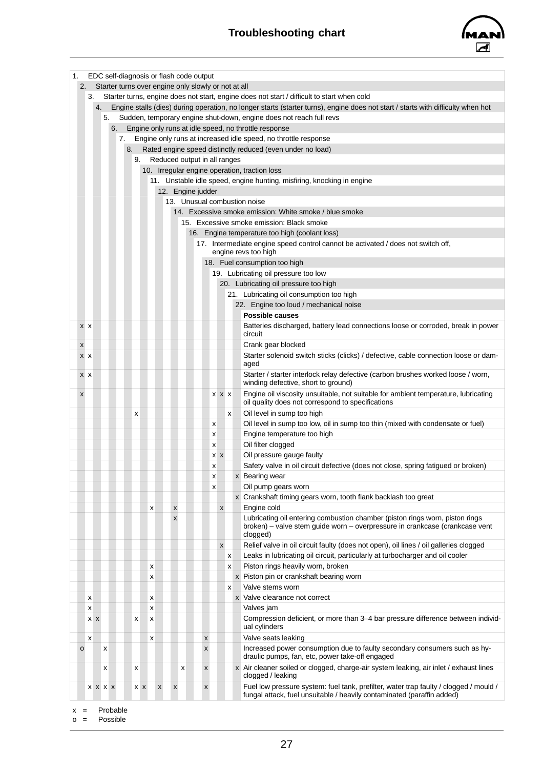# Troubleshooting chart

1. EDC self-diagnosis or flash code output
2. Starter turns over engine only slowly or not at all
3. Starter turns, engine does not start, engine does not start / difficult to start when cold
4. Engine stalls (dies) during operation, no longer starts (starter turns), engine does not start / starts with difficulty when hot
5. Sudden, temporary engine shut-down, engine does not reach full revs
6. Engine only runs at idle speed, no throttle response
7. Engine only runs at increased idle speed, no throttle response
8. Rated engine speed distinctly reduced (even under no load)
9. Reduced output in all ranges
10. Irregular engine operation, traction loss
11. Unstable idle speed, engine hunting, misfiring, knocking in engine
12. Engine judder
13. Unusual combustion noise
14. Excessive smoke emission: White smoke / blue smoke
15. Excessive smoke emission: Black smoke
16. Engine temperature too high (coolant loss)
17. Intermediate engine speed control cannot be activated / does not switch off, engine revs too high
18. Fuel consumption too high
19. Lubricating oil pressure too low
20. Lubricating oil pressure too high
21. Lubricating oil consumption too high
22. Engine too loud / mechanical noise

| 1 | 2 | 3 | 4 | 5 | 6 | 7 | 8 | 9 | 10 | 11 | 12 | 13 | 14 | 15 | 16 | 17 | 18 | 19 | 20 | 21 | 22 | Possible causes |
|---|---|---|---|---|---|---|---|---|---|---|---|---|---|---|---|---|---|---|---|---|---|---|
| | x | x | | | | | | | | | | | | | | | | | | | | Batteries discharged, battery lead connections loose or corroded, break in power circuit |
| | x | | | | | | | | | | | | | | | | | | | | | Crank gear blocked |
| | x | x | | | | | | | | | | | | | | | | | | | | Starter solenoid switch sticks (clicks) / defective, cable connection loose or damaged |
| | x | x | | | | | | | | | | | | | | | | | | | | Starter / starter interlock relay defective (carbon brushes worked loose / worn, winding defective, short to ground) |
| | x | | | | | | | | | | | | | | | | | x | x | x | | Engine oil viscosity unsuitable, not suitable for ambient temperature, lubricating oil quality does not correspond to specifications |
| | | | | | | | | x | | | | | | | | | | | | x | | Oil level in sump too high |
| | | | | | | | | | | | | | | | | | | x | | | | Oil level in sump too low, oil in sump too thin (mixed with condensate or fuel) |
| | | | | | | | | | | | | | | | | | | x | | | | Engine temperature too high |
| | | | | | | | | | | | | | | | | | | x | | | | Oil filter clogged |
| | | | | | | | | | | | | | | | | | | x | x | | | Oil pressure gauge faulty |
| | | | | | | | | | | | | | | | | | | x | | | | Safety valve in oil circuit defective (does not close, spring fatigued or broken) |
| | | | | | | | | | | | | | | | | | | x | | | x | Bearing wear |
| | | | | | | | | | | | | | | | | | | x | | | | Oil pump gears worn |
| | | | | | | | | | | | | | | | | | | | | | x | Crankshaft timing gears worn, tooth flank backlash too great |
| | | | | | | | | | | x | | | x | | | | | | x | | | Engine cold |
| | | | | | | | | | | | | | x | | | | | | | | | Lubricating oil entering combustion chamber (piston rings worn, piston rings broken) – valve stem guide worn – overpressure in crankcase (crankcase vent clogged) |
| | | | | | | | | | | | | | | | | | | | x | | | Relief valve in oil circuit faulty (does not open), oil lines / oil galleries clogged |
| | | | | | | | | | | | | | | | | | | | | x | | Leaks in lubricating oil circuit, particularly at turbocharger and oil cooler |
| | | | | | | | | | | x | | | | | | | | | | x | | Piston rings heavily worn, broken |
| | | | | | | | | | | x | | | | | | | | | | | x | Piston pin or crankshaft bearing worn |
| | | | | | | | | | | | | | | | | | | | | x | | Valve stems worn |
| | | x | | | | | | | | x | | | | | | | | | | | x | Valve clearance not correct |
| | | x | | | | | | | | x | | | | | | | | | | | | Valves jam |
| | | x | x | | | | | x | | x | | | | | | | | | | | | Compression deficient, or more than 3–4 bar pressure difference between individual cylinders |
| | | x | | | | | | | | x | | | | | | | x | | | | | Valve seats leaking |
| | o | | | x | | | | | | | | | | | | | x | | | | | Increased power consumption due to faulty secondary consumers such as hydraulic pumps, fan, etc, power take-off engaged |
| | | | | x | | | | x | | | | | | x | | | x | | | | x | Air cleaner soiled or clogged, charge-air system leaking, air inlet / exhaust lines clogged / leaking |
| | | x | x | x | x | | | x | x | | x | | x | | | | x | | | | | Fuel low pressure system: fuel tank, prefilter, water trap faulty / clogged / mould / fungal attack, fuel unsuitable / heavily contaminated (paraffin added) |

x = Probable
o = Possible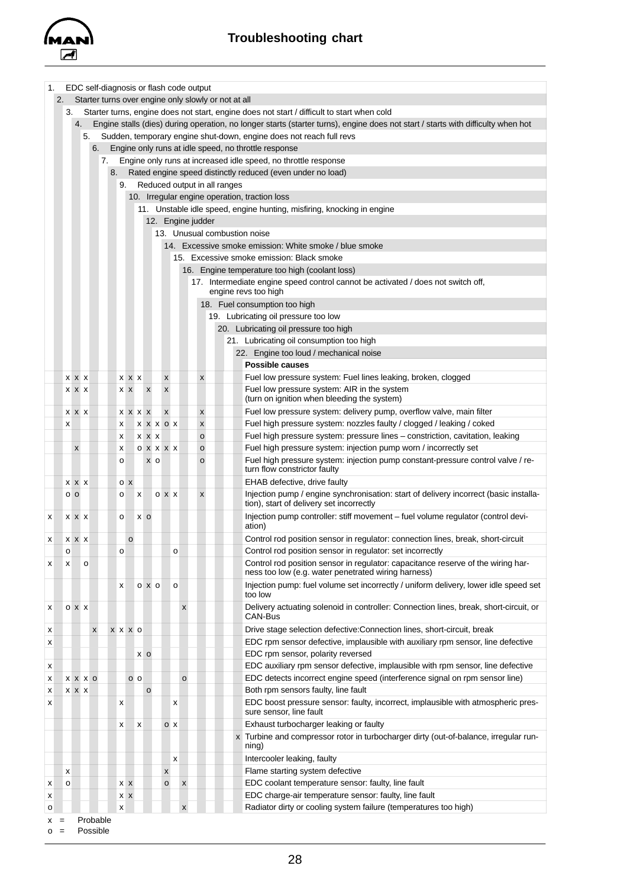# Troubleshooting chart

1. EDC self-diagnosis or flash code output
2. Starter turns over engine only slowly or not at all
3. Starter turns, engine does not start, engine does not start / difficult to start when cold
4. Engine stalls (dies) during operation, no longer starts (starter turns), engine does not start / starts with difficulty when hot
5. Sudden, temporary engine shut-down, engine does not reach full revs
6. Engine only runs at idle speed, no throttle response
7. Engine only runs at increased idle speed, no throttle response
8. Rated engine speed distinctly reduced (even under no load)
9. Reduced output in all ranges
10. Irregular engine operation, traction loss
11. Unstable idle speed, engine hunting, misfiring, knocking in engine
12. Engine judder
13. Unusual combustion noise
14. Excessive smoke emission: White smoke / blue smoke
15. Excessive smoke emission: Black smoke
16. Engine temperature too high (coolant loss)
17. Intermediate engine speed control cannot be activated / does not switch off, engine revs too high
18. Fuel consumption too high
19. Lubricating oil pressure too low
20. Lubricating oil pressure too high
21. Lubricating oil consumption too high
22. Engine too loud / mechanical noise

| 1 | 2 | 3 | 4 | 5 | 6 | 7 | 8 | 9 | 10 | 11 | 12 | 13 | 14 | 15 | 16 | 17 | 18 | 19 | 20 | 21 | 22 | Possible causes |
|---|---|---|---|---|---|---|---|---|---|---|---|---|---|---|---|---|---|---|---|---|---|---|
| | | x | x | x | | | | x | x | x | | | x | | | | x | | | | | Fuel low pressure system: Fuel lines leaking, broken, clogged |
| | | x | x | x | | | | x | x | | x | | x | | | | | | | | | Fuel low pressure system: AIR in the system (turn on ignition when bleeding the system) |
| | | x | x | x | | | | x | x | x | x | | x | | | | x | | | | | Fuel low pressure system: delivery pump, overflow valve, main filter |
| | | x | | | | | | x | | x | x | x | o | x | | | x | | | | | Fuel high pressure system: nozzles faulty / clogged / leaking / coked |
| | | | | | | | | x | | x | x | x | | | | | o | | | | | Fuel high pressure system: pressure lines – constriction, cavitation, leaking |
| | | | x | | | | | x | | o | x | x | x | x | | | o | | | | | Fuel high pressure system: injection pump worn / incorrectly set |
| | | | | | | | | o | | | x | o | | | | | o | | | | | Fuel high pressure system: injection pump constant-pressure control valve / return flow constrictor faulty |
| | | x | x | x | | | | o | x | | | | | | | | | | | | | EHAB defective, drive faulty |
| | | o | o | | | | | o | | x | | o | x | x | | | x | | | | | Injection pump / engine synchronisation: start of delivery incorrect (basic installation), start of delivery set incorrectly |
| x | | x | x | x | | | | o | | x | o | | | | | | | | | | | Injection pump controller: stiff movement – fuel volume regulator (control deviation) |
| x | | x | x | x | | | | | o | | | | | | | | | | | | | Control rod position sensor in regulator: connection lines, break, short-circuit |
| | | o | | | | | | o | | | | | | o | | | | | | | | Control rod position sensor in regulator: set incorrectly |
| x | | x | | o | | | | | | | | | | | | | | | | | | Control rod position sensor in regulator: capacitance reserve of the wiring harness too low (e.g. water penetrated wiring harness) |
| | | | | | | | | x | | o | x | o | | o | | | | | | | | Injection pump: fuel volume set incorrectly / uniform delivery, lower idle speed set too low |
| x | | o | x | x | | | | | | | | | | | x | | | | | | | Delivery actuating solenoid in controller: Connection lines, break, short-circuit, or CAN-Bus |
| x | | | | | x | | x | x | x | o | | | | | | | | | | | | Drive stage selection defective:Connection lines, short-circuit, break |
| x | | | | | | | | | | | | | | | | | | | | | | EDC rpm sensor defective, implausible with auxiliary rpm sensor, line defective |
| | | | | | | | | | | x | o | | | | | | | | | | | EDC rpm sensor, polarity reversed |
| x | | | | | | | | | | | | | | | | | | | | | | EDC auxiliary rpm sensor defective, implausible with rpm sensor, line defective |
| x | | x | x | x | o | | | | o | o | | | | | o | | | | | | | EDC detects incorrect engine speed (interference signal on rpm sensor line) |
| x | | x | x | x | | | | | | | o | | | | | | | | | | | Both rpm sensors faulty, line fault |
| x | | | | | | | | x | | | | | | x | | | | | | | | EDC boost pressure sensor: faulty, incorrect, implausible with atmospheric pressure sensor, line fault |
| | | | | | | | | x | | x | | | o | x | | | | | | | | Exhaust turbocharger leaking or faulty |
| | | | | | | | | | | | | | | | | | | | | | x | Turbine and compressor rotor in turbocharger dirty (out-of-balance, irregular running) |
| | | | | | | | | | | | | | | x | | | | | | | | Intercooler leaking, faulty |
| | | x | | | | | | | | | | | x | | | | | | | | | Flame starting system defective |
| x | | o | | | | | | x | x | | | | o | | x | | | | | | | EDC coolant temperature sensor: faulty, line fault |
| x | | | | | | | | x | x | | | | | | | | | | | | | EDC charge-air temperature sensor: faulty, line fault |
| o | | | | | | | | x | | | | | | | x | | | | | | | Radiator dirty or cooling system failure (temperatures too high) |

x = Probable
o = Possible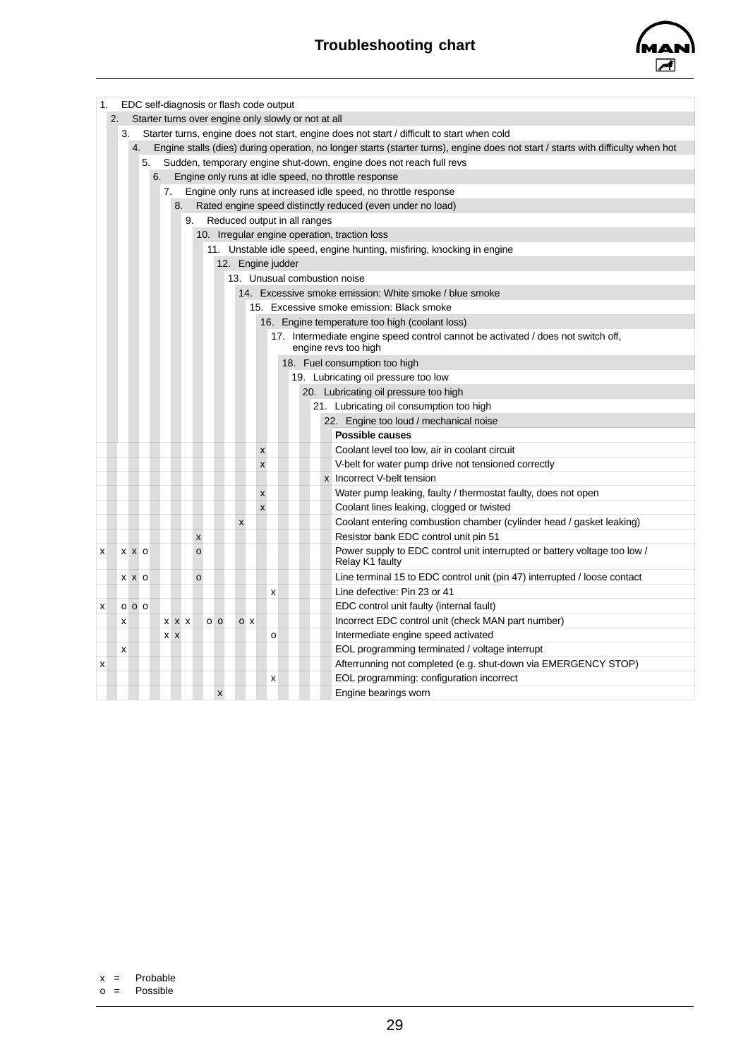# Troubleshooting chart

1. EDC self-diagnosis or flash code output
2. Starter turns over engine only slowly or not at all
3. Starter turns, engine does not start, engine does not start / difficult to start when cold
4. Engine stalls (dies) during operation, no longer starts (starter turns), engine does not start / starts with difficulty when hot
5. Sudden, temporary engine shut-down, engine does not reach full revs
6. Engine only runs at idle speed, no throttle response
7. Engine only runs at increased idle speed, no throttle response
8. Rated engine speed distinctly reduced (even under no load)
9. Reduced output in all ranges
10. Irregular engine operation, traction loss
11. Unstable idle speed, engine hunting, misfiring, knocking in engine
12. Engine judder
13. Unusual combustion noise
14. Excessive smoke emission: White smoke / blue smoke
15. Excessive smoke emission: Black smoke
16. Engine temperature too high (coolant loss)
17. Intermediate engine speed control cannot be activated / does not switch off, engine revs too high
18. Fuel consumption too high
19. Lubricating oil pressure too low
20. Lubricating oil pressure too high
21. Lubricating oil consumption too high
22. Engine too loud / mechanical noise

| 1 | 2 | 3 | 4 | 5 | 6 | 7 | 8 | 9 | 10 | 11 | 12 | 13 | 14 | 15 | 16 | 17 | 18 | 19 | 20 | 21 | 22 | Possible causes |
|---|---|---|---|---|---|---|---|---|---|---|---|---|---|---|---|---|---|---|---|---|---|---|
| | | | | | | | | | | | | | | | x | | | | | | | Coolant level too low, air in coolant circuit |
| | | | | | | | | | | | | | | | x | | | | | | | V-belt for water pump drive not tensioned correctly |
| | | | | | | | | | | | | | | | | | | | | | x | Incorrect V-belt tension |
| | | | | | | | | | | | | | | | x | | | | | | | Water pump leaking, faulty / thermostat faulty, does not open |
| | | | | | | | | | | | | | | | x | | | | | | | Coolant lines leaking, clogged or twisted |
| | | | | | | | | | | | | | x | | | | | | | | | Coolant entering combustion chamber (cylinder head / gasket leaking) |
| | | | | | | | | | x | | | | | | | | | | | | | Resistor bank EDC control unit pin 51 |
| x | | x | x | o | | | | | o | | | | | | | | | | | | | Power supply to EDC control unit interrupted or battery voltage too low / Relay K1 faulty |
| | | x | x | o | | | | | o | | | | | | | | | | | | | Line terminal 15 to EDC control unit (pin 47) interrupted / loose contact |
| | | | | | | | | | | | | | | | | x | | | | | | Line defective: Pin 23 or 41 |
| x | | o | o | o | | | | | | | | | | | | | | | | | | EDC control unit faulty (internal fault) |
| | | x | | | | x | x | x | | o | o | | o | x | | | | | | | | Incorrect EDC control unit (check MAN part number) |
| | | | | | | x | x | | | | | | | | | o | | | | | | Intermediate engine speed activated |
| | | x | | | | | | | | | | | | | | | | | | | | EOL programming terminated / voltage interrupt |
| x | | | | | | | | | | | | | | | | | | | | | | Afterrunning not completed (e.g. shut-down via EMERGENCY STOP) |
| | | | | | | | | | | | | | | | | x | | | | | | EOL programming: configuration incorrect |
| | | | | | | | | | | | x | | | | | | | | | | | Engine bearings worn |

x = Probable
o = Possible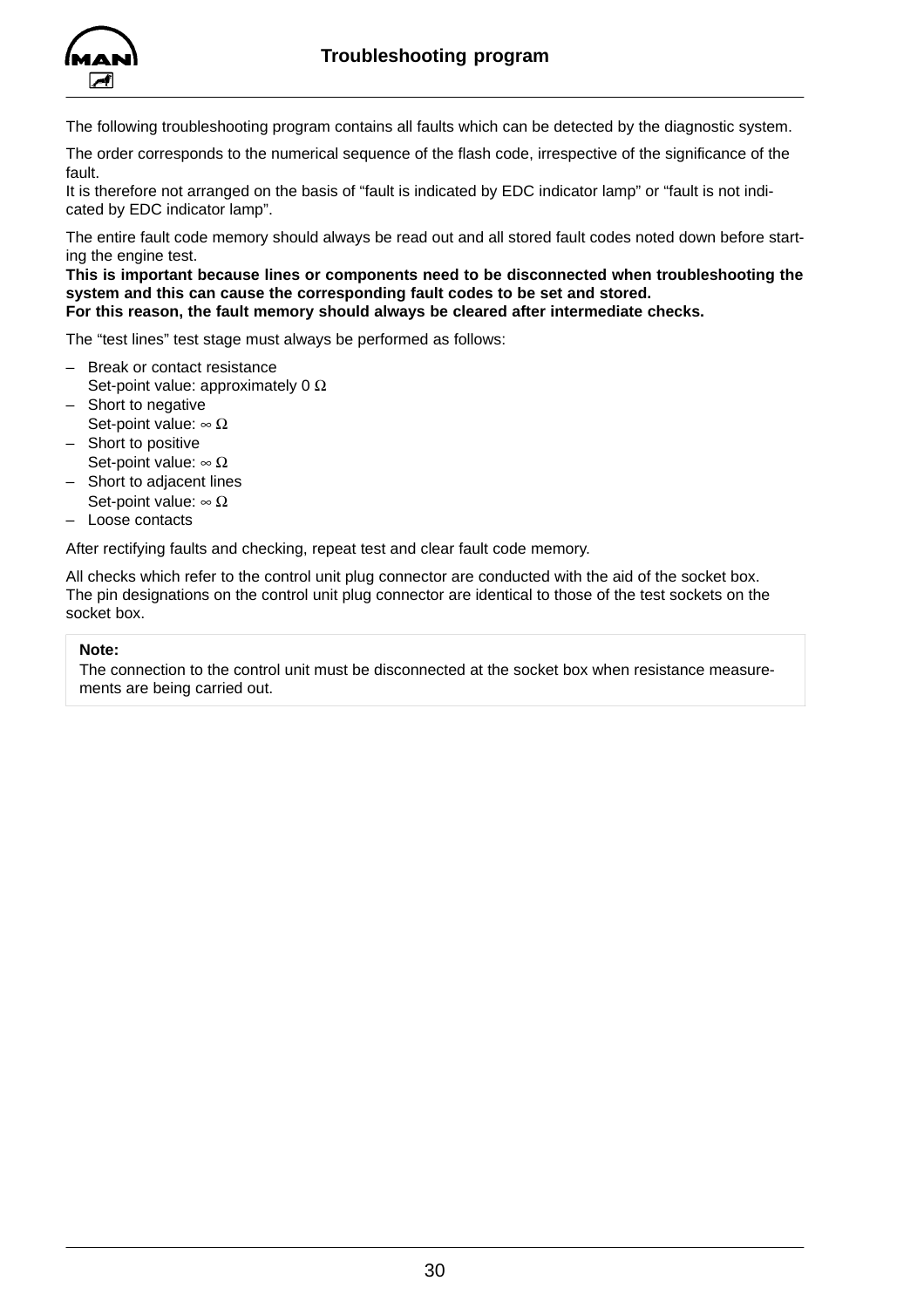# Troubleshooting program

The following troubleshooting program contains all faults which can be detected by the diagnostic system.

The order corresponds to the numerical sequence of the flash code, irrespective of the significance of the fault.
It is therefore not arranged on the basis of "fault is indicated by EDC indicator lamp" or "fault is not indicated by EDC indicator lamp".

The entire fault code memory should always be read out and all stored fault codes noted down before starting the engine test.
**This is important because lines or components need to be disconnected when troubleshooting the system and this can cause the corresponding fault codes to be set and stored.**
**For this reason, the fault memory should always be cleared after intermediate checks.**

The "test lines" test stage must always be performed as follows:

- Break or contact resistance
  Set-point value: approximately 0 Ω
- Short to negative
  Set-point value: ∞ Ω
- Short to positive
  Set-point value: ∞ Ω
- Short to adjacent lines
  Set-point value: ∞ Ω
- Loose contacts

After rectifying faults and checking, repeat test and clear fault code memory.

All checks which refer to the control unit plug connector are conducted with the aid of the socket box.
The pin designations on the control unit plug connector are identical to those of the test sockets on the socket box.

> **Note:**
> The connection to the control unit must be disconnected at the socket box when resistance measurements are being carried out.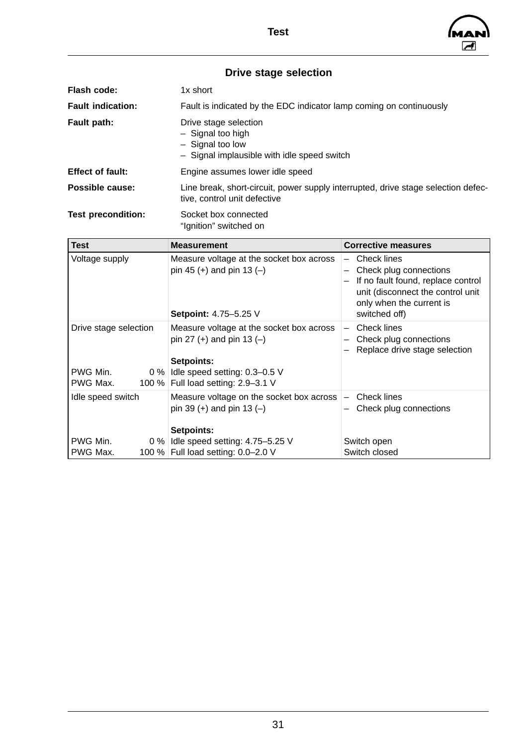## Drive stage selection

| | |
|---|---|
| **Flash code:** | 1x short |
| **Fault indication:** | Fault is indicated by the EDC indicator lamp coming on continuously |
| **Fault path:** | Drive stage selection<br>– Signal too high<br>– Signal too low<br>– Signal implausible with idle speed switch |
| **Effect of fault:** | Engine assumes lower idle speed |
| **Possible cause:** | Line break, short-circuit, power supply interrupted, drive stage selection defective, control unit defective |
| **Test precondition:** | Socket box connected<br>“Ignition” switched on |

| Test | Measurement | Corrective measures |
|---|---|---|
| Voltage supply | Measure voltage at the socket box across pin 45 (+) and pin 13 (–)<br><br>**Setpoint:** 4.75–5.25 V | – Check lines<br>– Check plug connections<br>– If no fault found, replace control unit (disconnect the control unit only when the current is switched off) |
| Drive stage selection<br><br>PWG Min. 0 %<br>PWG Max. 100 % | Measure voltage at the socket box across pin 27 (+) and pin 13 (–)<br><br>**Setpoints:**<br>Idle speed setting: 0.3–0.5 V<br>Full load setting: 2.9–3.1 V | – Check lines<br>– Check plug connections<br>– Replace drive stage selection |
| Idle speed switch<br><br>PWG Min. 0 %<br>PWG Max. 100 % | Measure voltage on the socket box across pin 39 (+) and pin 13 (–)<br><br>**Setpoints:**<br>Idle speed setting: 4.75–5.25 V<br>Full load setting: 0.0–2.0 V | – Check lines<br>– Check plug connections<br><br>Switch open<br>Switch closed |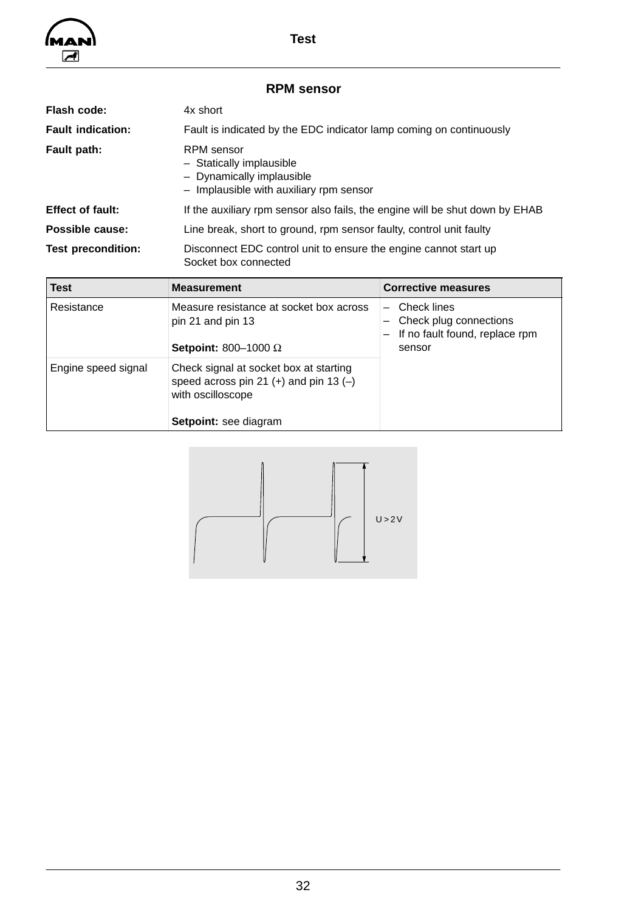## RPM sensor

**Flash code:** 4x short

**Fault indication:** Fault is indicated by the EDC indicator lamp coming on continuously

**Fault path:** RPM sensor
- Statically implausible
- Dynamically implausible
- Implausible with auxiliary rpm sensor

**Effect of fault:** If the auxiliary rpm sensor also fails, the engine will be shut down by EHAB

**Possible cause:** Line break, short to ground, rpm sensor faulty, control unit faulty

**Test precondition:** Disconnect EDC control unit to ensure the engine cannot start up
Socket box connected

| Test | Measurement | Corrective measures |
|---|---|---|
| Resistance | Measure resistance at socket box across pin 21 and pin 13<br><br>**Setpoint:** 800–1000 Ω | – Check lines<br>– Check plug connections<br>– If no fault found, replace rpm sensor |
| Engine speed signal | Check signal at socket box at starting speed across pin 21 (+) and pin 13 (–) with oscilloscope<br><br>**Setpoint:** see diagram | |

U > 2 V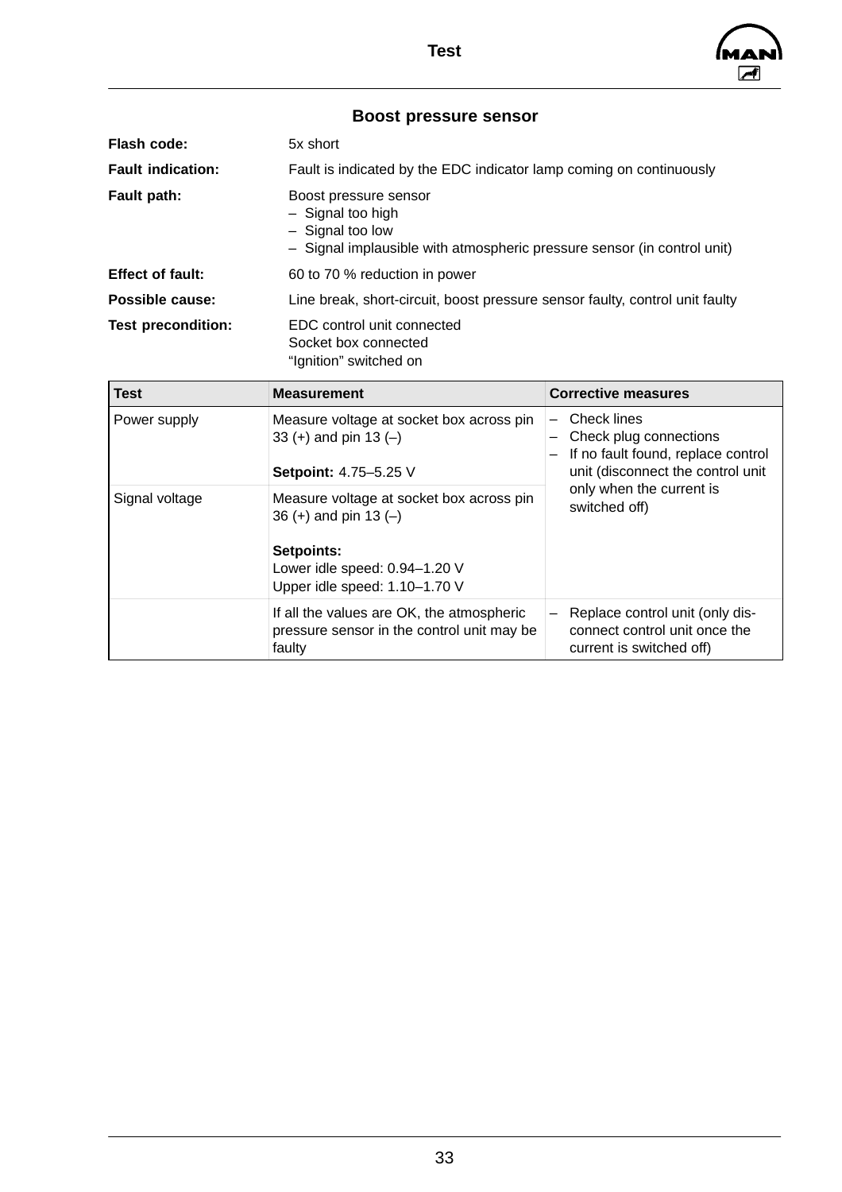## Boost pressure sensor

**Flash code:** 5x short

**Fault indication:** Fault is indicated by the EDC indicator lamp coming on continuously

**Fault path:** Boost pressure sensor
- Signal too high
- Signal too low
- Signal implausible with atmospheric pressure sensor (in control unit)

**Effect of fault:** 60 to 70 % reduction in power

**Possible cause:** Line break, short-circuit, boost pressure sensor faulty, control unit faulty

**Test precondition:** EDC control unit connected
Socket box connected
“Ignition” switched on

| Test | Measurement | Corrective measures |
|---|---|---|
| Power supply | Measure voltage at socket box across pin 33 (+) and pin 13 (–)<br><br>**Setpoint:** 4.75–5.25 V | – Check lines<br>– Check plug connections<br>– If no fault found, replace control unit (disconnect the control unit only when the current is switched off) |
| Signal voltage | Measure voltage at socket box across pin 36 (+) and pin 13 (–)<br><br>**Setpoints:**<br>Lower idle speed: 0.94–1.20 V<br>Upper idle speed: 1.10–1.70 V | |
| | If all the values are OK, the atmospheric pressure sensor in the control unit may be faulty | – Replace control unit (only dis-connect control unit once the current is switched off) |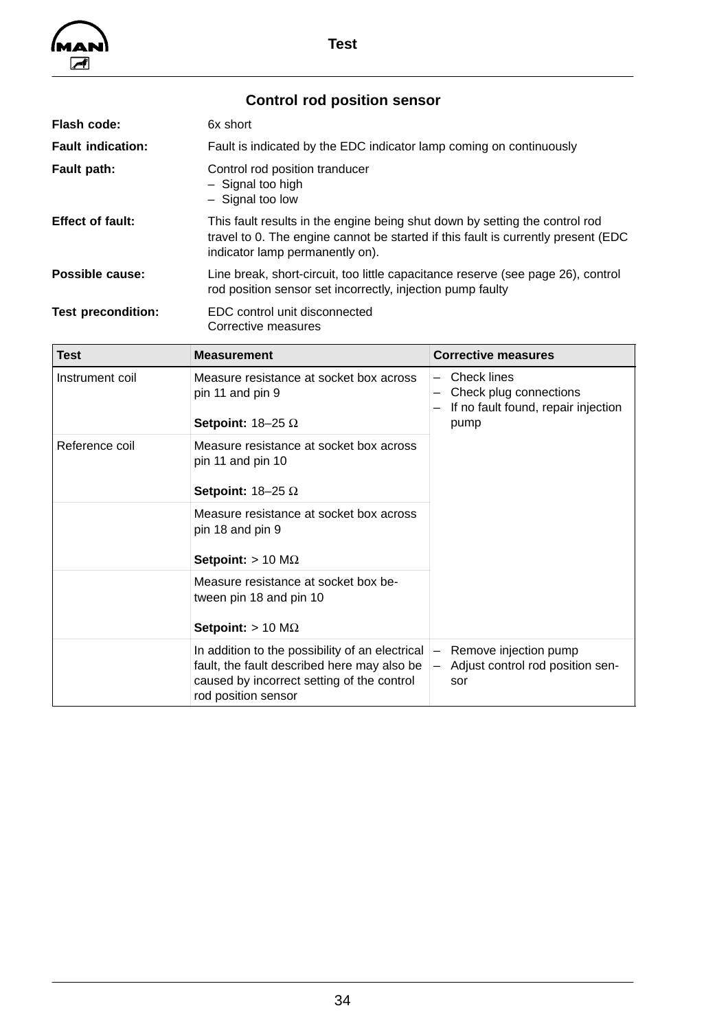## Control rod position sensor

**Flash code:** 6x short

**Fault indication:** Fault is indicated by the EDC indicator lamp coming on continuously

**Fault path:** Control rod position tranducer
- Signal too high
- Signal too low

**Effect of fault:** This fault results in the engine being shut down by setting the control rod travel to 0. The engine cannot be started if this fault is currently present (EDC indicator lamp permanently on).

**Possible cause:** Line break, short-circuit, too little capacitance reserve (see page 26), control rod position sensor set incorrectly, injection pump faulty

**Test precondition:** EDC control unit disconnected
Corrective measures

| Test | Measurement | Corrective measures |
|---|---|---|
| Instrument coil | Measure resistance at socket box across pin 11 and pin 9<br><br>**Setpoint:** 18–25 Ω | – Check lines<br>– Check plug connections<br>– If no fault found, repair injection pump |
| Reference coil | Measure resistance at socket box across pin 11 and pin 10<br><br>**Setpoint:** 18–25 Ω | |
| | Measure resistance at socket box across pin 18 and pin 9<br><br>**Setpoint:** > 10 MΩ | |
| | Measure resistance at socket box between pin 18 and pin 10<br><br>**Setpoint:** > 10 MΩ | |
| | In addition to the possibility of an electrical fault, the fault described here may also be caused by incorrect setting of the control rod position sensor | – Remove injection pump<br>– Adjust control rod position sensor |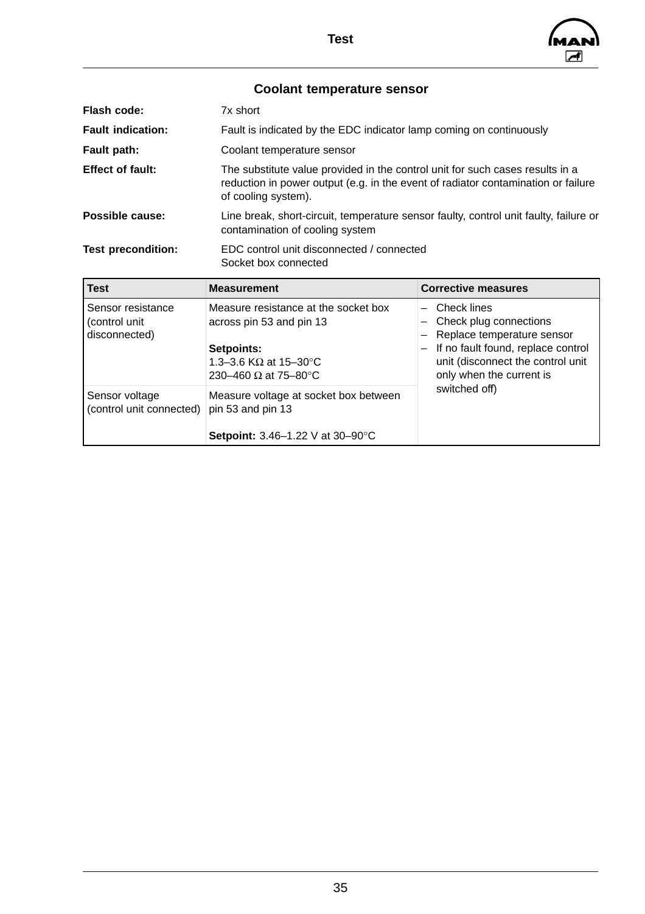## Coolant temperature sensor

**Flash code:** 7x short

**Fault indication:** Fault is indicated by the EDC indicator lamp coming on continuously

**Fault path:** Coolant temperature sensor

**Effect of fault:** The substitute value provided in the control unit for such cases results in a reduction in power output (e.g. in the event of radiator contamination or failure of cooling system).

**Possible cause:** Line break, short-circuit, temperature sensor faulty, control unit faulty, failure or contamination of cooling system

**Test precondition:** EDC control unit disconnected / connected
Socket box connected

| Test | Measurement | Corrective measures |
|---|---|---|
| Sensor resistance (control unit disconnected) | Measure resistance at the socket box across pin 53 and pin 13<br><br>**Setpoints:**<br>1.3–3.6 KΩ at 15–30°C<br>230–460 Ω at 75–80°C | – Check lines<br>– Check plug connections<br>– Replace temperature sensor<br>– If no fault found, replace control unit (disconnect the control unit only when the current is switched off) |
| Sensor voltage (control unit connected) | Measure voltage at socket box between pin 53 and pin 13<br><br>**Setpoint:** 3.46–1.22 V at 30–90°C | |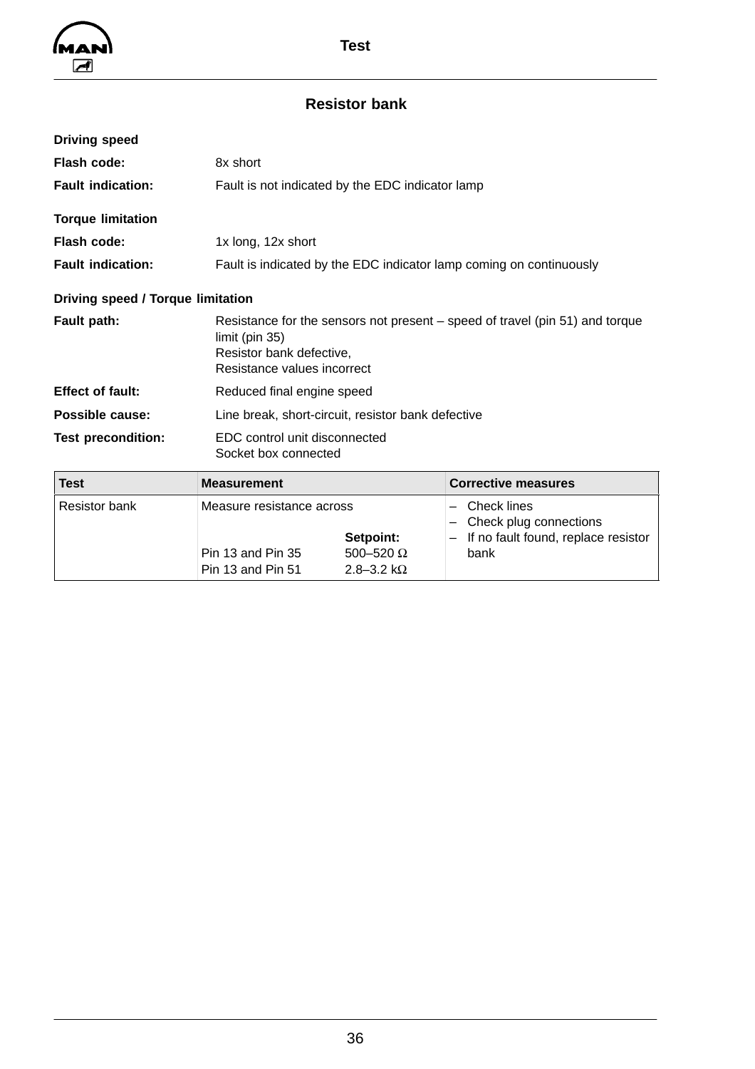## Resistor bank

**Driving speed**

**Flash code:** 8x short

**Fault indication:** Fault is not indicated by the EDC indicator lamp

**Torque limitation**

**Flash code:** 1x long, 12x short

**Fault indication:** Fault is indicated by the EDC indicator lamp coming on continuously

**Driving speed / Torque limitation**

**Fault path:** Resistance for the sensors not present – speed of travel (pin 51) and torque limit (pin 35)
Resistor bank defective,
Resistance values incorrect

**Effect of fault:** Reduced final engine speed

**Possible cause:** Line break, short-circuit, resistor bank defective

**Test precondition:** EDC control unit disconnected
Socket box connected

| Test | Measurement | | Corrective measures |
|---|---|---|---|
| Resistor bank | Measure resistance across | **Setpoint:** | – Check lines<br>– Check plug connections<br>– If no fault found, replace resistor bank |
| | Pin 13 and Pin 35 | 500–520 Ω | |
| | Pin 13 and Pin 51 | 2.8–3.2 kΩ | |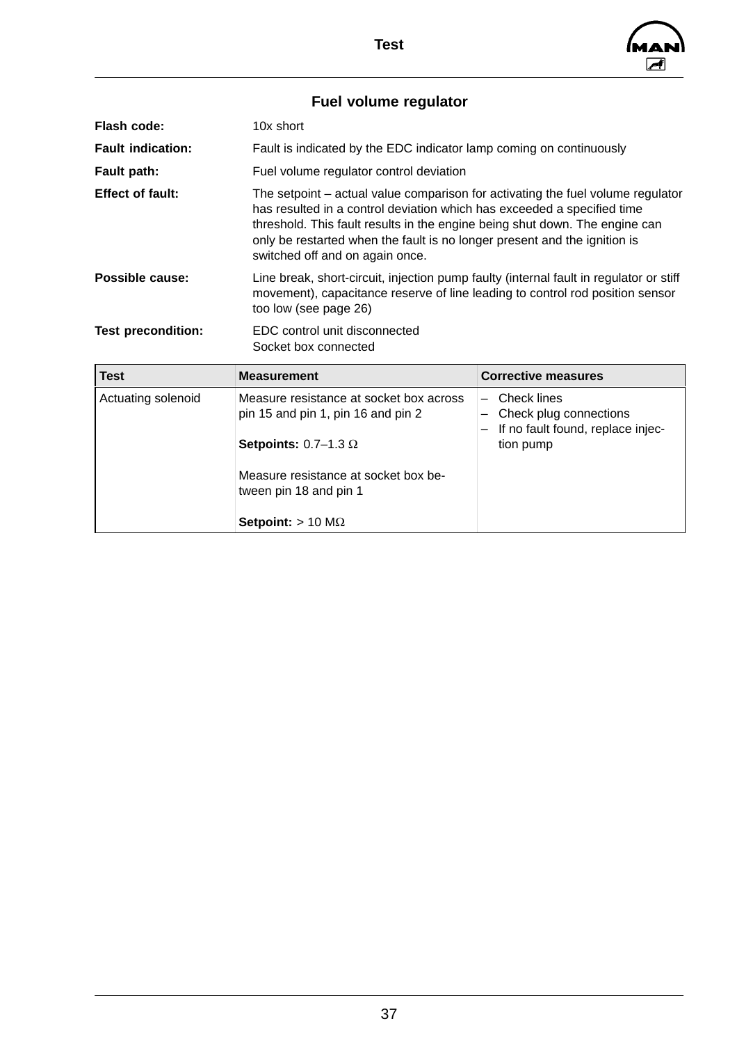## Fuel volume regulator

| | |
|---|---|
| **Flash code:** | 10x short |
| **Fault indication:** | Fault is indicated by the EDC indicator lamp coming on continuously |
| **Fault path:** | Fuel volume regulator control deviation |
| **Effect of fault:** | The setpoint – actual value comparison for activating the fuel volume regulator has resulted in a control deviation which has exceeded a specified time threshold. This fault results in the engine being shut down. The engine can only be restarted when the fault is no longer present and the ignition is switched off and on again once. |
| **Possible cause:** | Line break, short-circuit, injection pump faulty (internal fault in regulator or stiff movement), capacitance reserve of line leading to control rod position sensor too low (see page 26) |
| **Test precondition:** | EDC control unit disconnected<br>Socket box connected |

| Test | Measurement | Corrective measures |
|---|---|---|
| Actuating solenoid | Measure resistance at socket box across pin 15 and pin 1, pin 16 and pin 2<br><br>**Setpoints:** 0.7–1.3 Ω<br><br>Measure resistance at socket box between pin 18 and pin 1<br><br>**Setpoint:** > 10 MΩ | – Check lines<br>– Check plug connections<br>– If no fault found, replace injection pump |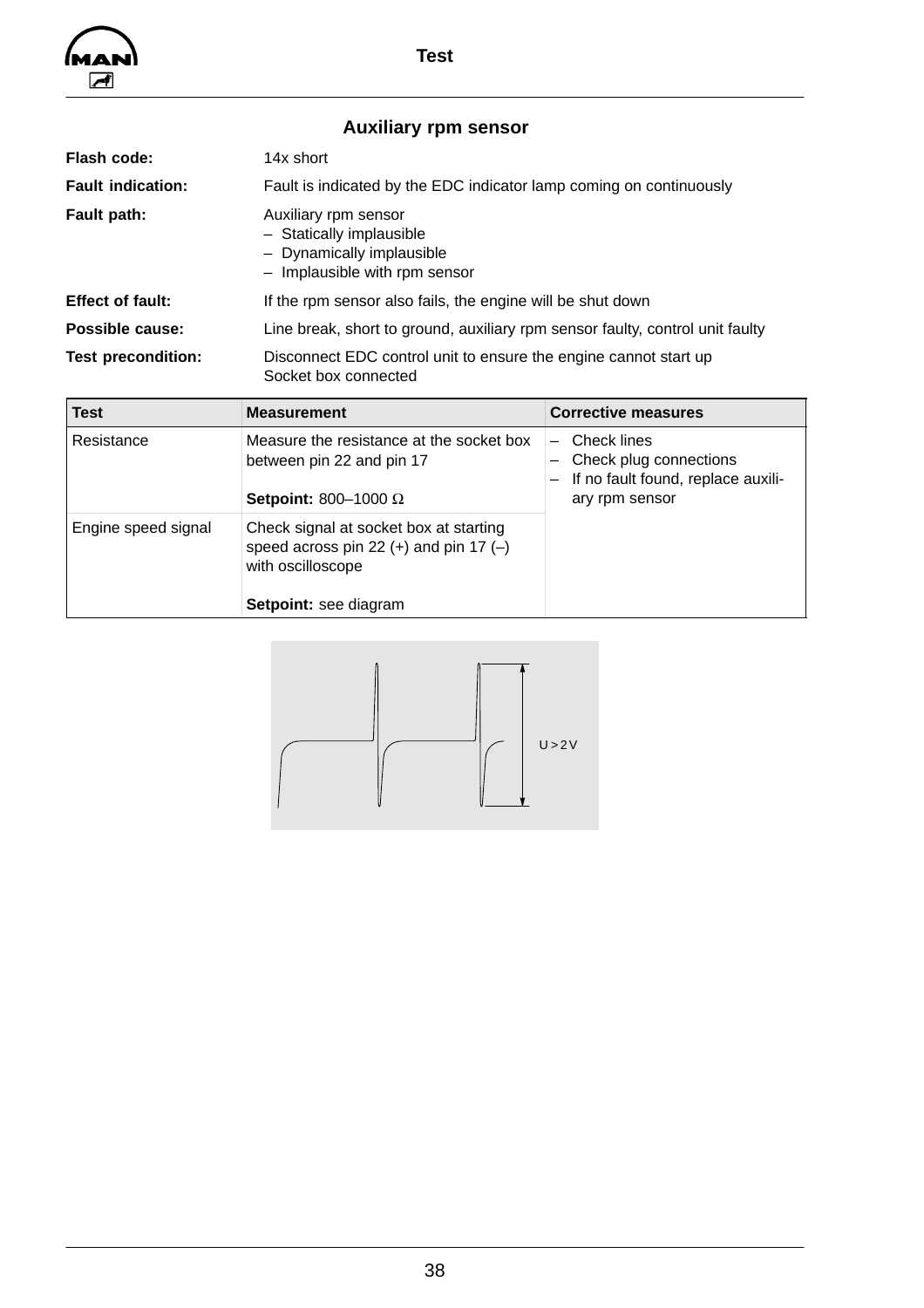## Auxiliary rpm sensor

**Flash code:** 14x short

**Fault indication:** Fault is indicated by the EDC indicator lamp coming on continuously

**Fault path:** Auxiliary rpm sensor
– Statically implausible
– Dynamically implausible
– Implausible with rpm sensor

**Effect of fault:** If the rpm sensor also fails, the engine will be shut down

**Possible cause:** Line break, short to ground, auxiliary rpm sensor faulty, control unit faulty

**Test precondition:** Disconnect EDC control unit to ensure the engine cannot start up
Socket box connected

| Test | Measurement | Corrective measures |
|---|---|---|
| Resistance | Measure the resistance at the socket box between pin 22 and pin 17<br><br>**Setpoint:** 800–1000 Ω | – Check lines<br>– Check plug connections<br>– If no fault found, replace auxiliary rpm sensor |
| Engine speed signal | Check signal at socket box at starting speed across pin 22 (+) and pin 17 (–) with oscilloscope<br><br>**Setpoint:** see diagram | |

U > 2 V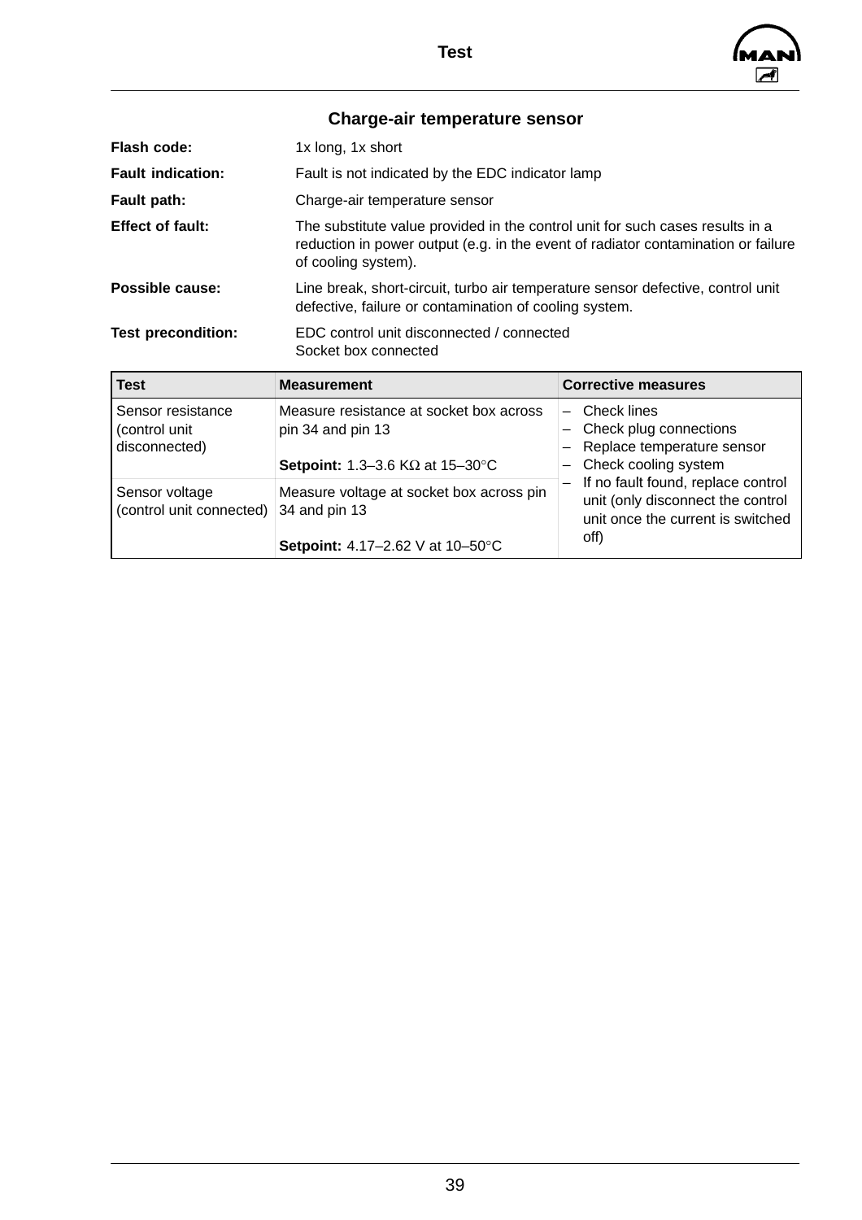## Charge-air temperature sensor

**Flash code:** 1x long, 1x short

**Fault indication:** Fault is not indicated by the EDC indicator lamp

**Fault path:** Charge-air temperature sensor

**Effect of fault:** The substitute value provided in the control unit for such cases results in a reduction in power output (e.g. in the event of radiator contamination or failure of cooling system).

**Possible cause:** Line break, short-circuit, turbo air temperature sensor defective, control unit defective, failure or contamination of cooling system.

**Test precondition:** EDC control unit disconnected / connected
Socket box connected

| Test | Measurement | Corrective measures |
|---|---|---|
| Sensor resistance (control unit disconnected) | Measure resistance at socket box across pin 34 and pin 13<br><br>**Setpoint:** 1.3–3.6 KΩ at 15–30°C | – Check lines<br>– Check plug connections<br>– Replace temperature sensor<br>– Check cooling system<br>– If no fault found, replace control unit (only disconnect the control unit once the current is switched off) |
| Sensor voltage (control unit connected) | Measure voltage at socket box across pin 34 and pin 13<br><br>**Setpoint:** 4.17–2.62 V at 10–50°C | |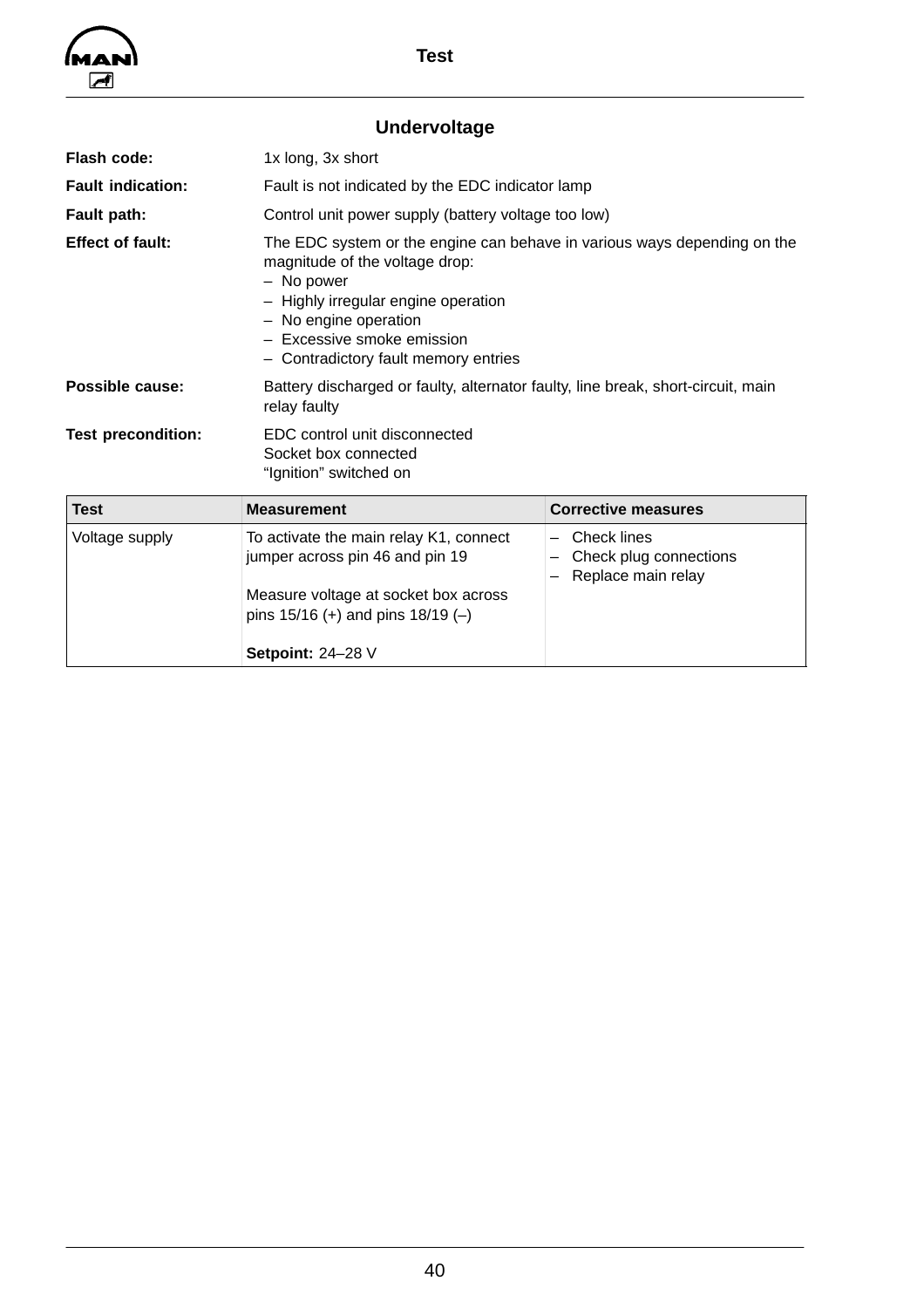## Undervoltage

**Flash code:** 1x long, 3x short

**Fault indication:** Fault is not indicated by the EDC indicator lamp

**Fault path:** Control unit power supply (battery voltage too low)

**Effect of fault:** The EDC system or the engine can behave in various ways depending on the magnitude of the voltage drop:
- No power
- Highly irregular engine operation
- No engine operation
- Excessive smoke emission
- Contradictory fault memory entries

**Possible cause:** Battery discharged or faulty, alternator faulty, line break, short-circuit, main relay faulty

**Test precondition:** EDC control unit disconnected
Socket box connected
“Ignition” switched on

| Test | Measurement | Corrective measures |
| --- | --- | --- |
| Voltage supply | To activate the main relay K1, connect jumper across pin 46 and pin 19<br><br>Measure voltage at socket box across pins 15/16 (+) and pins 18/19 (–)<br><br>**Setpoint:** 24–28 V | – Check lines<br>– Check plug connections<br>– Replace main relay |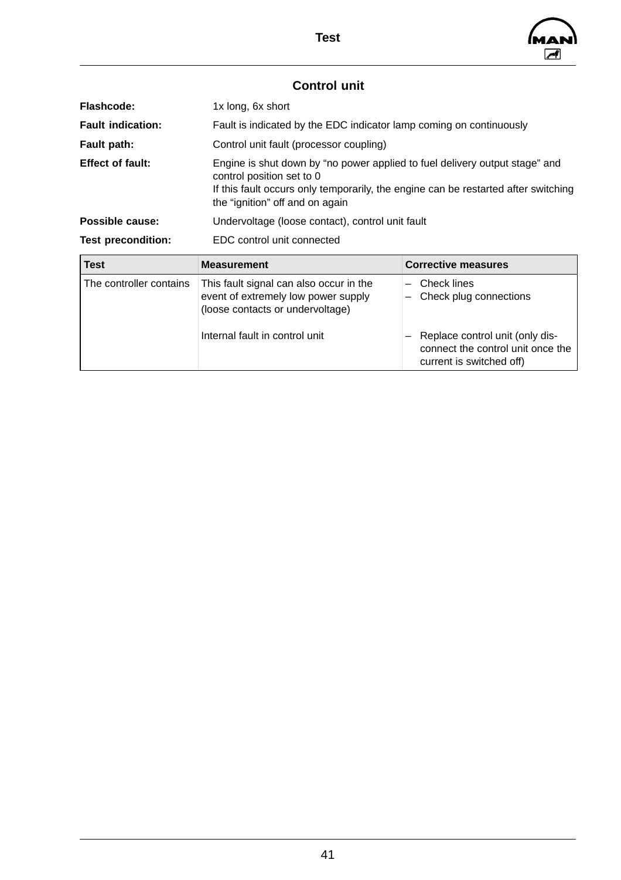## Control unit

**Flashcode:** 1x long, 6x short

**Fault indication:** Fault is indicated by the EDC indicator lamp coming on continuously

**Fault path:** Control unit fault (processor coupling)

**Effect of fault:** Engine is shut down by “no power applied to fuel delivery output stage” and control position set to 0
If this fault occurs only temporarily, the engine can be restarted after switching the “ignition” off and on again

**Possible cause:** Undervoltage (loose contact), control unit fault

**Test precondition:** EDC control unit connected

| Test | Measurement | Corrective measures |
|---|---|---|
| The controller contains | This fault signal can also occur in the event of extremely low power supply (loose contacts or undervoltage) | – Check lines<br>– Check plug connections |
| | Internal fault in control unit | – Replace control unit (only dis-connect the control unit once the current is switched off) |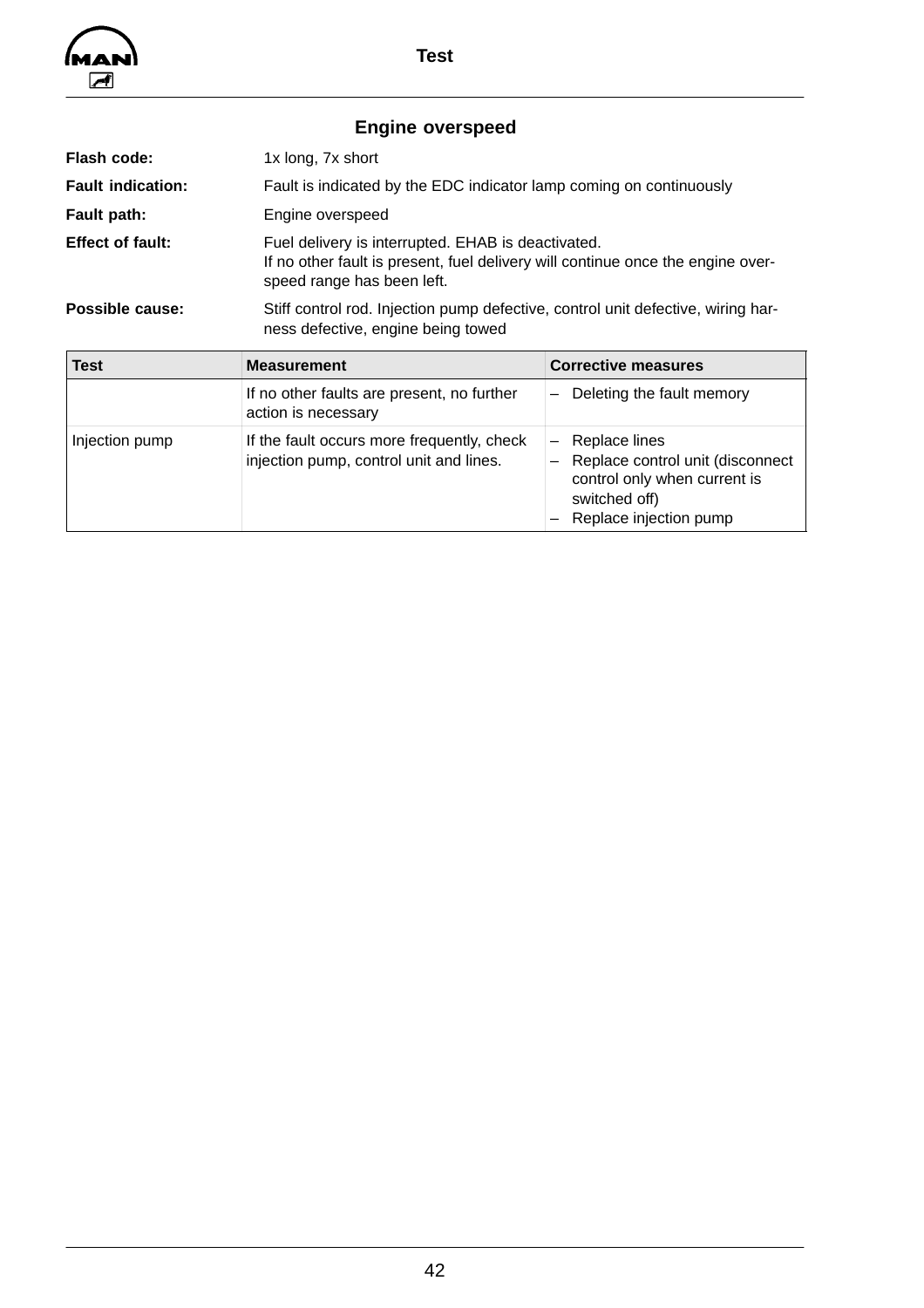## Engine overspeed

**Flash code:** 1x long, 7x short

**Fault indication:** Fault is indicated by the EDC indicator lamp coming on continuously

**Fault path:** Engine overspeed

**Effect of fault:** Fuel delivery is interrupted. EHAB is deactivated.
If no other fault is present, fuel delivery will continue once the engine overspeed range has been left.

**Possible cause:** Stiff control rod. Injection pump defective, control unit defective, wiring harness defective, engine being towed

| Test | Measurement | Corrective measures |
|---|---|---|
| | If no other faults are present, no further action is necessary | – Deleting the fault memory |
| Injection pump | If the fault occurs more frequently, check injection pump, control unit and lines. | – Replace lines<br>– Replace control unit (disconnect control only when current is switched off)<br>– Replace injection pump |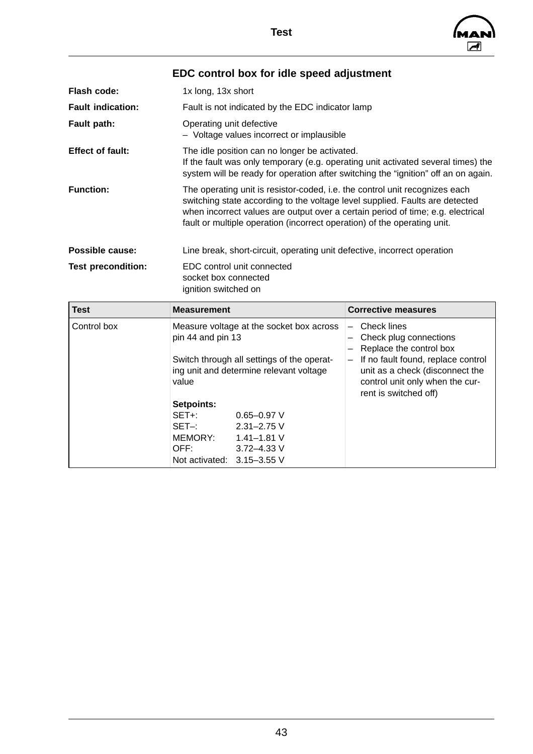## EDC control box for idle speed adjustment

**Flash code:** 1x long, 13x short

**Fault indication:** Fault is not indicated by the EDC indicator lamp

**Fault path:** Operating unit defective
– Voltage values incorrect or implausible

**Effect of fault:** The idle position can no longer be activated.
If the fault was only temporary (e.g. operating unit activated several times) the system will be ready for operation after switching the “ignition” off an on again.

**Function:** The operating unit is resistor-coded, i.e. the control unit recognizes each switching state according to the voltage level supplied. Faults are detected when incorrect values are output over a certain period of time; e.g. electrical fault or multiple operation (incorrect operation) of the operating unit.

**Possible cause:** Line break, short-circuit, operating unit defective, incorrect operation

**Test precondition:** EDC control unit connected
socket box connected
ignition switched on

| Test | Measurement | Corrective measures |
|---|---|---|
| Control box | Measure voltage at the socket box across pin 44 and pin 13<br><br>Switch through all settings of the operating unit and determine relevant voltage value<br><br>**Setpoints:**<br>SET+: 0.65–0.97 V<br>SET–: 2.31–2.75 V<br>MEMORY: 1.41–1.81 V<br>OFF: 3.72–4.33 V<br>Not activated: 3.15–3.55 V | – Check lines<br>– Check plug connections<br>– Replace the control box<br>– If no fault found, replace control unit as a check (disconnect the control unit only when the current is switched off) |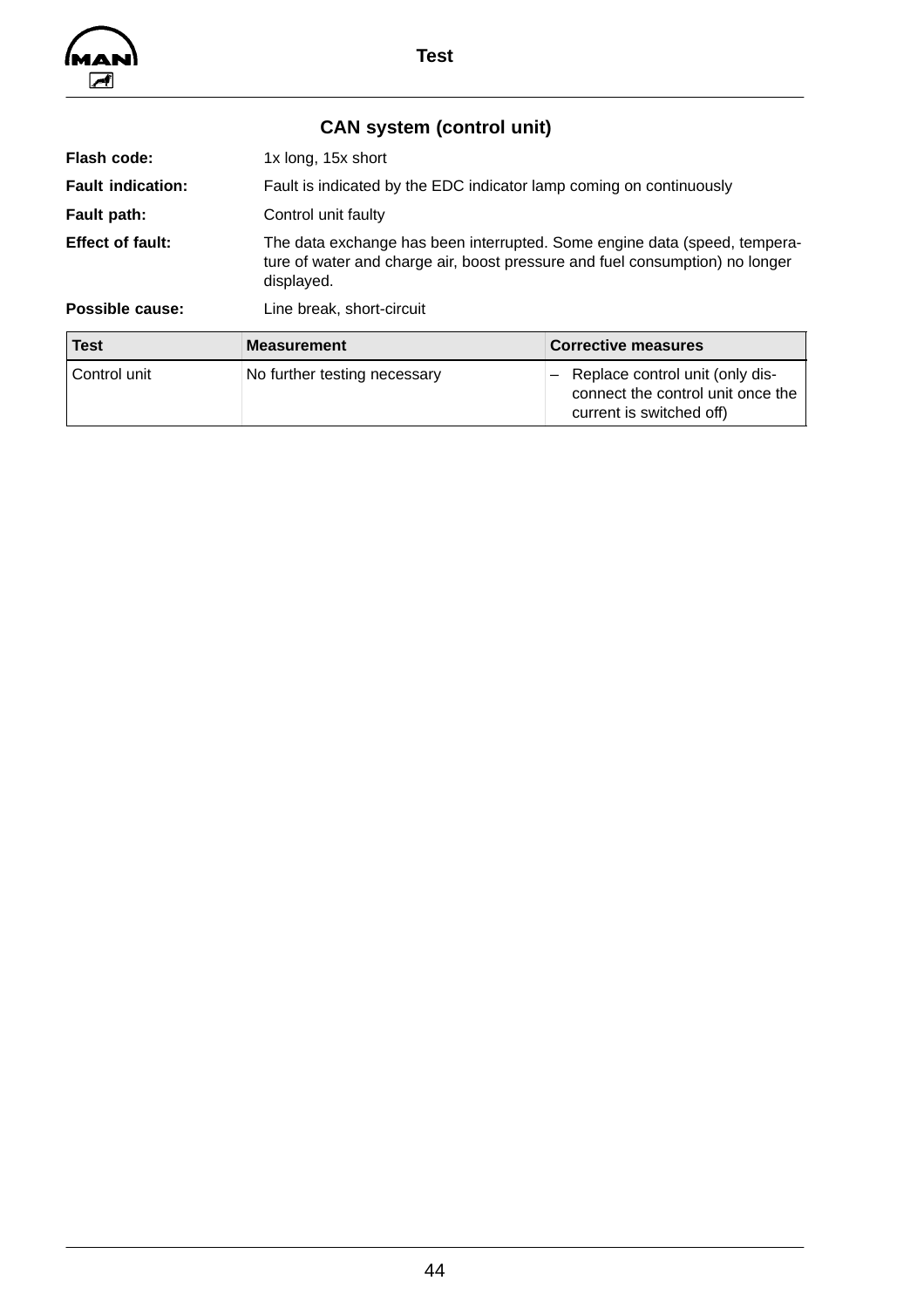## CAN system (control unit)

**Flash code:** 1x long, 15x short

**Fault indication:** Fault is indicated by the EDC indicator lamp coming on continuously

**Fault path:** Control unit faulty

**Effect of fault:** The data exchange has been interrupted. Some engine data (speed, temperature of water and charge air, boost pressure and fuel consumption) no longer displayed.

**Possible cause:** Line break, short-circuit

| Test | Measurement | Corrective measures |
|---|---|---|
| Control unit | No further testing necessary | – Replace control unit (only disconnect the control unit once the current is switched off) |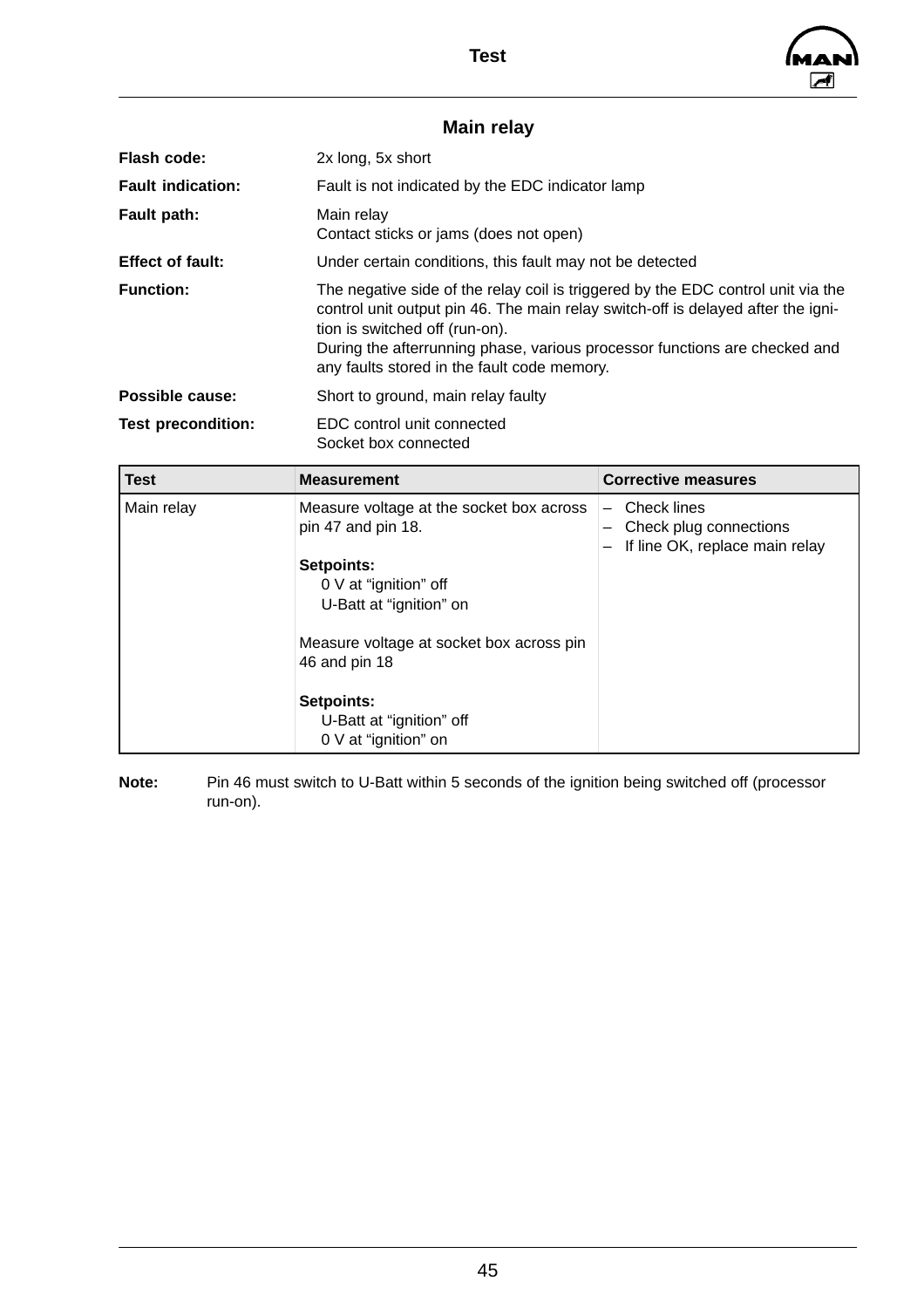## Main relay

**Flash code:** 2x long, 5x short

**Fault indication:** Fault is not indicated by the EDC indicator lamp

**Fault path:** Main relay
Contact sticks or jams (does not open)

**Effect of fault:** Under certain conditions, this fault may not be detected

**Function:** The negative side of the relay coil is triggered by the EDC control unit via the control unit output pin 46. The main relay switch-off is delayed after the ignition is switched off (run-on).
During the afterrunning phase, various processor functions are checked and any faults stored in the fault code memory.

**Possible cause:** Short to ground, main relay faulty

**Test precondition:** EDC control unit connected
Socket box connected

| Test | Measurement | Corrective measures |
|---|---|---|
| Main relay | Measure voltage at the socket box across pin 47 and pin 18.<br><br>**Setpoints:**<br>0 V at “ignition” off<br>U-Batt at “ignition” on<br><br>Measure voltage at socket box across pin 46 and pin 18<br><br>**Setpoints:**<br>U-Batt at “ignition” off<br>0 V at “ignition” on | – Check lines<br>– Check plug connections<br>– If line OK, replace main relay |

**Note:** Pin 46 must switch to U-Batt within 5 seconds of the ignition being switched off (processor run-on).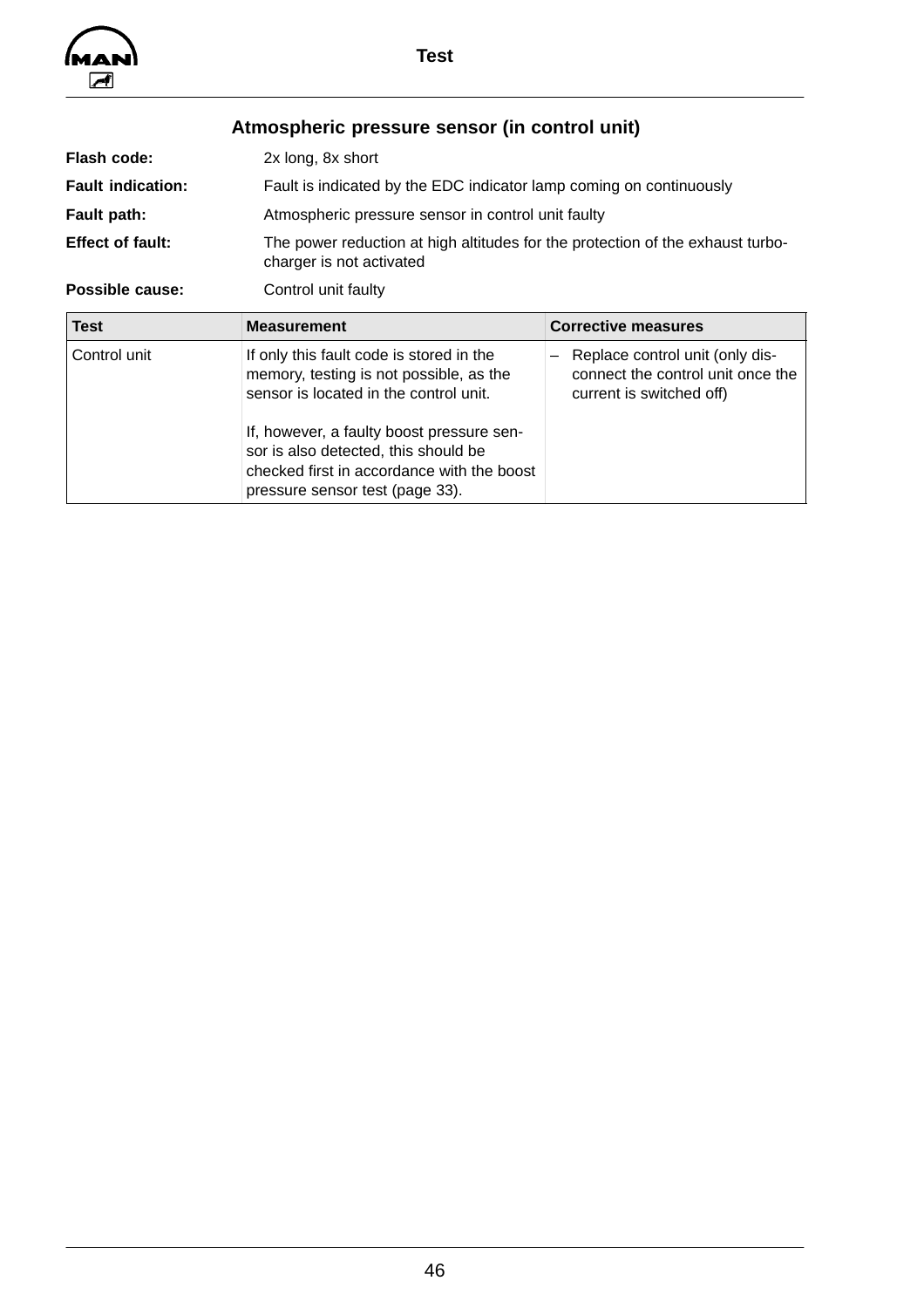## Atmospheric pressure sensor (in control unit)

**Flash code:** 2x long, 8x short

**Fault indication:** Fault is indicated by the EDC indicator lamp coming on continuously

**Fault path:** Atmospheric pressure sensor in control unit faulty

**Effect of fault:** The power reduction at high altitudes for the protection of the exhaust turbo-charger is not activated

**Possible cause:** Control unit faulty

| Test | Measurement | Corrective measures |
|---|---|---|
| Control unit | If only this fault code is stored in the memory, testing is not possible, as the sensor is located in the control unit.<br><br>If, however, a faulty boost pressure sensor is also detected, this should be checked first in accordance with the boost pressure sensor test (page 33). | – Replace control unit (only disconnect the control unit once the current is switched off) |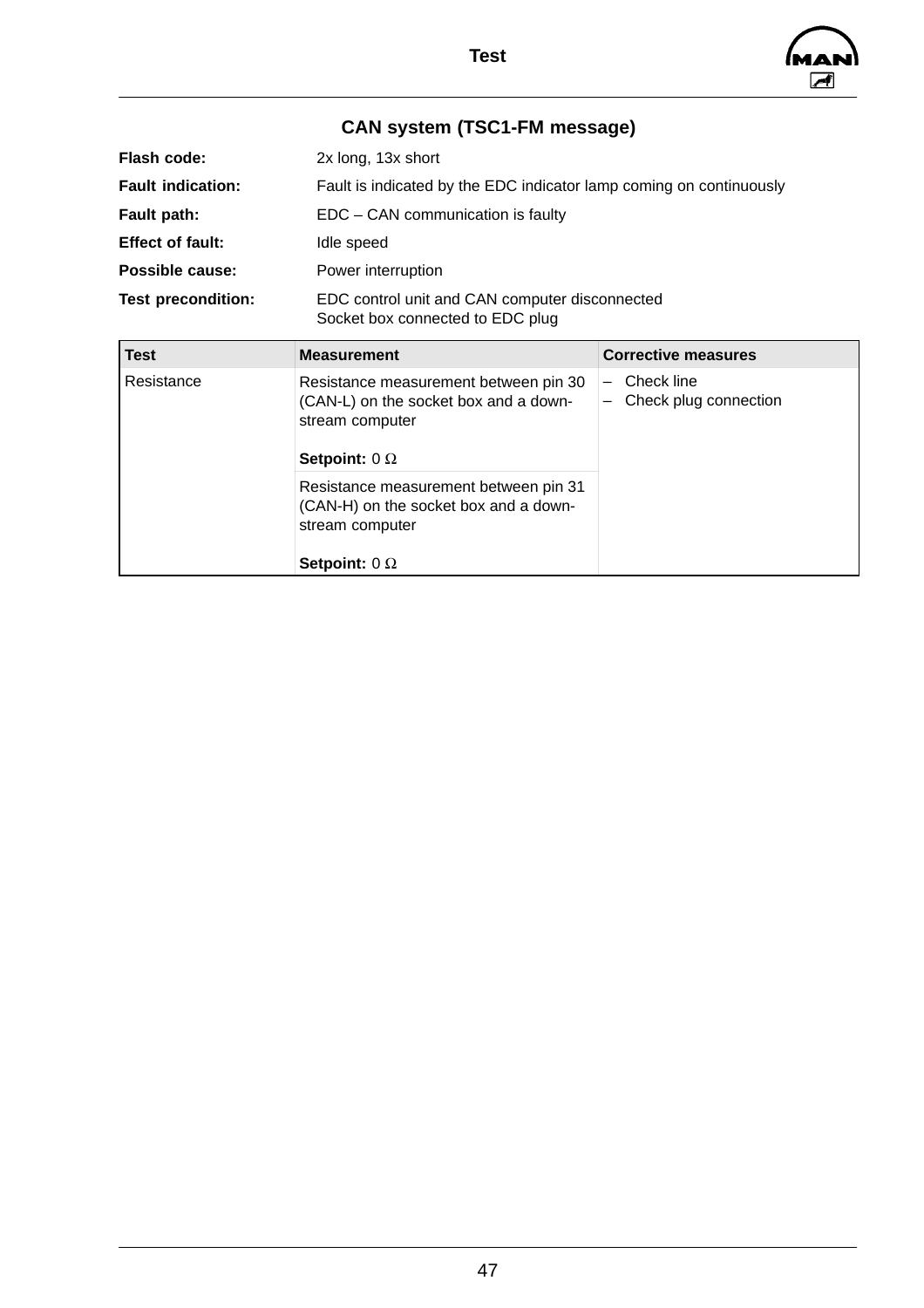## CAN system (TSC1-FM message)

**Flash code:** 2x long, 13x short

**Fault indication:** Fault is indicated by the EDC indicator lamp coming on continuously

**Fault path:** EDC – CAN communication is faulty

**Effect of fault:** Idle speed

**Possible cause:** Power interruption

**Test precondition:** EDC control unit and CAN computer disconnected
Socket box connected to EDC plug

| Test | Measurement | Corrective measures |
|---|---|---|
| Resistance | Resistance measurement between pin 30 (CAN-L) on the socket box and a down-stream computer<br><br>**Setpoint:** 0 Ω | – Check line<br>– Check plug connection |
| | Resistance measurement between pin 31 (CAN-H) on the socket box and a down-stream computer<br><br>**Setpoint:** 0 Ω | |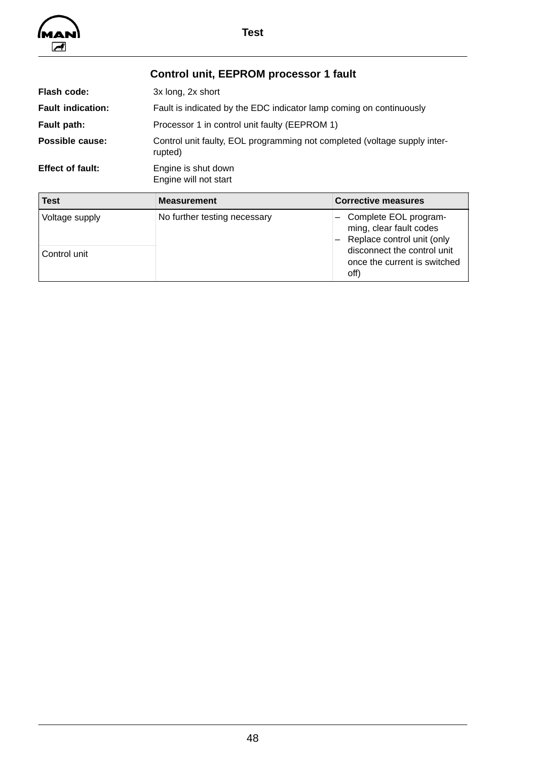## Control unit, EEPROM processor 1 fault

**Flash code:** 3x long, 2x short

**Fault indication:** Fault is indicated by the EDC indicator lamp coming on continuously

**Fault path:** Processor 1 in control unit faulty (EEPROM 1)

**Possible cause:** Control unit faulty, EOL programming not completed (voltage supply interrupted)

**Effect of fault:** Engine is shut down
Engine will not start

| Test | Measurement | Corrective measures |
| --- | --- | --- |
| Voltage supply | No further testing necessary | – Complete EOL programming, clear fault codes<br>– Replace control unit (only disconnect the control unit once the current is switched off) |
| Control unit | | |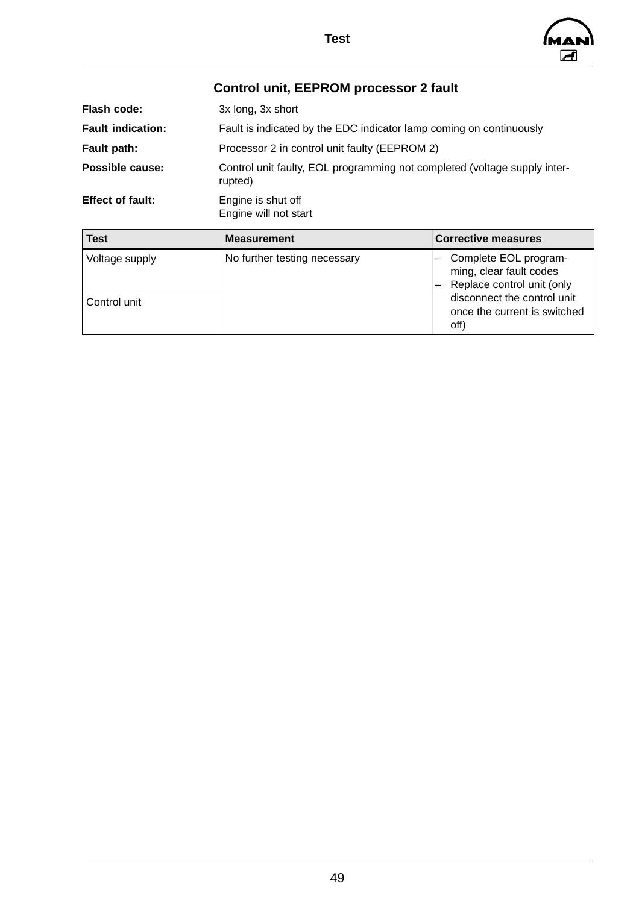## Control unit, EEPROM processor 2 fault

**Flash code:** 3x long, 3x short

**Fault indication:** Fault is indicated by the EDC indicator lamp coming on continuously

**Fault path:** Processor 2 in control unit faulty (EEPROM 2)

**Possible cause:** Control unit faulty, EOL programming not completed (voltage supply interrupted)

**Effect of fault:** Engine is shut off
Engine will not start

| Test | Measurement | Corrective measures |
|---|---|---|
| Voltage supply | No further testing necessary | – Complete EOL programming, clear fault codes<br>– Replace control unit (only disconnect the control unit once the current is switched off) |
| Control unit | | |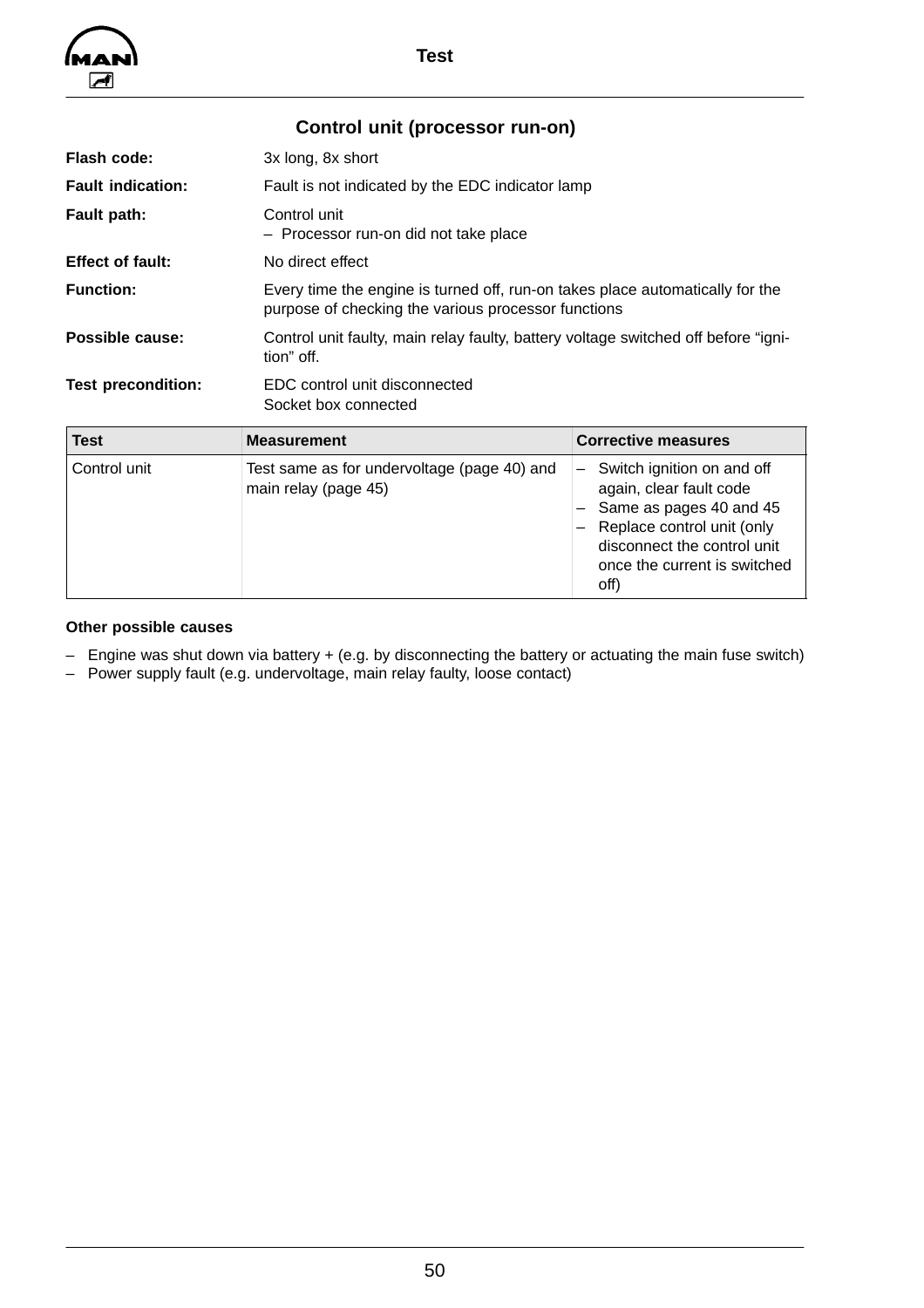## Control unit (processor run-on)

**Flash code:** 3x long, 8x short

**Fault indication:** Fault is not indicated by the EDC indicator lamp

**Fault path:** Control unit
– Processor run-on did not take place

**Effect of fault:** No direct effect

**Function:** Every time the engine is turned off, run-on takes place automatically for the purpose of checking the various processor functions

**Possible cause:** Control unit faulty, main relay faulty, battery voltage switched off before “ignition” off.

**Test precondition:** EDC control unit disconnected
Socket box connected

| Test | Measurement | Corrective measures |
| --- | --- | --- |
| Control unit | Test same as for undervoltage (page 40) and main relay (page 45) | – Switch ignition on and off again, clear fault code<br>– Same as pages 40 and 45<br>– Replace control unit (only disconnect the control unit once the current is switched off) |

**Other possible causes**

– Engine was shut down via battery + (e.g. by disconnecting the battery or actuating the main fuse switch)
– Power supply fault (e.g. undervoltage, main relay faulty, loose contact)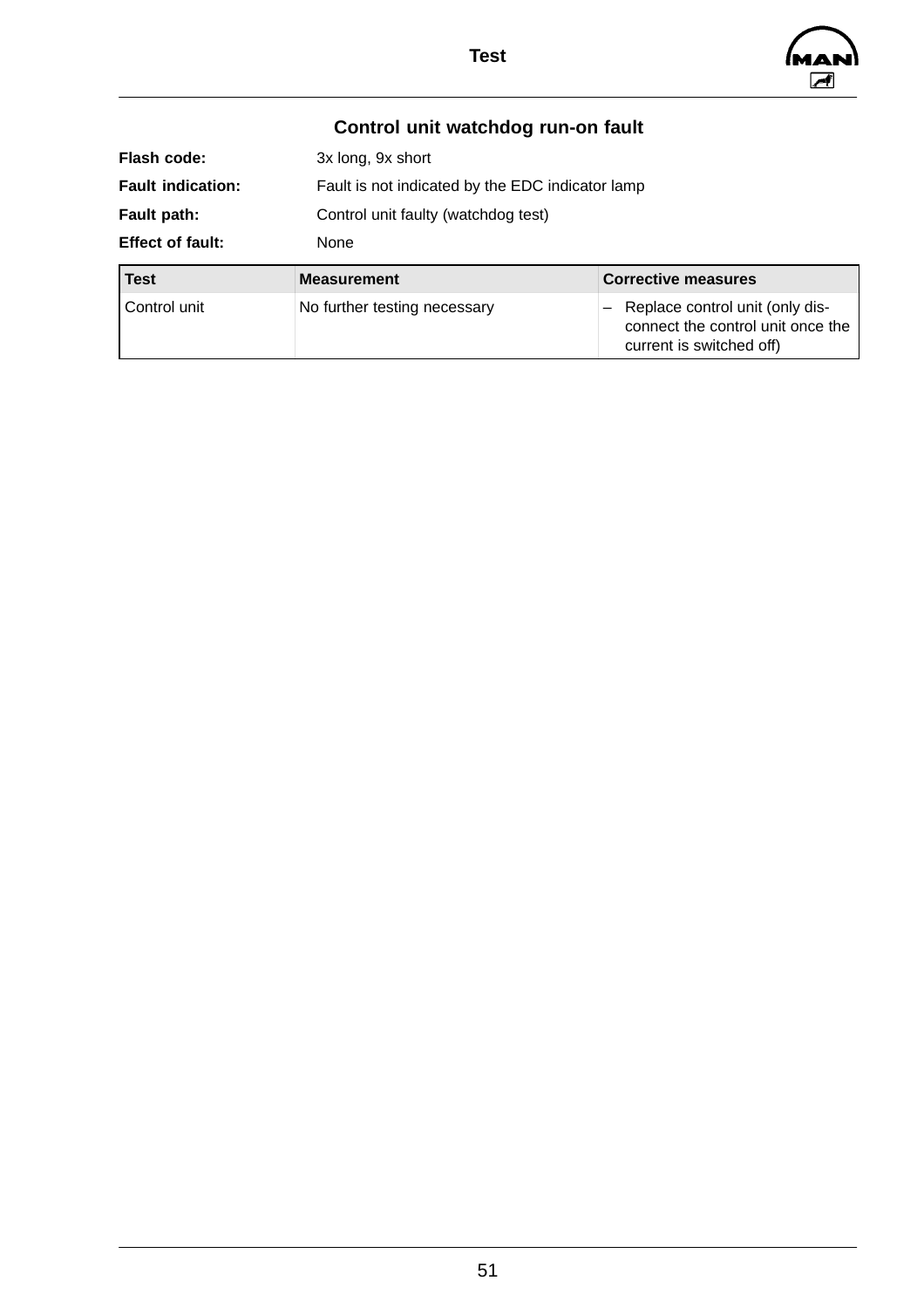## Control unit watchdog run-on fault

**Flash code:** 3x long, 9x short

**Fault indication:** Fault is not indicated by the EDC indicator lamp

**Fault path:** Control unit faulty (watchdog test)

**Effect of fault:** None

| Test | Measurement | Corrective measures |
| --- | --- | --- |
| Control unit | No further testing necessary | – Replace control unit (only disconnect the control unit once the current is switched off) |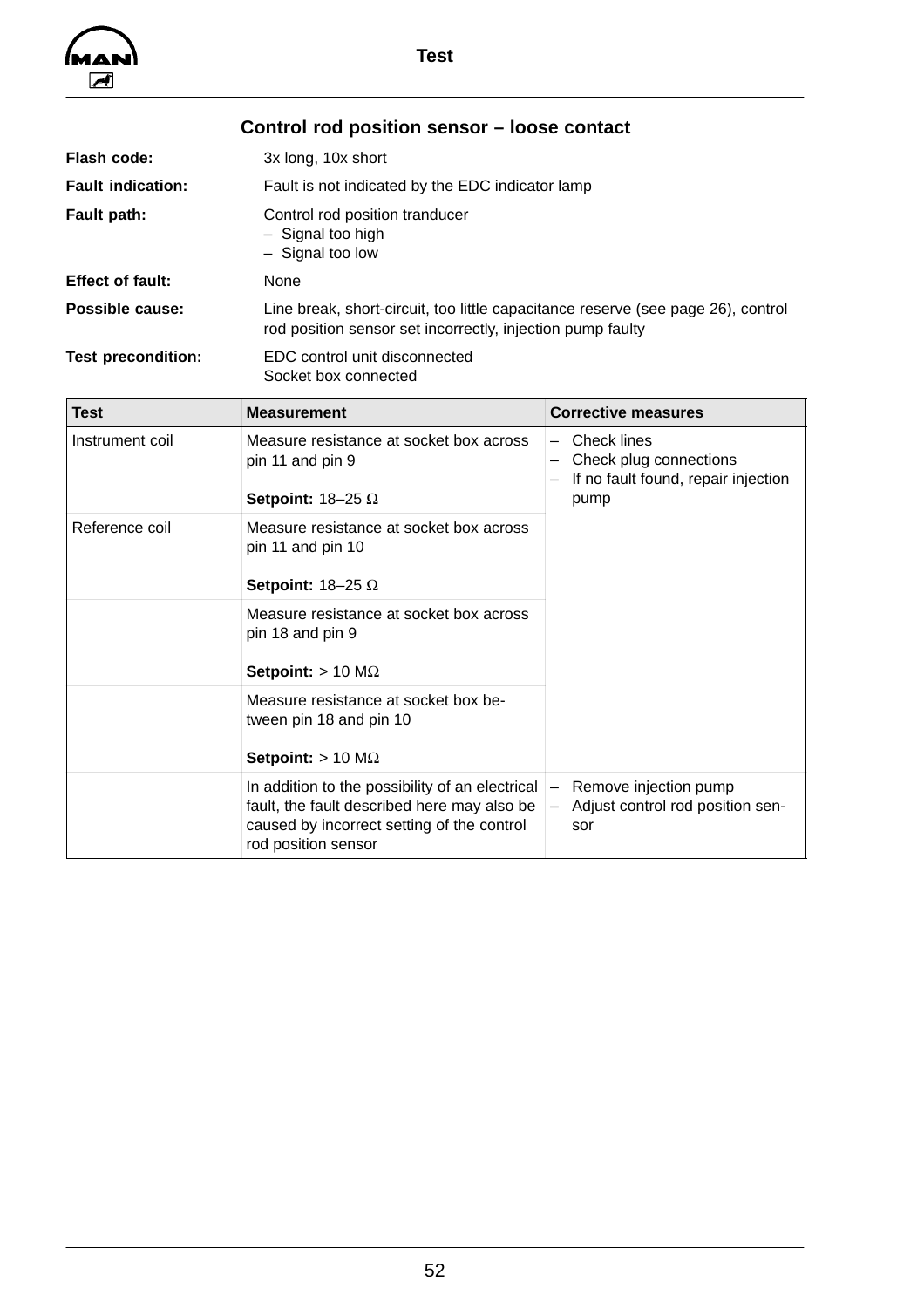## Control rod position sensor – loose contact

**Flash code:** 3x long, 10x short

**Fault indication:** Fault is not indicated by the EDC indicator lamp

**Fault path:** Control rod position tranducer
- Signal too high
- Signal too low

**Effect of fault:** None

**Possible cause:** Line break, short-circuit, too little capacitance reserve (see page 26), control rod position sensor set incorrectly, injection pump faulty

**Test precondition:** EDC control unit disconnected
Socket box connected

| Test | Measurement | Corrective measures |
|---|---|---|
| Instrument coil | Measure resistance at socket box across pin 11 and pin 9<br><br>**Setpoint:** 18–25 Ω | – Check lines<br>– Check plug connections<br>– If no fault found, repair injection pump |
| Reference coil | Measure resistance at socket box across pin 11 and pin 10<br><br>**Setpoint:** 18–25 Ω | |
| | Measure resistance at socket box across pin 18 and pin 9<br><br>**Setpoint:** > 10 MΩ | |
| | Measure resistance at socket box between pin 18 and pin 10<br><br>**Setpoint:** > 10 MΩ | |
| | In addition to the possibility of an electrical fault, the fault described here may also be caused by incorrect setting of the control rod position sensor | – Remove injection pump<br>– Adjust control rod position sensor |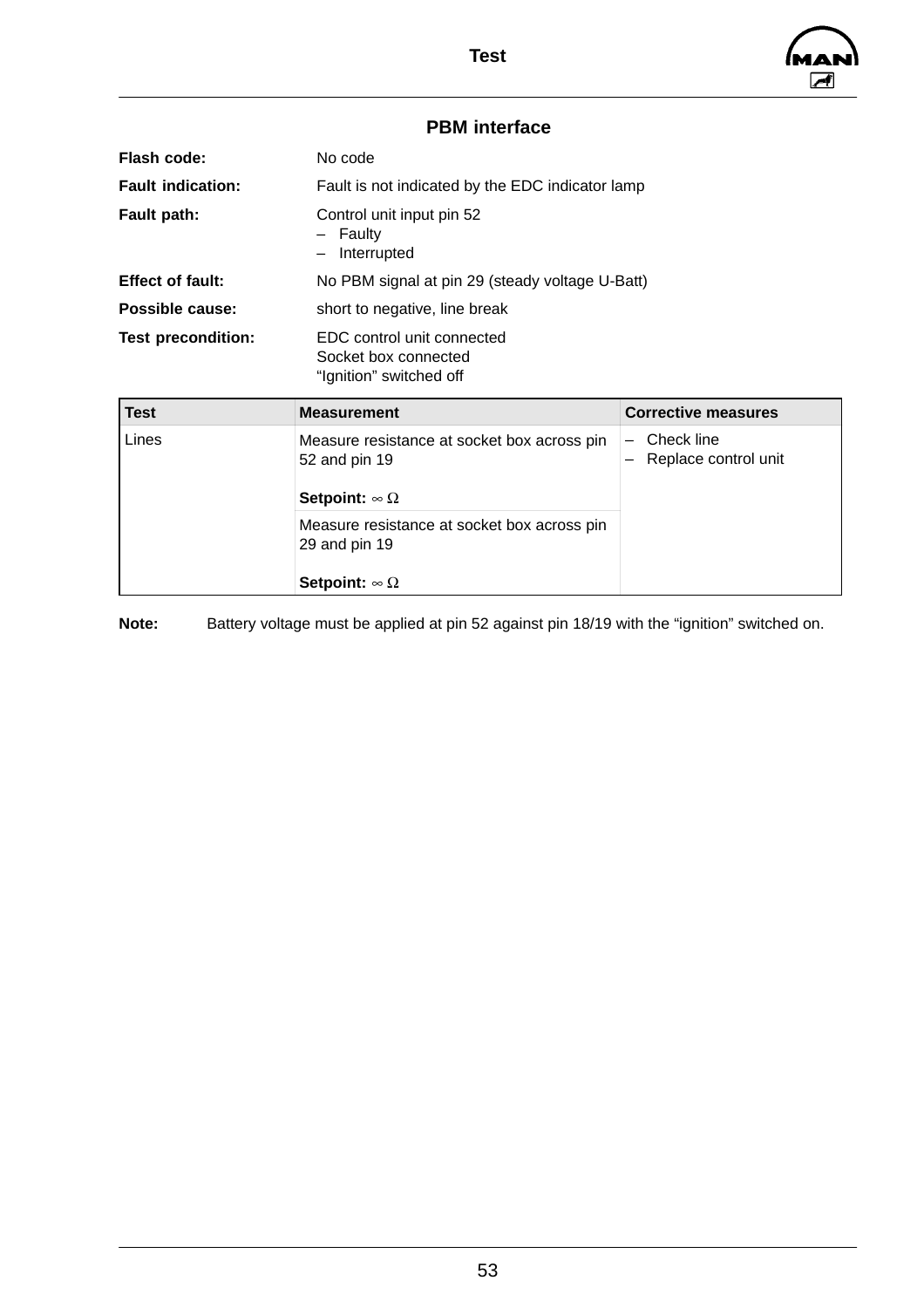## PBM interface

**Flash code:** No code

**Fault indication:** Fault is not indicated by the EDC indicator lamp

**Fault path:** Control unit input pin 52
- Faulty
- Interrupted

**Effect of fault:** No PBM signal at pin 29 (steady voltage U-Batt)

**Possible cause:** short to negative, line break

**Test precondition:** EDC control unit connected
Socket box connected
“Ignition” switched off

| Test | Measurement | Corrective measures |
|---|---|---|
| Lines | Measure resistance at socket box across pin 52 and pin 19<br><br>**Setpoint:** $\infty\ \Omega$ | – Check line<br>– Replace control unit |
| | Measure resistance at socket box across pin 29 and pin 19<br><br>**Setpoint:** $\infty\ \Omega$ | |

**Note:** Battery voltage must be applied at pin 52 against pin 18/19 with the “ignition” switched on.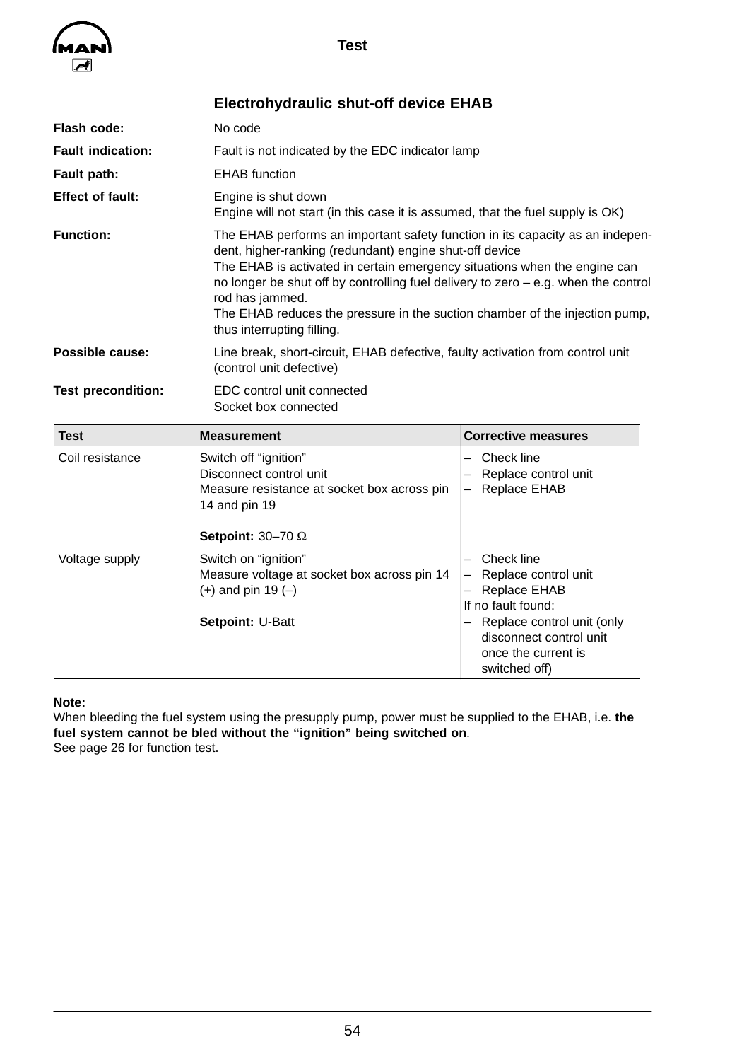## Electrohydraulic shut-off device EHAB

**Flash code:** No code

**Fault indication:** Fault is not indicated by the EDC indicator lamp

**Fault path:** EHAB function

**Effect of fault:** Engine is shut down
Engine will not start (in this case it is assumed, that the fuel supply is OK)

**Function:** The EHAB performs an important safety function in its capacity as an independent, higher-ranking (redundant) engine shut-off device
The EHAB is activated in certain emergency situations when the engine can no longer be shut off by controlling fuel delivery to zero – e.g. when the control rod has jammed.
The EHAB reduces the pressure in the suction chamber of the injection pump, thus interrupting filling.

**Possible cause:** Line break, short-circuit, EHAB defective, faulty activation from control unit (control unit defective)

**Test precondition:** EDC control unit connected
Socket box connected

| Test | Measurement | Corrective measures |
| --- | --- | --- |
| Coil resistance | Switch off "ignition"<br>Disconnect control unit<br>Measure resistance at socket box across pin 14 and pin 19<br><br>**Setpoint:** 30–70 Ω | – Check line<br>– Replace control unit<br>– Replace EHAB |
| Voltage supply | Switch on "ignition"<br>Measure voltage at socket box across pin 14 (+) and pin 19 (–)<br><br>**Setpoint:** U-Batt | – Check line<br>– Replace control unit<br>– Replace EHAB<br>If no fault found:<br>– Replace control unit (only disconnect control unit once the current is switched off) |

**Note:**
When bleeding the fuel system using the presupply pump, power must be supplied to the EHAB, i.e. **the fuel system cannot be bled without the "ignition" being switched on**.
See page 26 for function test.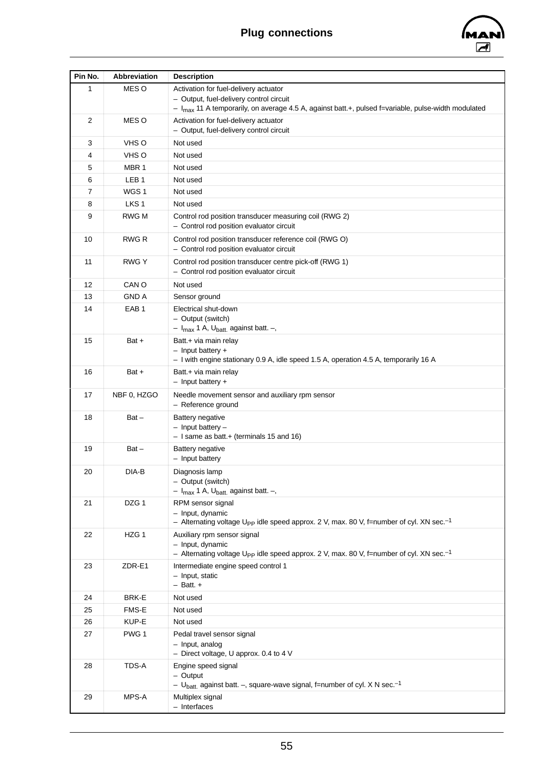# Plug connections

| Pin No. | Abbreviation | Description |
|---|---|---|
| 1 | MES O | Activation for fuel-delivery actuator<br>– Output, fuel-delivery control circuit<br>– $I_{max}$ 11 A temporarily, on average 4.5 A, against batt.+, pulsed f=variable, pulse-width modulated |
| 2 | MES O | Activation for fuel-delivery actuator<br>– Output, fuel-delivery control circuit |
| 3 | VHS O | Not used |
| 4 | VHS O | Not used |
| 5 | MBR 1 | Not used |
| 6 | LEB 1 | Not used |
| 7 | WGS 1 | Not used |
| 8 | LKS 1 | Not used |
| 9 | RWG M | Control rod position transducer measuring coil (RWG 2)<br>– Control rod position evaluator circuit |
| 10 | RWG R | Control rod position transducer reference coil (RWG O)<br>– Control rod position evaluator circuit |
| 11 | RWG Y | Control rod position transducer centre pick-off (RWG 1)<br>– Control rod position evaluator circuit |
| 12 | CAN O | Not used |
| 13 | GND A | Sensor ground |
| 14 | EAB 1 | Electrical shut-down<br>– Output (switch)<br>– $I_{max}$ 1 A, $U_{batt.}$ against batt. –, |
| 15 | Bat + | Batt.+ via main relay<br>– Input battery +<br>– I with engine stationary 0.9 A, idle speed 1.5 A, operation 4.5 A, temporarily 16 A |
| 16 | Bat + | Batt.+ via main relay<br>– Input battery + |
| 17 | NBF 0, HZGO | Needle movement sensor and auxiliary rpm sensor<br>– Reference ground |
| 18 | Bat – | Battery negative<br>– Input battery –<br>– I same as batt.+ (terminals 15 and 16) |
| 19 | Bat – | Battery negative<br>– Input battery |
| 20 | DIA-B | Diagnosis lamp<br>– Output (switch)<br>– $I_{max}$ 1 A, $U_{batt.}$ against batt. –, |
| 21 | DZG 1 | RPM sensor signal<br>– Input, dynamic<br>– Alternating voltage $U_{PP}$ idle speed approx. 2 V, max. 80 V, f=number of cyl. XN $sec.^{-1}$ |
| 22 | HZG 1 | Auxiliary rpm sensor signal<br>– Input, dynamic<br>– Alternating voltage $U_{PP}$ idle speed approx. 2 V, max. 80 V, f=number of cyl. XN $sec.^{-1}$ |
| 23 | ZDR-E1 | Intermediate engine speed control 1<br>– Input, static<br>– Batt. + |
| 24 | BRK-E | Not used |
| 25 | FMS-E | Not used |
| 26 | KUP-E | Not used |
| 27 | PWG 1 | Pedal travel sensor signal<br>– Input, analog<br>– Direct voltage, U approx. 0.4 to 4 V |
| 28 | TDS-A | Engine speed signal<br>– Output<br>– $U_{batt.}$ against batt. –, square-wave signal, f=number of cyl. X N $sec.^{-1}$ |
| 29 | MPS-A | Multiplex signal<br>– Interfaces |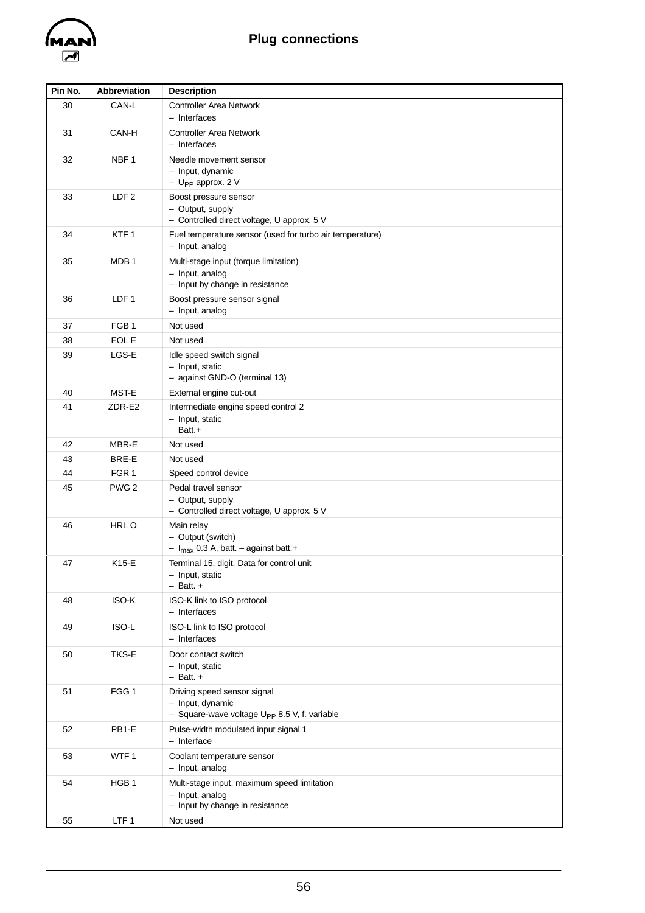## Plug connections

| Pin No. | Abbreviation | Description |
|---|---|---|
| 30 | CAN-L | Controller Area Network<br>– Interfaces |
| 31 | CAN-H | Controller Area Network<br>– Interfaces |
| 32 | NBF 1 | Needle movement sensor<br>– Input, dynamic<br>– $U_{PP}$ approx. 2 V |
| 33 | LDF 2 | Boost pressure sensor<br>– Output, supply<br>– Controlled direct voltage, U approx. 5 V |
| 34 | KTF 1 | Fuel temperature sensor (used for turbo air temperature)<br>– Input, analog |
| 35 | MDB 1 | Multi-stage input (torque limitation)<br>– Input, analog<br>– Input by change in resistance |
| 36 | LDF 1 | Boost pressure sensor signal<br>– Input, analog |
| 37 | FGB 1 | Not used |
| 38 | EOL E | Not used |
| 39 | LGS-E | Idle speed switch signal<br>– Input, static<br>– against GND-O (terminal 13) |
| 40 | MST-E | External engine cut-out |
| 41 | ZDR-E2 | Intermediate engine speed control 2<br>– Input, static<br>Batt.+ |
| 42 | MBR-E | Not used |
| 43 | BRE-E | Not used |
| 44 | FGR 1 | Speed control device |
| 45 | PWG 2 | Pedal travel sensor<br>– Output, supply<br>– Controlled direct voltage, U approx. 5 V |
| 46 | HRL O | Main relay<br>– Output (switch)<br>– $I_{max}$ 0.3 A, batt. – against batt.+ |
| 47 | K15-E | Terminal 15, digit. Data for control unit<br>– Input, static<br>– Batt. + |
| 48 | ISO-K | ISO-K link to ISO protocol<br>– Interfaces |
| 49 | ISO-L | ISO-L link to ISO protocol<br>– Interfaces |
| 50 | TKS-E | Door contact switch<br>– Input, static<br>– Batt. + |
| 51 | FGG 1 | Driving speed sensor signal<br>– Input, dynamic<br>– Square-wave voltage $U_{PP}$ 8.5 V, f. variable |
| 52 | PB1-E | Pulse-width modulated input signal 1<br>– Interface |
| 53 | WTF 1 | Coolant temperature sensor<br>– Input, analog |
| 54 | HGB 1 | Multi-stage input, maximum speed limitation<br>– Input, analog<br>– Input by change in resistance |
| 55 | LTF 1 | Not used |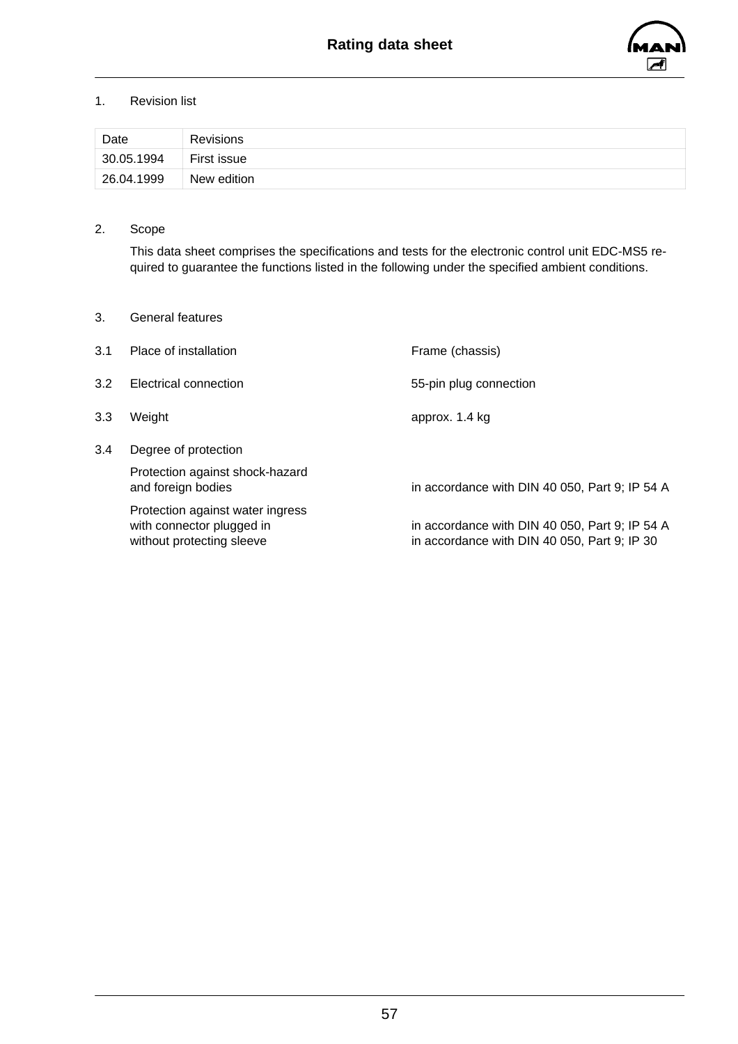# Rating data sheet

1. Revision list

| Date | Revisions |
| --- | --- |
| 30.05.1994 | First issue |
| 26.04.1999 | New edition |

2. Scope

   This data sheet comprises the specifications and tests for the electronic control unit EDC-MS5 required to guarantee the functions listed in the following under the specified ambient conditions.

3. General features

3.1 Place of installation — Frame (chassis)

3.2 Electrical connection — 55-pin plug connection

3.3 Weight — approx. 1.4 kg

3.4 Degree of protection

| | |
| --- | --- |
| Protection against shock-hazard and foreign bodies | in accordance with DIN 40 050, Part 9; IP 54 A |
| Protection against water ingress with connector plugged in | in accordance with DIN 40 050, Part 9; IP 54 A |
| without protecting sleeve | in accordance with DIN 40 050, Part 9; IP 30 |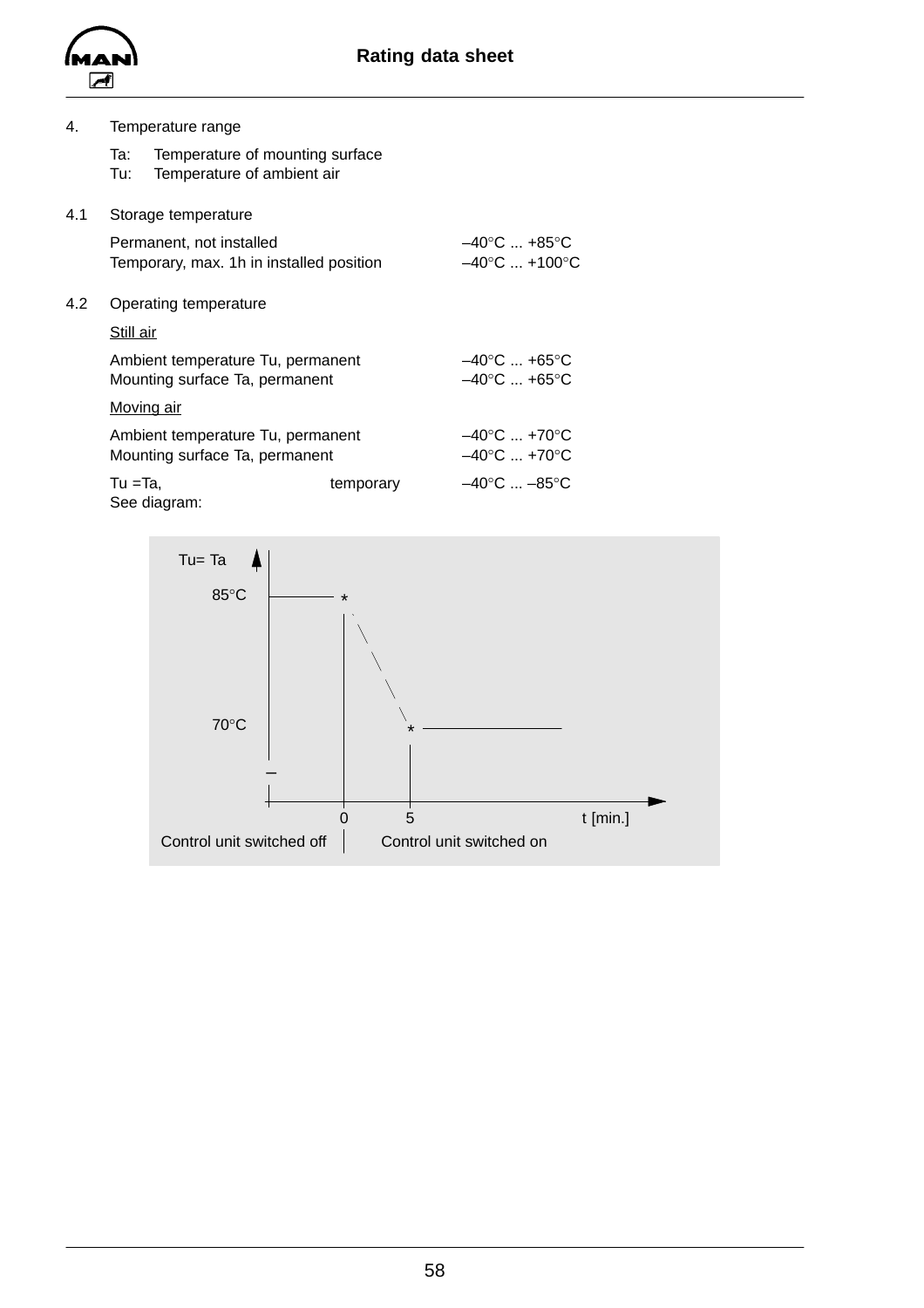## 4. Temperature range

Ta: Temperature of mounting surface
Tu: Temperature of ambient air

### 4.1 Storage temperature

| | |
|---|---|
| Permanent, not installed | –40°C ... +85°C |
| Temporary, max. 1h in installed position | –40°C ... +100°C |

### 4.2 Operating temperature

Still air

| | |
|---|---|
| Ambient temperature Tu, permanent | –40°C ... +65°C |
| Mounting surface Ta, permanent | –40°C ... +65°C |

Moving air

| | |
|---|---|
| Ambient temperature Tu, permanent | –40°C ... +70°C |
| Mounting surface Ta, permanent | –40°C ... +70°C |

Tu =Ta, temporary –40°C ... –85°C
See diagram:

Tu= Ta
85°C
70°C
0
5
t [min.]
Control unit switched off
Control unit switched on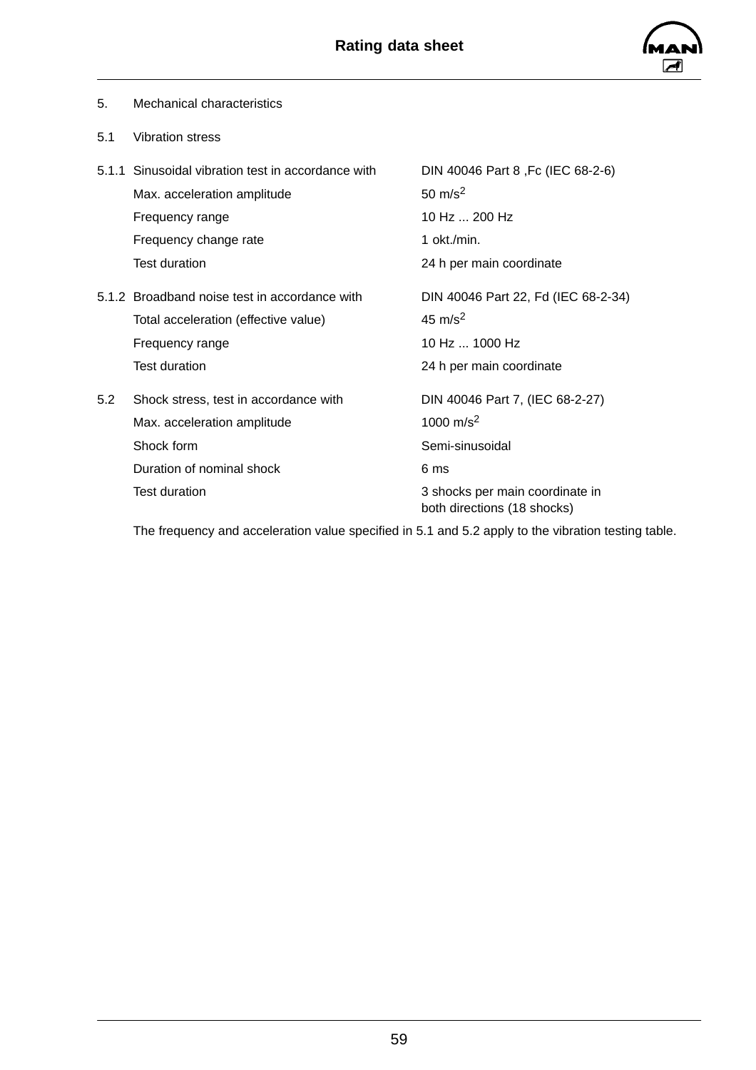# 5. Mechanical characteristics

## 5.1 Vibration stress

### 5.1.1 Sinusoidal vibration test

| | |
|---|---|
| Sinusoidal vibration test in accordance with | DIN 40046 Part 8 ,Fc (IEC 68-2-6) |
| Max. acceleration amplitude | 50 $m/s^2$ |
| Frequency range | 10 Hz ... 200 Hz |
| Frequency change rate | 1 okt./min. |
| Test duration | 24 h per main coordinate |

### 5.1.2 Broadband noise test

| | |
|---|---|
| Broadband noise test in accordance with | DIN 40046 Part 22, Fd (IEC 68-2-34) |
| Total acceleration (effective value) | 45 $m/s^2$ |
| Frequency range | 10 Hz ... 1000 Hz |
| Test duration | 24 h per main coordinate |

## 5.2 Shock stress

| | |
|---|---|
| Shock stress, test in accordance with | DIN 40046 Part 7, (IEC 68-2-27) |
| Max. acceleration amplitude | 1000 $m/s^2$ |
| Shock form | Semi-sinusoidal |
| Duration of nominal shock | 6 ms |
| Test duration | 3 shocks per main coordinate in both directions (18 shocks) |

The frequency and acceleration value specified in 5.1 and 5.2 apply to the vibration testing table.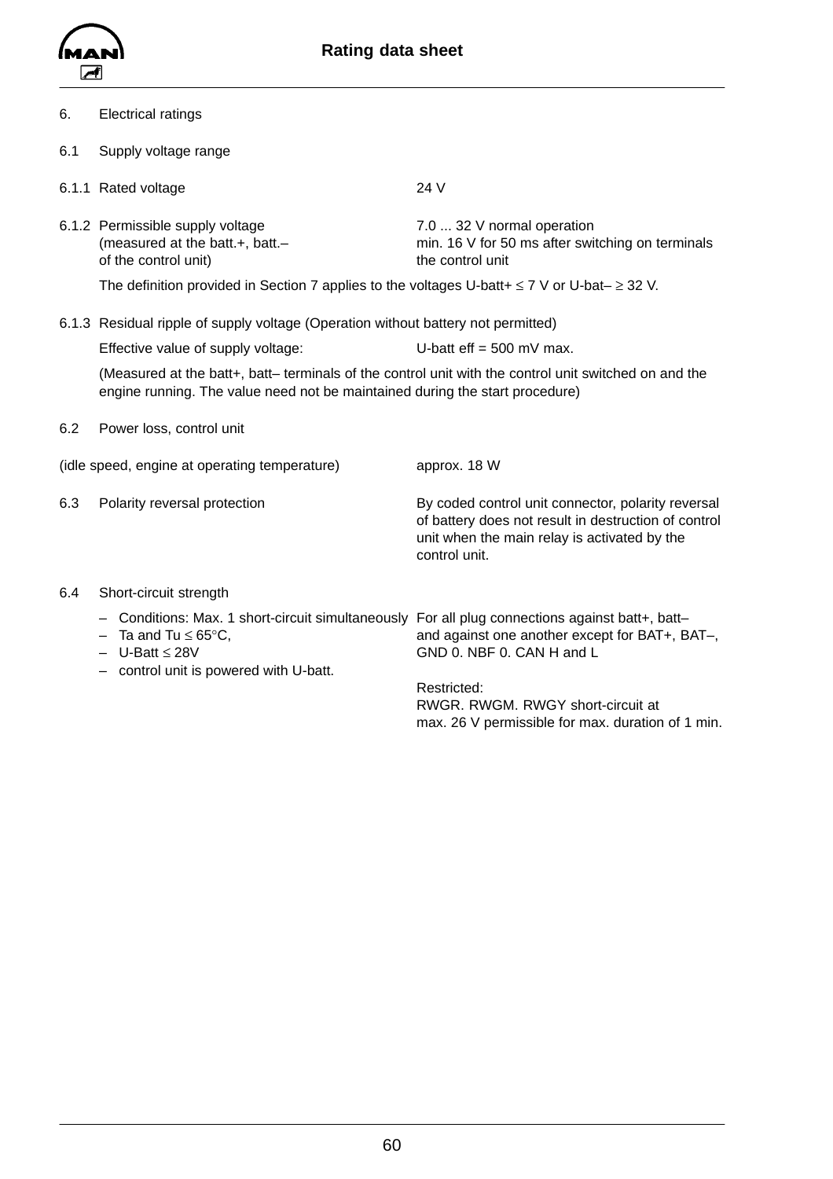# Rating data sheet

## 6. Electrical ratings

### 6.1 Supply voltage range

| | |
|---|---|
| 6.1.1 Rated voltage | 24 V |
| 6.1.2 Permissible supply voltage (measured at the batt.+, batt.– of the control unit) | 7.0 ... 32 V normal operation min. 16 V for 50 ms after switching on terminals the control unit |

The definition provided in Section 7 applies to the voltages U-batt+ ≤ 7 V or U-bat– ≥ 32 V.

6.1.3 Residual ripple of supply voltage (Operation without battery not permitted)

| | |
|---|---|
| Effective value of supply voltage: | U-batt eff = 500 mV max. |

(Measured at the batt+, batt– terminals of the control unit with the control unit switched on and the engine running. The value need not be maintained during the start procedure)

### 6.2 Power loss, control unit

| | |
|---|---|
| (idle speed, engine at operating temperature) | approx. 18 W |

### 6.3 Polarity reversal protection

By coded control unit connector, polarity reversal of battery does not result in destruction of control unit when the main relay is activated by the control unit.

### 6.4 Short-circuit strength

- Conditions: Max. 1 short-circuit simultaneously
- Ta and Tu ≤ 65°C,
- U-Batt ≤ 28V
- control unit is powered with U-batt.

For all plug connections against batt+, batt– and against one another except for BAT+, BAT–, GND 0. NBF 0. CAN H and L

Restricted:
RWGR. RWGM. RWGY short-circuit at max. 26 V permissible for max. duration of 1 min.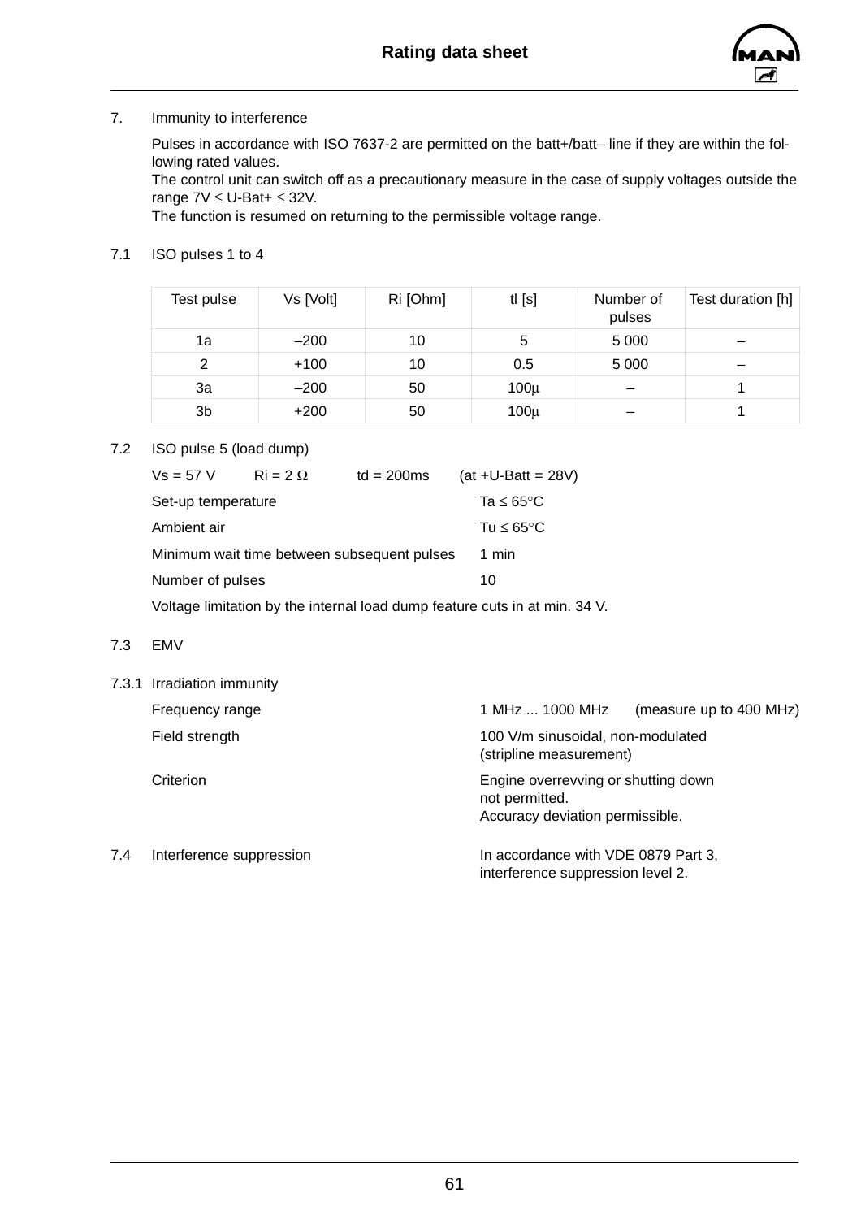## 7. Immunity to interference

Pulses in accordance with ISO 7637-2 are permitted on the batt+/batt– line if they are within the following rated values.
The control unit can switch off as a precautionary measure in the case of supply voltages outside the range 7V ≤ U-Bat+ ≤ 32V.
The function is resumed on returning to the permissible voltage range.

### 7.1 ISO pulses 1 to 4

| Test pulse | Vs [Volt] | Ri [Ohm] | tl [s] | Number of pulses | Test duration [h] |
|---|---|---|---|---|---|
| 1a | –200 | 10 | 5 | 5 000 | – |
| 2 | +100 | 10 | 0.5 | 5 000 | – |
| 3a | –200 | 50 | 100µ | – | 1 |
| 3b | +200 | 50 | 100µ | – | 1 |

### 7.2 ISO pulse 5 (load dump)

Vs = 57 V   Ri = 2 Ω   td = 200ms   (at +U-Batt = 28V)

| | |
|---|---|
| Set-up temperature | Ta ≤ 65°C |
| Ambient air | Tu ≤ 65°C |
| Minimum wait time between subsequent pulses | 1 min |
| Number of pulses | 10 |

Voltage limitation by the internal load dump feature cuts in at min. 34 V.

### 7.3 EMV

#### 7.3.1 Irradiation immunity

| | |
|---|---|
| Frequency range | 1 MHz ... 1000 MHz (measure up to 400 MHz) |
| Field strength | 100 V/m sinusoidal, non-modulated (stripline measurement) |
| Criterion | Engine overrevving or shutting down not permitted. Accuracy deviation permissible. |

### 7.4 Interference suppression

In accordance with VDE 0879 Part 3, interference suppression level 2.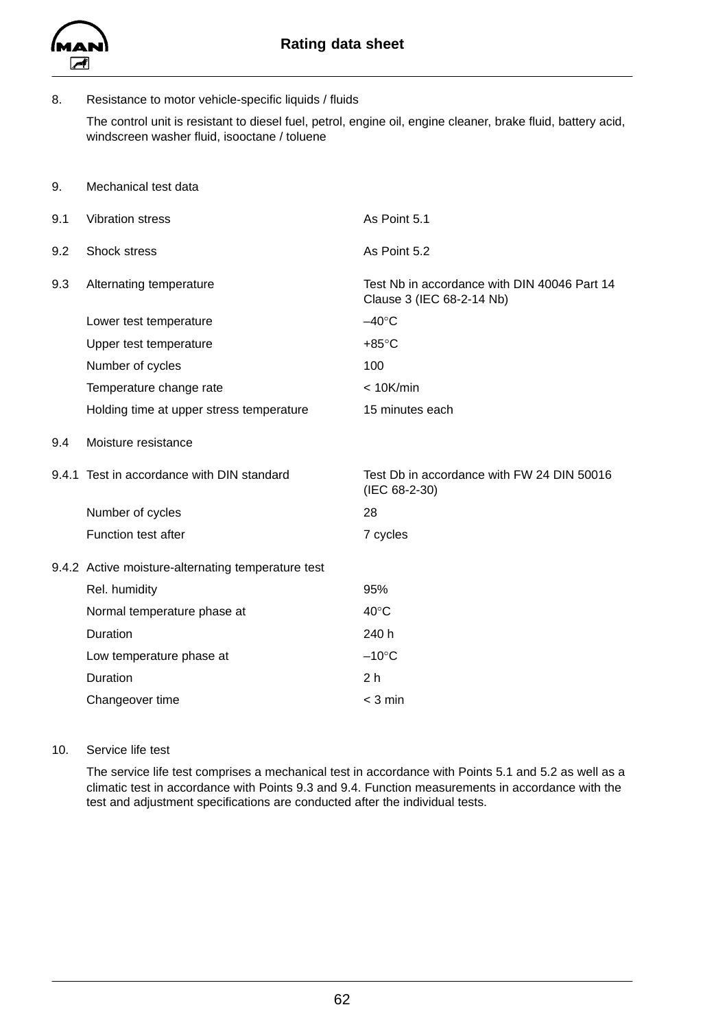8. Resistance to motor vehicle-specific liquids / fluids

   The control unit is resistant to diesel fuel, petrol, engine oil, engine cleaner, brake fluid, battery acid, windscreen washer fluid, isooctane / toluene

9. Mechanical test data

| | | |
|---|---|---|
| 9.1 | Vibration stress | As Point 5.1 |
| 9.2 | Shock stress | As Point 5.2 |
| 9.3 | Alternating temperature | Test Nb in accordance with DIN 40046 Part 14 Clause 3 (IEC 68-2-14 Nb) |
| | Lower test temperature | –40°C |
| | Upper test temperature | +85°C |
| | Number of cycles | 100 |
| | Temperature change rate | < 10K/min |
| | Holding time at upper stress temperature | 15 minutes each |
| 9.4 | Moisture resistance | |
| 9.4.1 | Test in accordance with DIN standard | Test Db in accordance with FW 24 DIN 50016 (IEC 68-2-30) |
| | Number of cycles | 28 |
| | Function test after | 7 cycles |
| 9.4.2 | Active moisture-alternating temperature test | |
| | Rel. humidity | 95% |
| | Normal temperature phase at | 40°C |
| | Duration | 240 h |
| | Low temperature phase at | –10°C |
| | Duration | 2 h |
| | Changeover time | < 3 min |

10. Service life test

    The service life test comprises a mechanical test in accordance with Points 5.1 and 5.2 as well as a climatic test in accordance with Points 9.3 and 9.4. Function measurements in accordance with the test and adjustment specifications are conducted after the individual tests.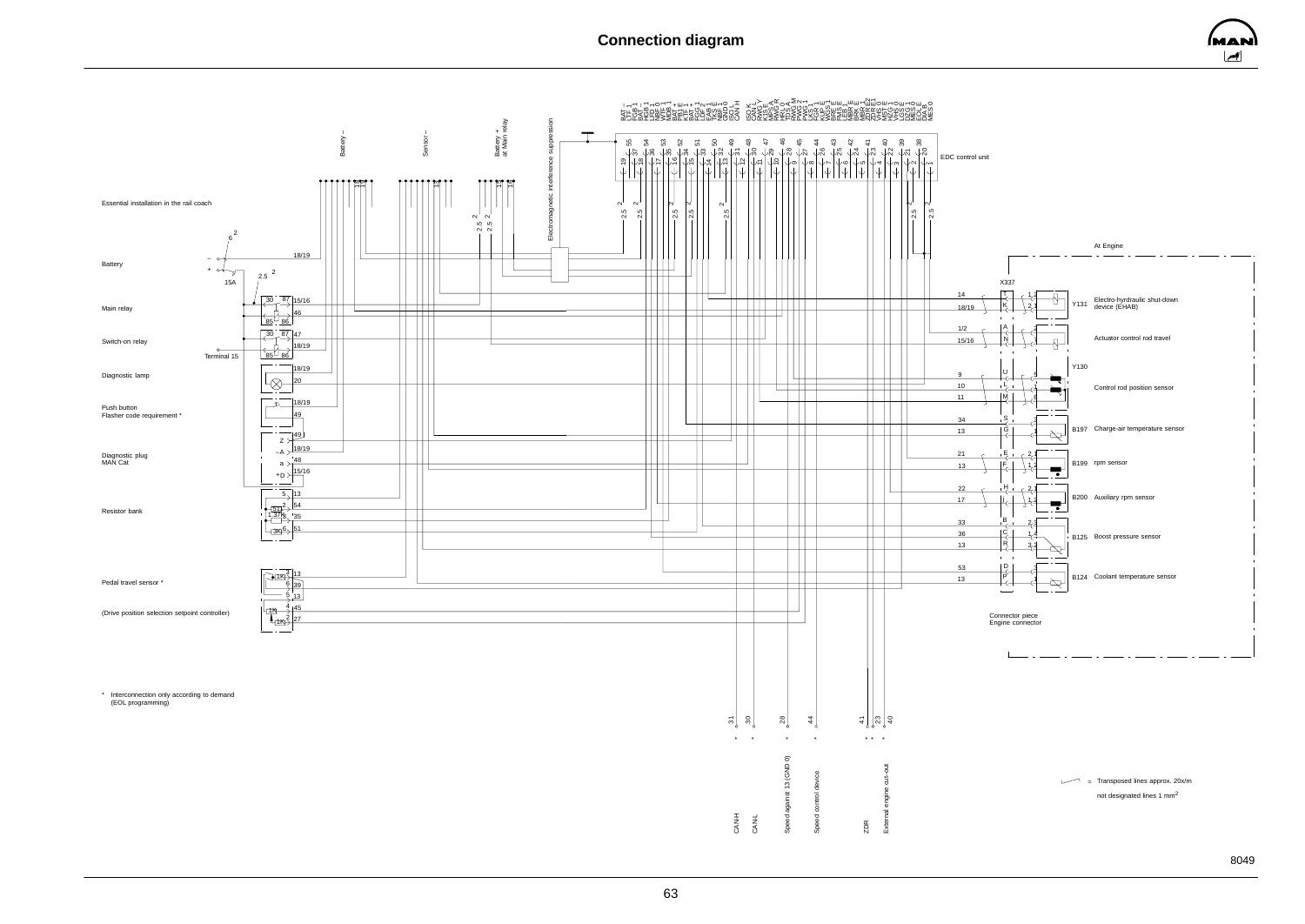# Connection diagram

Essential installation in the rail coach

Battery

Main relay

Switch-on relay

Terminal 15

Diagnostic lamp

Push button
Flasher code requirement *

Diagnostic plug
MAN Cat

Resistor bank

Pedal travel sensor *

(Drive position selection setpoint controller)

Battery –

Sensor –

Battery +
at Main relay

Electromagnetic interference suppression

EDC control unit

At Engine

X337

Y131 Electro-hyrdraulic shut-down device (EHAB)

Actuator control rod travel

Y130

Control rod position sensor

B197 Charge-air temperature sensor

B199 rpm sensor

B200 Auxiliary rpm sensor

B125 Boost pressure sensor

B124 Coolant temperature sensor

Connector piece
Engine connector

\* Interconnection only according to demand
(EOL programming)

CAN-H

CAN-L

Speed against 13 (GND 0)

Speed control device

ZDR

External engine cut-out

= Transposed lines approx. 20x/m

not designated lines 1 mm²

8049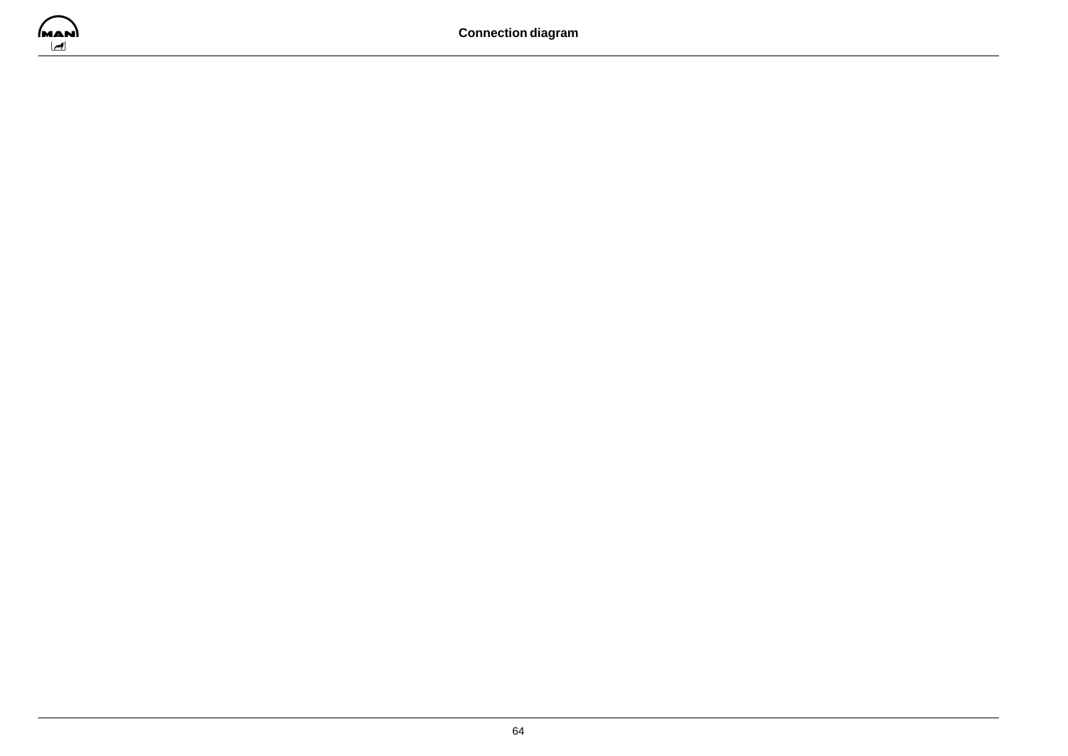# Connection diagram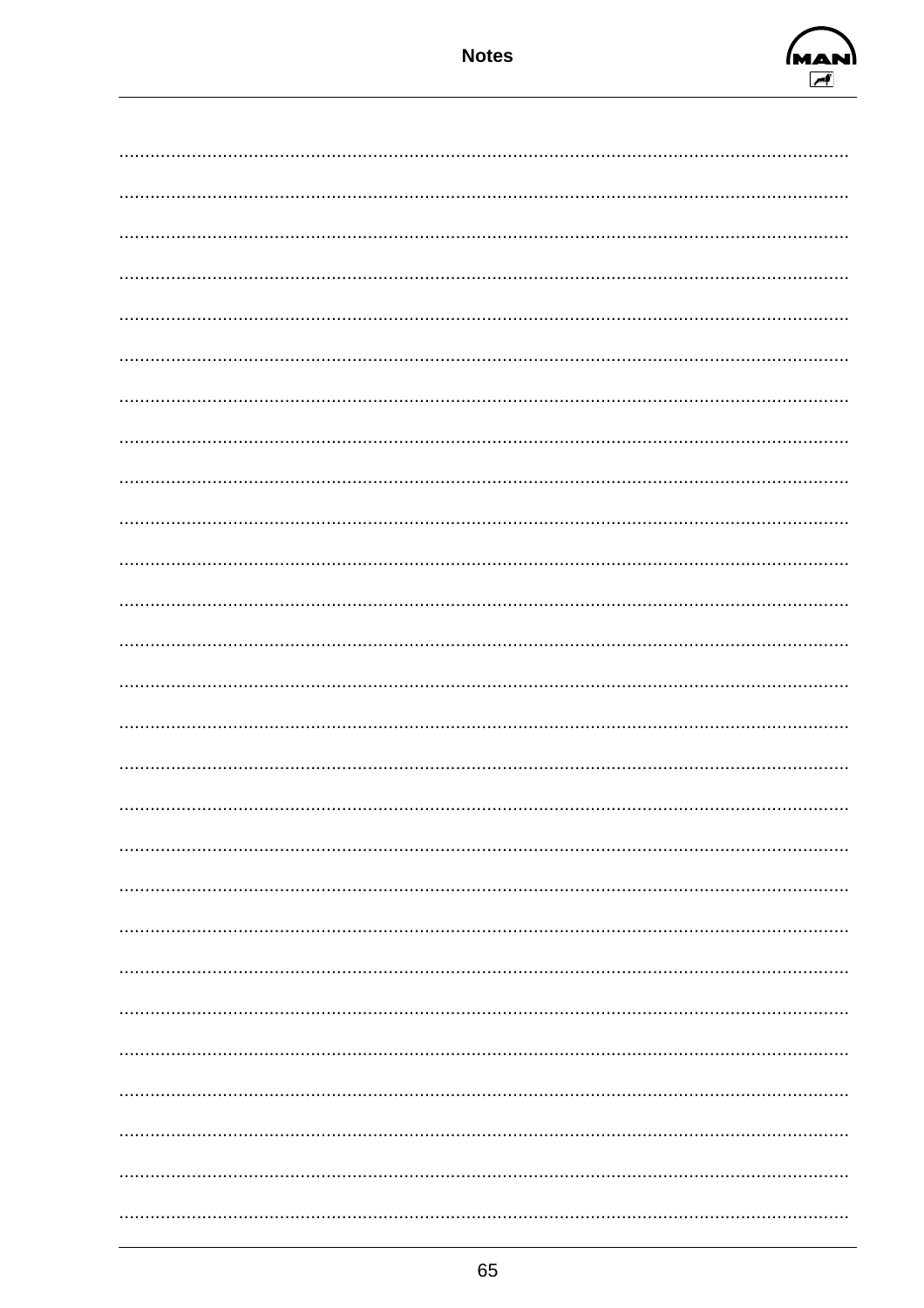# Notes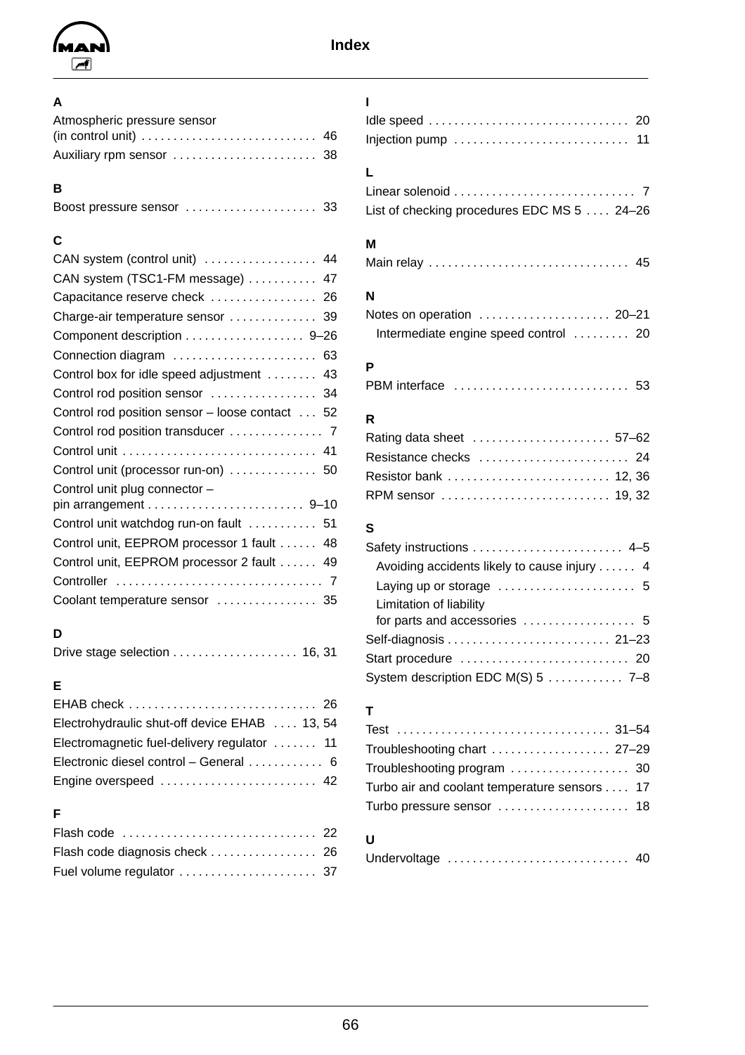# Index

## A

Atmospheric pressure sensor (in control unit) . . . . . . . . . . . . . . . . . . . . . . . . . . . 46
Auxiliary rpm sensor . . . . . . . . . . . . . . . . . . . . . . . 38

## B

Boost pressure sensor . . . . . . . . . . . . . . . . . . . . . 33

## C

CAN system (control unit) . . . . . . . . . . . . . . . . . . 44
CAN system (TSC1-FM message) . . . . . . . . . . . 47
Capacitance reserve check . . . . . . . . . . . . . . . . . 26
Charge-air temperature sensor . . . . . . . . . . . . . . 39
Component description . . . . . . . . . . . . . . . . . . . 9–26
Connection diagram . . . . . . . . . . . . . . . . . . . . . . . 63
Control box for idle speed adjustment . . . . . . . . 43
Control rod position sensor . . . . . . . . . . . . . . . . . 34
Control rod position sensor – loose contact . . . 52
Control rod position transducer . . . . . . . . . . . . . . . 7
Control unit . . . . . . . . . . . . . . . . . . . . . . . . . . . . . . . 41
Control unit (processor run-on) . . . . . . . . . . . . . . 50
Control unit plug connector – pin arrangement . . . . . . . . . . . . . . . . . . . . . . . . 9–10
Control unit watchdog run-on fault . . . . . . . . . . . 51
Control unit, EEPROM processor 1 fault . . . . . . 48
Control unit, EEPROM processor 2 fault . . . . . . 49
Controller . . . . . . . . . . . . . . . . . . . . . . . . . . . . . . . . . 7
Coolant temperature sensor . . . . . . . . . . . . . . . . 35

## D

Drive stage selection . . . . . . . . . . . . . . . . . . . . 16, 31

## E

EHAB check . . . . . . . . . . . . . . . . . . . . . . . . . . . . . 26
Electrohydraulic shut-off device EHAB . . . . 13, 54
Electromagnetic fuel-delivery regulator . . . . . . . 11
Electronic diesel control – General . . . . . . . . . . . . 6
Engine overspeed . . . . . . . . . . . . . . . . . . . . . . . . . 42

## F

Flash code . . . . . . . . . . . . . . . . . . . . . . . . . . . . . . . 22
Flash code diagnosis check . . . . . . . . . . . . . . . . . 26
Fuel volume regulator . . . . . . . . . . . . . . . . . . . . . . 37

## I

Idle speed . . . . . . . . . . . . . . . . . . . . . . . . . . . . . . . . 20
Injection pump . . . . . . . . . . . . . . . . . . . . . . . . . . . . 11

## L

Linear solenoid . . . . . . . . . . . . . . . . . . . . . . . . . . . . 7
List of checking procedures EDC MS 5 . . . . 24–26

## M

Main relay . . . . . . . . . . . . . . . . . . . . . . . . . . . . . . . . 45

## N

Notes on operation . . . . . . . . . . . . . . . . . . . . . 20–21
- Intermediate engine speed control . . . . . . . . . 20

## P

PBM interface . . . . . . . . . . . . . . . . . . . . . . . . . . . . 53

## R

Rating data sheet . . . . . . . . . . . . . . . . . . . . . . 57–62
Resistance checks . . . . . . . . . . . . . . . . . . . . . . . . 24
Resistor bank . . . . . . . . . . . . . . . . . . . . . . . . . . 12, 36
RPM sensor . . . . . . . . . . . . . . . . . . . . . . . . . . . 19, 32

## S

Safety instructions . . . . . . . . . . . . . . . . . . . . . . . . 4–5
- Avoiding accidents likely to cause injury . . . . . . 4
- Laying up or storage . . . . . . . . . . . . . . . . . . . . . . 5
- Limitation of liability for parts and accessories . . . . . . . . . . . . . . . . . . 5

Self-diagnosis . . . . . . . . . . . . . . . . . . . . . . . . . . 21–23
Start procedure . . . . . . . . . . . . . . . . . . . . . . . . . . . 20
System description EDC M(S) 5 . . . . . . . . . . . . 7–8

## T

Test . . . . . . . . . . . . . . . . . . . . . . . . . . . . . . . . . . 31–54
Troubleshooting chart . . . . . . . . . . . . . . . . . . . 27–29
Troubleshooting program . . . . . . . . . . . . . . . . . . . 30
Turbo air and coolant temperature sensors . . . . 17
Turbo pressure sensor . . . . . . . . . . . . . . . . . . . . . 18

## U

Undervoltage . . . . . . . . . . . . . . . . . . . . . . . . . . . . . 40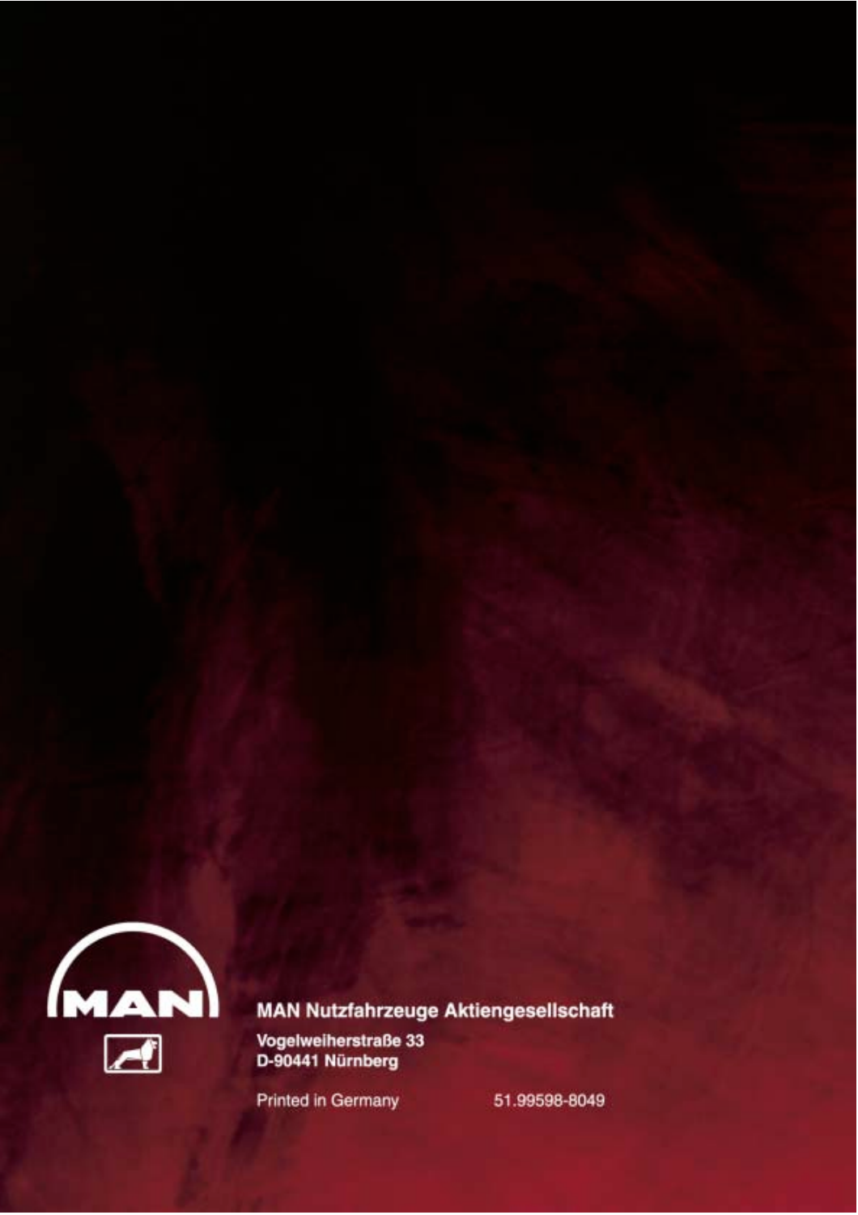**MAN Nutzfahrzeuge Aktiengesellschaft**

**Vogelweiherstraße 33**
**D-90441 Nürnberg**

Printed in Germany 51.99598-8049